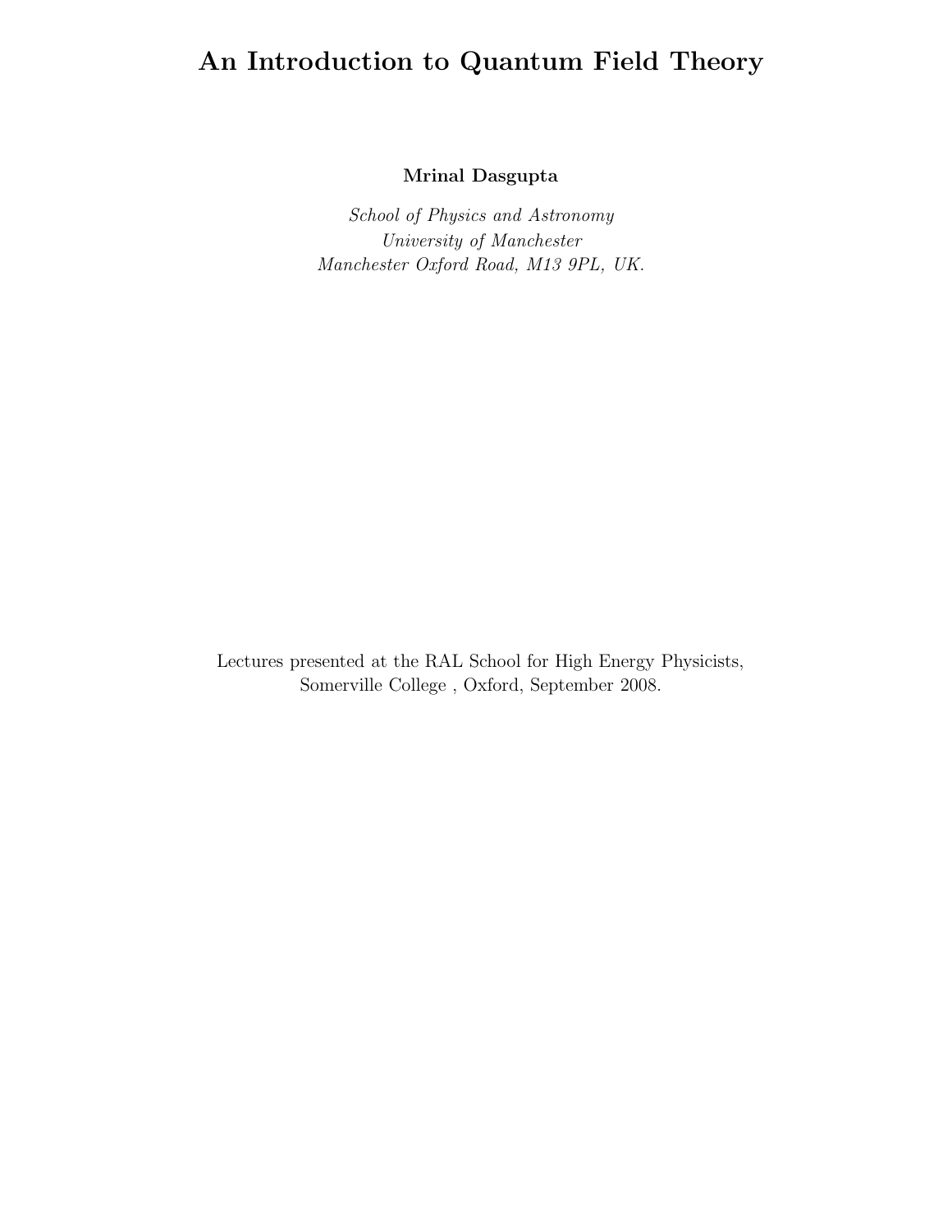# An Introduction to Quantum Field Theory

**Mrinal Dasgupta**

*School of Physics and Astronomy*
*University of Manchester*
*Manchester Oxford Road, M13 9PL, UK.*

Lectures presented at the RAL School for High Energy Physicists,
Somerville College , Oxford, September 2008.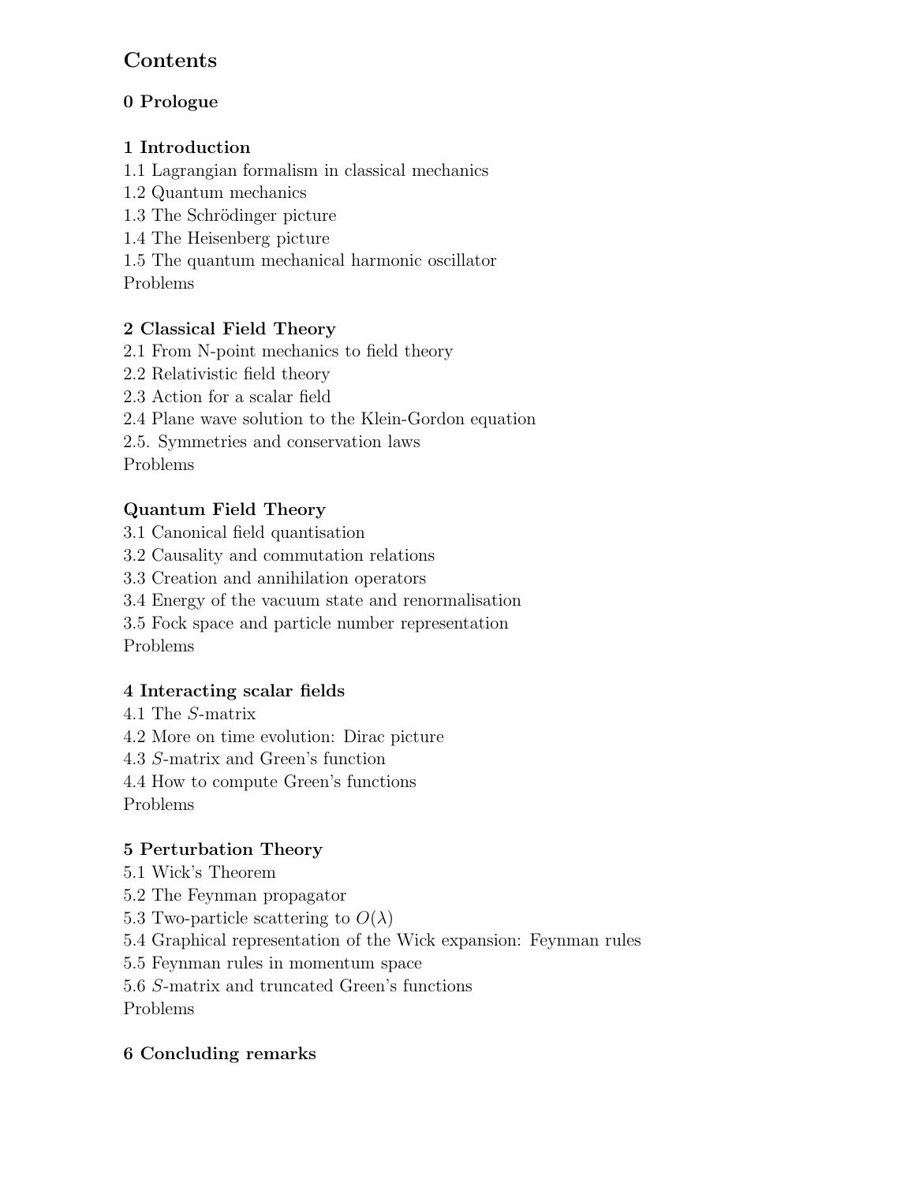# Contents

## 0 Prologue

## 1 Introduction

1.1 Lagrangian formalism in classical mechanics
1.2 Quantum mechanics
1.3 The Schrödinger picture
1.4 The Heisenberg picture
1.5 The quantum mechanical harmonic oscillator
Problems

## 2 Classical Field Theory

2.1 From N-point mechanics to field theory
2.2 Relativistic field theory
2.3 Action for a scalar field
2.4 Plane wave solution to the Klein-Gordon equation
2.5. Symmetries and conservation laws
Problems

## Quantum Field Theory

3.1 Canonical field quantisation
3.2 Causality and commutation relations
3.3 Creation and annihilation operators
3.4 Energy of the vacuum state and renormalisation
3.5 Fock space and particle number representation
Problems

## 4 Interacting scalar fields

4.1 The $S$-matrix
4.2 More on time evolution: Dirac picture
4.3 $S$-matrix and Green's function
4.4 How to compute Green's functions
Problems

## 5 Perturbation Theory

5.1 Wick's Theorem
5.2 The Feynman propagator
5.3 Two-particle scattering to $O(\lambda)$
5.4 Graphical representation of the Wick expansion: Feynman rules
5.5 Feynman rules in momentum space
5.6 $S$-matrix and truncated Green's functions
Problems

## 6 Concluding remarks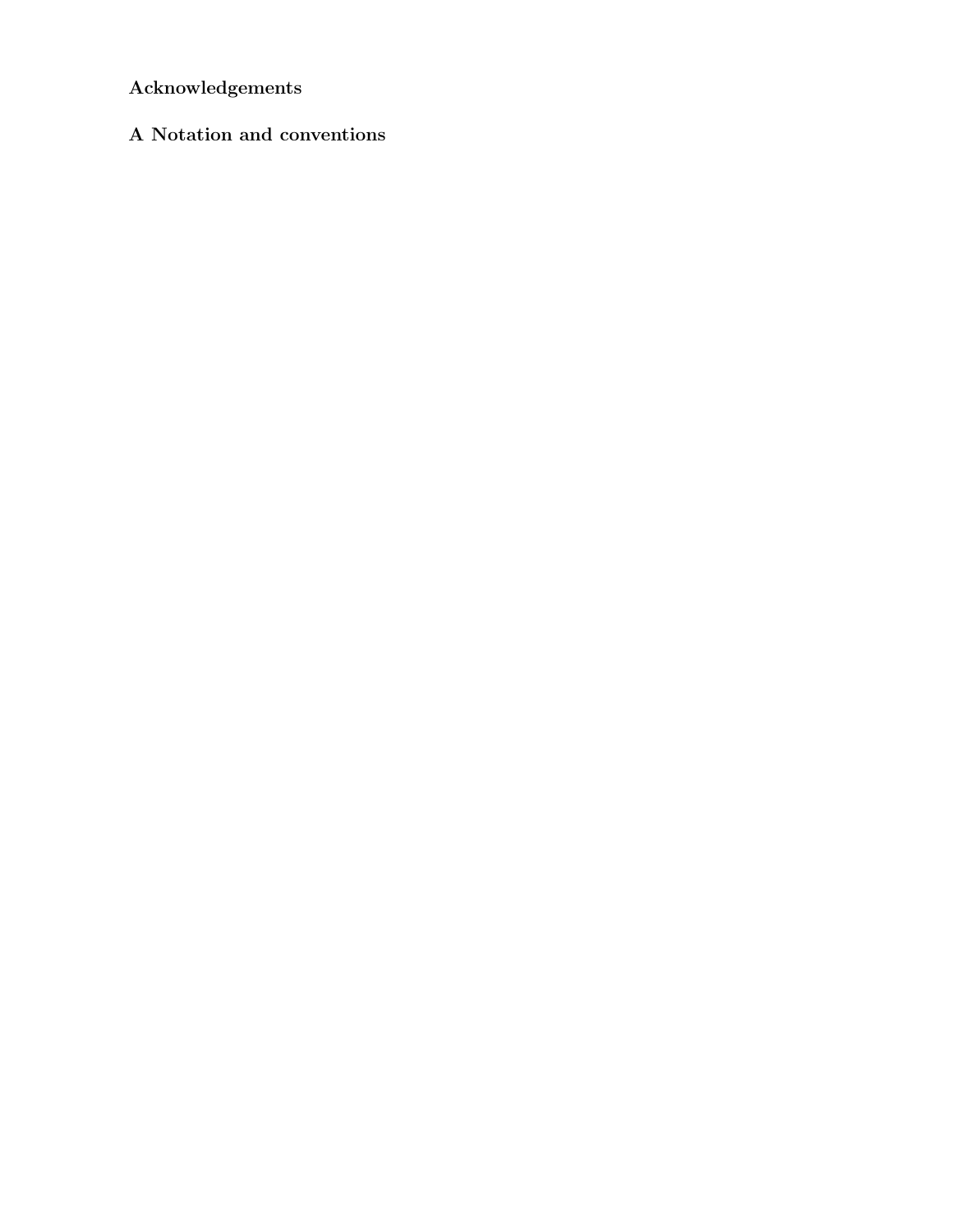## Acknowledgements

## A Notation and conventions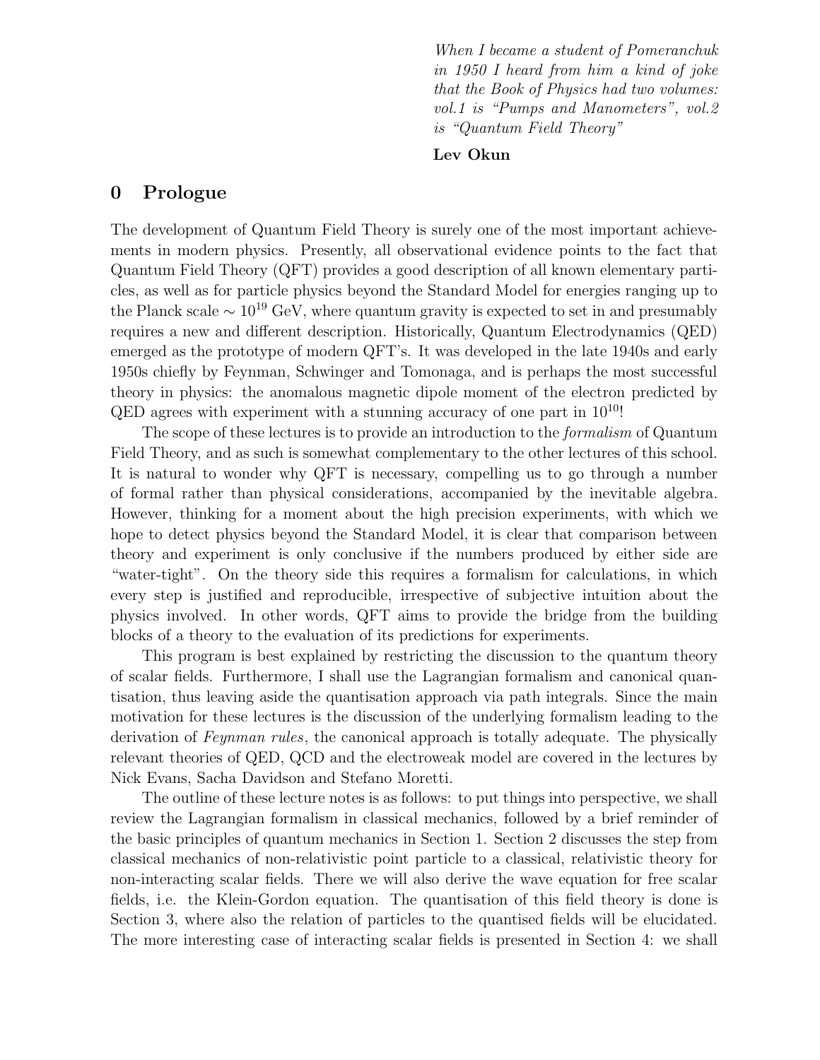*When I became a student of Pomeranchuk in 1950 I heard from him a kind of joke that the Book of Physics had two volumes: vol.1 is "Pumps and Manometers", vol.2 is "Quantum Field Theory"*

**Lev Okun**

# 0 Prologue

The development of Quantum Field Theory is surely one of the most important achievements in modern physics. Presently, all observational evidence points to the fact that Quantum Field Theory (QFT) provides a good description of all known elementary particles, as well as for particle physics beyond the Standard Model for energies ranging up to the Planck scale $\sim 10^{19}$ GeV, where quantum gravity is expected to set in and presumably requires a new and different description. Historically, Quantum Electrodynamics (QED) emerged as the prototype of modern QFT's. It was developed in the late 1940s and early 1950s chiefly by Feynman, Schwinger and Tomonaga, and is perhaps the most successful theory in physics: the anomalous magnetic dipole moment of the electron predicted by QED agrees with experiment with a stunning accuracy of one part in $10^{10}$!

The scope of these lectures is to provide an introduction to the *formalism* of Quantum Field Theory, and as such is somewhat complementary to the other lectures of this school. It is natural to wonder why QFT is necessary, compelling us to go through a number of formal rather than physical considerations, accompanied by the inevitable algebra. However, thinking for a moment about the high precision experiments, with which we hope to detect physics beyond the Standard Model, it is clear that comparison between theory and experiment is only conclusive if the numbers produced by either side are "water-tight". On the theory side this requires a formalism for calculations, in which every step is justified and reproducible, irrespective of subjective intuition about the physics involved. In other words, QFT aims to provide the bridge from the building blocks of a theory to the evaluation of its predictions for experiments.

This program is best explained by restricting the discussion to the quantum theory of scalar fields. Furthermore, I shall use the Lagrangian formalism and canonical quantisation, thus leaving aside the quantisation approach via path integrals. Since the main motivation for these lectures is the discussion of the underlying formalism leading to the derivation of *Feynman rules*, the canonical approach is totally adequate. The physically relevant theories of QED, QCD and the electroweak model are covered in the lectures by Nick Evans, Sacha Davidson and Stefano Moretti.

The outline of these lecture notes is as follows: to put things into perspective, we shall review the Lagrangian formalism in classical mechanics, followed by a brief reminder of the basic principles of quantum mechanics in Section 1. Section 2 discusses the step from classical mechanics of non-relativistic point particle to a classical, relativistic theory for non-interacting scalar fields. There we will also derive the wave equation for free scalar fields, i.e. the Klein-Gordon equation. The quantisation of this field theory is done is Section 3, where also the relation of particles to the quantised fields will be elucidated. The more interesting case of interacting scalar fields is presented in Section 4: we shall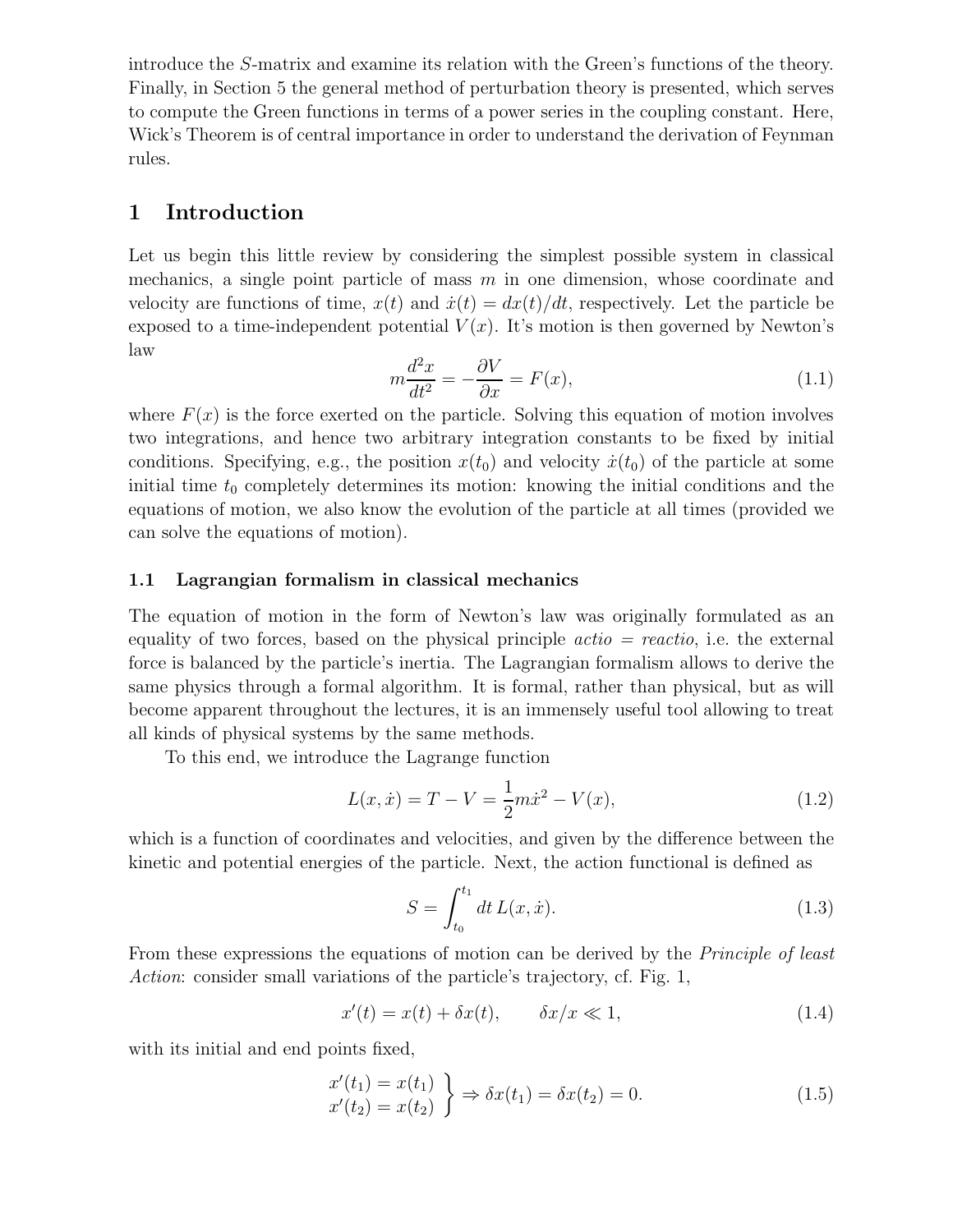introduce the $S$-matrix and examine its relation with the Green's functions of the theory. Finally, in Section 5 the general method of perturbation theory is presented, which serves to compute the Green functions in terms of a power series in the coupling constant. Here, Wick's Theorem is of central importance in order to understand the derivation of Feynman rules.

# 1 Introduction

Let us begin this little review by considering the simplest possible system in classical mechanics, a single point particle of mass $m$ in one dimension, whose coordinate and velocity are functions of time, $x(t)$ and $\dot{x}(t) = dx(t)/dt$, respectively. Let the particle be exposed to a time-independent potential $V(x)$. It's motion is then governed by Newton's law

$$m\frac{d^2x}{dt^2} = -\frac{\partial V}{\partial x} = F(x), \tag{1.1}$$

where $F(x)$ is the force exerted on the particle. Solving this equation of motion involves two integrations, and hence two arbitrary integration constants to be fixed by initial conditions. Specifying, e.g., the position $x(t_0)$ and velocity $\dot{x}(t_0)$ of the particle at some initial time $t_0$ completely determines its motion: knowing the initial conditions and the equations of motion, we also know the evolution of the particle at all times (provided we can solve the equations of motion).

## 1.1 Lagrangian formalism in classical mechanics

The equation of motion in the form of Newton's law was originally formulated as an equality of two forces, based on the physical principle *actio = reactio*, i.e. the external force is balanced by the particle's inertia. The Lagrangian formalism allows to derive the same physics through a formal algorithm. It is formal, rather than physical, but as will become apparent throughout the lectures, it is an immensely useful tool allowing to treat all kinds of physical systems by the same methods.

To this end, we introduce the Lagrange function

$$L(x, \dot{x}) = T - V = \frac{1}{2}m\dot{x}^2 - V(x), \tag{1.2}$$

which is a function of coordinates and velocities, and given by the difference between the kinetic and potential energies of the particle. Next, the action functional is defined as

$$S = \int_{t_0}^{t_1} dt\, L(x, \dot{x}). \tag{1.3}$$

From these expressions the equations of motion can be derived by the *Principle of least Action*: consider small variations of the particle's trajectory, cf. Fig. 1,

$$x'(t) = x(t) + \delta x(t), \qquad \delta x/x \ll 1, \tag{1.4}$$

with its initial and end points fixed,

$$\left. \begin{array}{l} x'(t_1) = x(t_1) \\ x'(t_2) = x(t_2) \end{array} \right\} \Rightarrow \delta x(t_1) = \delta x(t_2) = 0. \tag{1.5}$$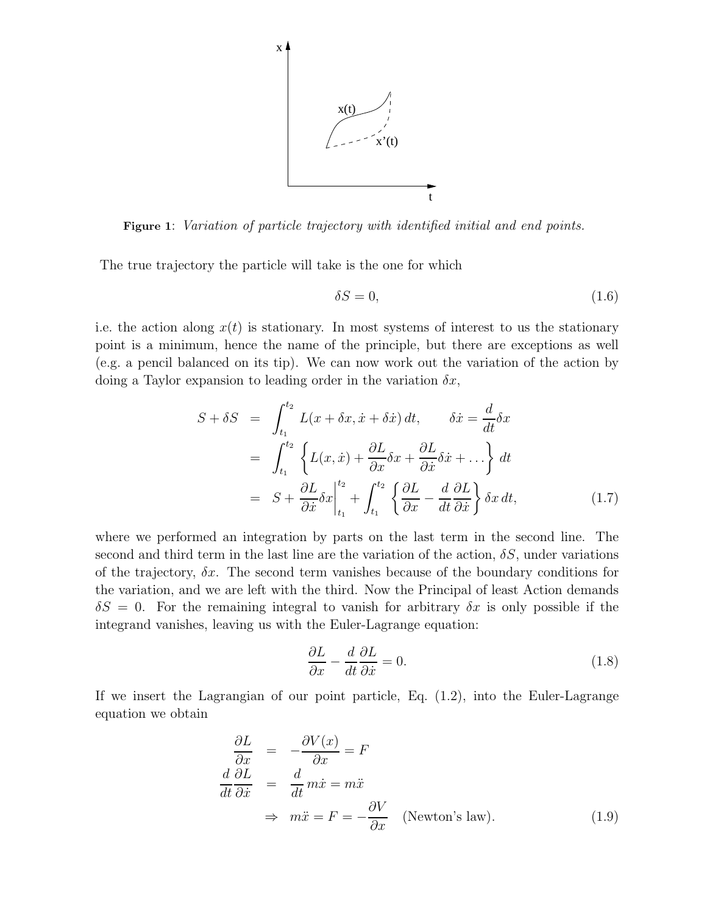**Figure 1**: *Variation of particle trajectory with identified initial and end points.*

The true trajectory the particle will take is the one for which

$$\delta S = 0, \tag{1.6}$$

i.e. the action along $x(t)$ is stationary. In most systems of interest to us the stationary point is a minimum, hence the name of the principle, but there are exceptions as well (e.g. a pencil balanced on its tip). We can now work out the variation of the action by doing a Taylor expansion to leading order in the variation $\delta x$,

$$\begin{aligned}
S + \delta S &= \int_{t_1}^{t_2} L(x + \delta x, \dot{x} + \delta \dot{x})\, dt, \qquad \delta \dot{x} = \frac{d}{dt}\delta x \\
&= \int_{t_1}^{t_2} \left\{ L(x, \dot{x}) + \frac{\partial L}{\partial x}\delta x + \frac{\partial L}{\partial \dot{x}}\delta \dot{x} + \dots \right\} dt \\
&= S + \frac{\partial L}{\partial \dot{x}}\delta x \bigg|_{t_1}^{t_2} + \int_{t_1}^{t_2} \left\{ \frac{\partial L}{\partial x} - \frac{d}{dt}\frac{\partial L}{\partial \dot{x}} \right\} \delta x \, dt,
\end{aligned} \tag{1.7}$$

where we performed an integration by parts on the last term in the second line. The second and third term in the last line are the variation of the action, $\delta S$, under variations of the trajectory, $\delta x$. The second term vanishes because of the boundary conditions for the variation, and we are left with the third. Now the Principal of least Action demands $\delta S = 0$. For the remaining integral to vanish for arbitrary $\delta x$ is only possible if the integrand vanishes, leaving us with the Euler-Lagrange equation:

$$\frac{\partial L}{\partial x} - \frac{d}{dt}\frac{\partial L}{\partial \dot{x}} = 0. \tag{1.8}$$

If we insert the Lagrangian of our point particle, Eq. (1.2), into the Euler-Lagrange equation we obtain

$$\begin{aligned}
\frac{\partial L}{\partial x} &= -\frac{\partial V(x)}{\partial x} = F \\
\frac{d}{dt}\frac{\partial L}{\partial \dot{x}} &= \frac{d}{dt} m\dot{x} = m\ddot{x} \\
&\Rightarrow \quad m\ddot{x} = F = -\frac{\partial V}{\partial x} \quad \text{(Newton's law)}.
\end{aligned} \tag{1.9}$$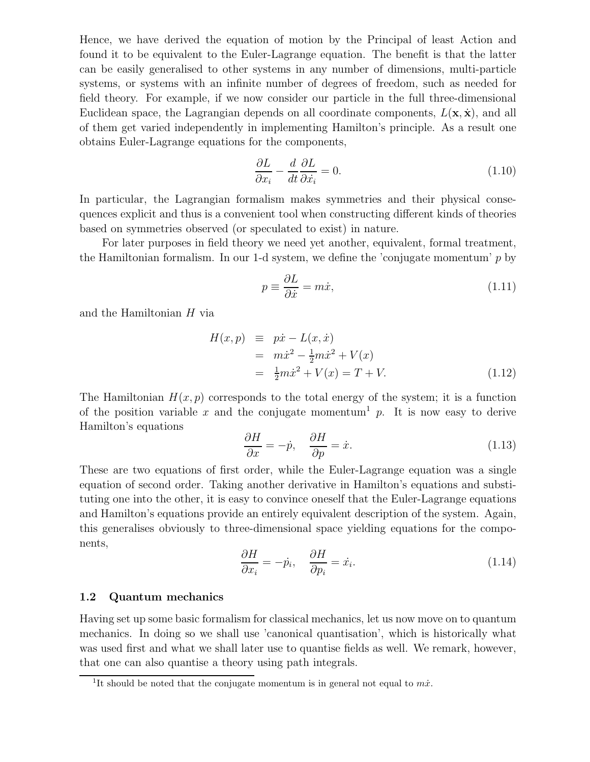Hence, we have derived the equation of motion by the Principal of least Action and found it to be equivalent to the Euler-Lagrange equation. The benefit is that the latter can be easily generalised to other systems in any number of dimensions, multi-particle systems, or systems with an infinite number of degrees of freedom, such as needed for field theory. For example, if we now consider our particle in the full three-dimensional Euclidean space, the Lagrangian depends on all coordinate components, $L(\mathbf{x}, \dot{\mathbf{x}})$, and all of them get varied independently in implementing Hamilton's principle. As a result one obtains Euler-Lagrange equations for the components,

$$\frac{\partial L}{\partial x_i} - \frac{d}{dt}\frac{\partial L}{\partial \dot{x}_i} = 0. \tag{1.10}$$

In particular, the Lagrangian formalism makes symmetries and their physical consequences explicit and thus is a convenient tool when constructing different kinds of theories based on symmetries observed (or speculated to exist) in nature.

For later purposes in field theory we need yet another, equivalent, formal treatment, the Hamiltonian formalism. In our 1-d system, we define the 'conjugate momentum' $p$ by

$$p \equiv \frac{\partial L}{\partial \dot{x}} = m\dot{x}, \tag{1.11}$$

and the Hamiltonian $H$ via

$$\begin{aligned} H(x,p) &\equiv p\dot{x} - L(x,\dot{x}) \\ &= m\dot{x}^2 - \tfrac{1}{2}m\dot{x}^2 + V(x) \\ &= \tfrac{1}{2}m\dot{x}^2 + V(x) = T + V. \end{aligned} \tag{1.12}$$

The Hamiltonian $H(x,p)$ corresponds to the total energy of the system; it is a function of the position variable $x$ and the conjugate momentum[1] $p$. It is now easy to derive Hamilton's equations

$$\frac{\partial H}{\partial x} = -\dot{p}, \quad \frac{\partial H}{\partial p} = \dot{x}. \tag{1.13}$$

These are two equations of first order, while the Euler-Lagrange equation was a single equation of second order. Taking another derivative in Hamilton's equations and substituting one into the other, it is easy to convince oneself that the Euler-Lagrange equations and Hamilton's equations provide an entirely equivalent description of the system. Again, this generalises obviously to three-dimensional space yielding equations for the components,

$$\frac{\partial H}{\partial x_i} = -\dot{p}_i, \quad \frac{\partial H}{\partial p_i} = \dot{x}_i. \tag{1.14}$$

### 1.2 Quantum mechanics

Having set up some basic formalism for classical mechanics, let us now move on to quantum mechanics. In doing so we shall use 'canonical quantisation', which is historically what was used first and what we shall later use to quantise fields as well. We remark, however, that one can also quantise a theory using path integrals.

[1] It should be noted that the conjugate momentum is in general not equal to $m\dot{x}$.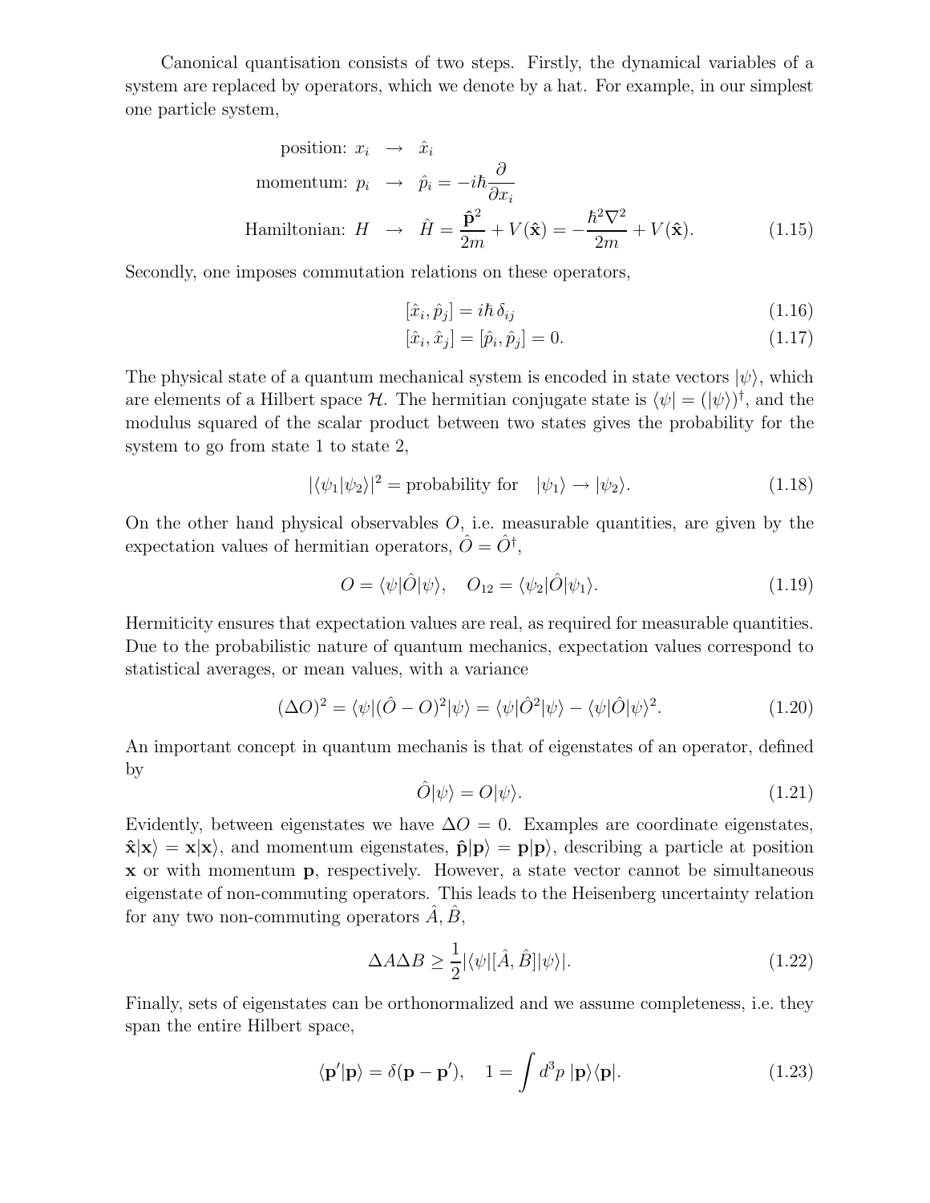Canonical quantisation consists of two steps. Firstly, the dynamical variables of a system are replaced by operators, which we denote by a hat. For example, in our simplest one particle system,

$$\begin{aligned}
\text{position: } x_i &\rightarrow \hat{x}_i \\
\text{momentum: } p_i &\rightarrow \hat{p}_i = -i\hbar\frac{\partial}{\partial x_i} \\
\text{Hamiltonian: } H &\rightarrow \hat{H} = \frac{\hat{\mathbf{p}}^2}{2m} + V(\hat{\mathbf{x}}) = -\frac{\hbar^2\nabla^2}{2m} + V(\hat{\mathbf{x}}).
\end{aligned} \tag{1.15}$$

Secondly, one imposes commutation relations on these operators,

$$[\hat{x}_i, \hat{p}_j] = i\hbar\,\delta_{ij} \tag{1.16}$$

$$[\hat{x}_i, \hat{x}_j] = [\hat{p}_i, \hat{p}_j] = 0. \tag{1.17}$$

The physical state of a quantum mechanical system is encoded in state vectors $|\psi\rangle$, which are elements of a Hilbert space $\mathcal{H}$. The hermitian conjugate state is $\langle\psi| = (|\psi\rangle)^\dagger$, and the modulus squared of the scalar product between two states gives the probability for the system to go from state 1 to state 2,

$$|\langle\psi_1|\psi_2\rangle|^2 = \text{probability for} \quad |\psi_1\rangle \rightarrow |\psi_2\rangle. \tag{1.18}$$

On the other hand physical observables $O$, i.e. measurable quantities, are given by the expectation values of hermitian operators, $\hat{O} = \hat{O}^\dagger$,

$$O = \langle\psi|\hat{O}|\psi\rangle, \quad O_{12} = \langle\psi_2|\hat{O}|\psi_1\rangle. \tag{1.19}$$

Hermiticity ensures that expectation values are real, as required for measurable quantities. Due to the probabilistic nature of quantum mechanics, expectation values correspond to statistical averages, or mean values, with a variance

$$(\Delta O)^2 = \langle\psi|(\hat{O} - O)^2|\psi\rangle = \langle\psi|\hat{O}^2|\psi\rangle - \langle\psi|\hat{O}|\psi\rangle^2. \tag{1.20}$$

An important concept in quantum mechanis is that of eigenstates of an operator, defined by

$$\hat{O}|\psi\rangle = O|\psi\rangle. \tag{1.21}$$

Evidently, between eigenstates we have $\Delta O = 0$. Examples are coordinate eigenstates, $\hat{\mathbf{x}}|\mathbf{x}\rangle = \mathbf{x}|\mathbf{x}\rangle$, and momentum eigenstates, $\hat{\mathbf{p}}|\mathbf{p}\rangle = \mathbf{p}|\mathbf{p}\rangle$, describing a particle at position $\mathbf{x}$ or with momentum $\mathbf{p}$, respectively. However, a state vector cannot be simultaneous eigenstate of non-commuting operators. This leads to the Heisenberg uncertainty relation for any two non-commuting operators $\hat{A}, \hat{B}$,

$$\Delta A \Delta B \geq \frac{1}{2}|\langle\psi|[\hat{A}, \hat{B}]|\psi\rangle|. \tag{1.22}$$

Finally, sets of eigenstates can be orthonormalized and we assume completeness, i.e. they span the entire Hilbert space,

$$\langle\mathbf{p}'|\mathbf{p}\rangle = \delta(\mathbf{p} - \mathbf{p}'), \quad 1 = \int d^3p\; |\mathbf{p}\rangle\langle\mathbf{p}|. \tag{1.23}$$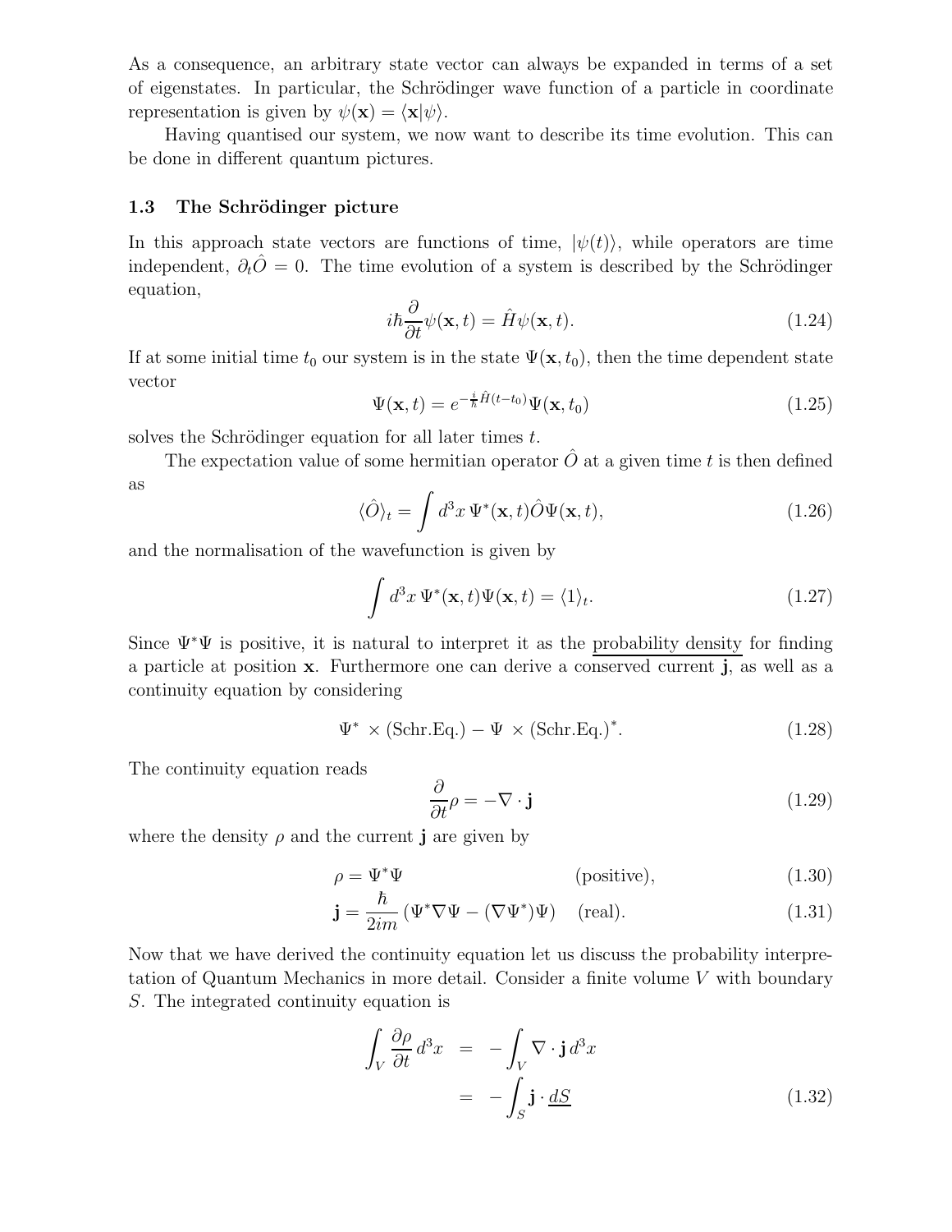As a consequence, an arbitrary state vector can always be expanded in terms of a set of eigenstates. In particular, the Schrödinger wave function of a particle in coordinate representation is given by $\psi(\mathbf{x}) = \langle \mathbf{x}|\psi\rangle$.

Having quantised our system, we now want to describe its time evolution. This can be done in different quantum pictures.

### 1.3 The Schrödinger picture

In this approach state vectors are functions of time, $|\psi(t)\rangle$, while operators are time independent, $\partial_t \hat{O} = 0$. The time evolution of a system is described by the Schrödinger equation,

$$i\hbar \frac{\partial}{\partial t}\psi(\mathbf{x},t) = \hat{H}\psi(\mathbf{x},t). \tag{1.24}$$

If at some initial time $t_0$ our system is in the state $\Psi(\mathbf{x},t_0)$, then the time dependent state vector

$$\Psi(\mathbf{x},t) = e^{-\frac{i}{\hbar}\hat{H}(t-t_0)}\Psi(\mathbf{x},t_0) \tag{1.25}$$

solves the Schrödinger equation for all later times $t$.

The expectation value of some hermitian operator $\hat{O}$ at a given time $t$ is then defined as

$$\langle \hat{O}\rangle_t = \int d^3x\, \Psi^*(\mathbf{x},t)\hat{O}\Psi(\mathbf{x},t), \tag{1.26}$$

and the normalisation of the wavefunction is given by

$$\int d^3x\, \Psi^*(\mathbf{x},t)\Psi(\mathbf{x},t) = \langle 1\rangle_t. \tag{1.27}$$

Since $\Psi^*\Psi$ is positive, it is natural to interpret it as the probability density for finding a particle at position $\mathbf{x}$. Furthermore one can derive a conserved current $\mathbf{j}$, as well as a continuity equation by considering

$$\Psi^* \times (\text{Schr.Eq.}) - \Psi \times (\text{Schr.Eq.})^*. \tag{1.28}$$

The continuity equation reads

$$\frac{\partial}{\partial t}\rho = -\nabla\cdot\mathbf{j} \tag{1.29}$$

where the density $\rho$ and the current $\mathbf{j}$ are given by

$$\rho = \Psi^*\Psi \qquad \text{(positive)}, \tag{1.30}$$

$$\mathbf{j} = \frac{\hbar}{2im}\left(\Psi^*\nabla\Psi - (\nabla\Psi^*)\Psi\right) \quad \text{(real)}. \tag{1.31}$$

Now that we have derived the continuity equation let us discuss the probability interpretation of Quantum Mechanics in more detail. Consider a finite volume $V$ with boundary $S$. The integrated continuity equation is

$$\begin{aligned}\int_V \frac{\partial\rho}{\partial t}\, d^3x &= -\int_V \nabla\cdot\mathbf{j}\, d^3x \\ &= -\int_S \mathbf{j}\cdot \underline{dS}\end{aligned} \tag{1.32}$$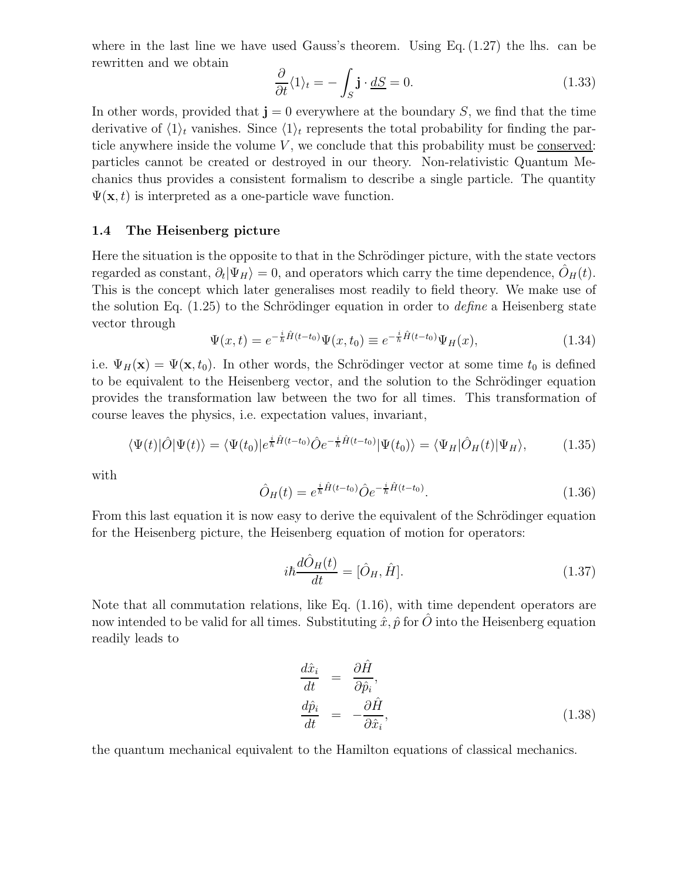where in the last line we have used Gauss's theorem. Using Eq. (1.27) the lhs. can be rewritten and we obtain

$$\frac{\partial}{\partial t}\langle 1\rangle_t = -\int_S \mathbf{j}\cdot \underline{dS} = 0. \tag{1.33}$$

In other words, provided that $\mathbf{j} = 0$ everywhere at the boundary $S$, we find that the time derivative of $\langle 1\rangle_t$ vanishes. Since $\langle 1\rangle_t$ represents the total probability for finding the particle anywhere inside the volume $V$, we conclude that this probability must be <u>conserved</u>: particles cannot be created or destroyed in our theory. Non-relativistic Quantum Mechanics thus provides a consistent formalism to describe a single particle. The quantity $\Psi(\mathbf{x}, t)$ is interpreted as a one-particle wave function.

### 1.4 The Heisenberg picture

Here the situation is the opposite to that in the Schrödinger picture, with the state vectors regarded as constant, $\partial_t|\Psi_H\rangle = 0$, and operators which carry the time dependence, $\hat{O}_H(t)$. This is the concept which later generalises most readily to field theory. We make use of the solution Eq. (1.25) to the Schrödinger equation in order to *define* a Heisenberg state vector through

$$\Psi(x,t) = e^{-\frac{i}{\hbar}\hat{H}(t-t_0)}\Psi(x,t_0) \equiv e^{-\frac{i}{\hbar}\hat{H}(t-t_0)}\Psi_H(x), \tag{1.34}$$

i.e. $\Psi_H(\mathbf{x}) = \Psi(\mathbf{x}, t_0)$. In other words, the Schrödinger vector at some time $t_0$ is defined to be equivalent to the Heisenberg vector, and the solution to the Schrödinger equation provides the transformation law between the two for all times. This transformation of course leaves the physics, i.e. expectation values, invariant,

$$\langle\Psi(t)|\hat{O}|\Psi(t)\rangle = \langle\Psi(t_0)|e^{\frac{i}{\hbar}\hat{H}(t-t_0)}\hat{O}e^{-\frac{i}{\hbar}\hat{H}(t-t_0)}|\Psi(t_0)\rangle = \langle\Psi_H|\hat{O}_H(t)|\Psi_H\rangle, \tag{1.35}$$

with

$$\hat{O}_H(t) = e^{\frac{i}{\hbar}\hat{H}(t-t_0)}\hat{O}e^{-\frac{i}{\hbar}\hat{H}(t-t_0)}. \tag{1.36}$$

From this last equation it is now easy to derive the equivalent of the Schrödinger equation for the Heisenberg picture, the Heisenberg equation of motion for operators:

$$i\hbar\frac{d\hat{O}_H(t)}{dt} = [\hat{O}_H, \hat{H}]. \tag{1.37}$$

Note that all commutation relations, like Eq. (1.16), with time dependent operators are now intended to be valid for all times. Substituting $\hat{x}, \hat{p}$ for $\hat{O}$ into the Heisenberg equation readily leads to

$$\begin{aligned} \frac{d\hat{x}_i}{dt} &= \frac{\partial \hat{H}}{\partial \hat{p}_i}, \\ \frac{d\hat{p}_i}{dt} &= -\frac{\partial \hat{H}}{\partial \hat{x}_i}, \end{aligned} \tag{1.38}$$

the quantum mechanical equivalent to the Hamilton equations of classical mechanics.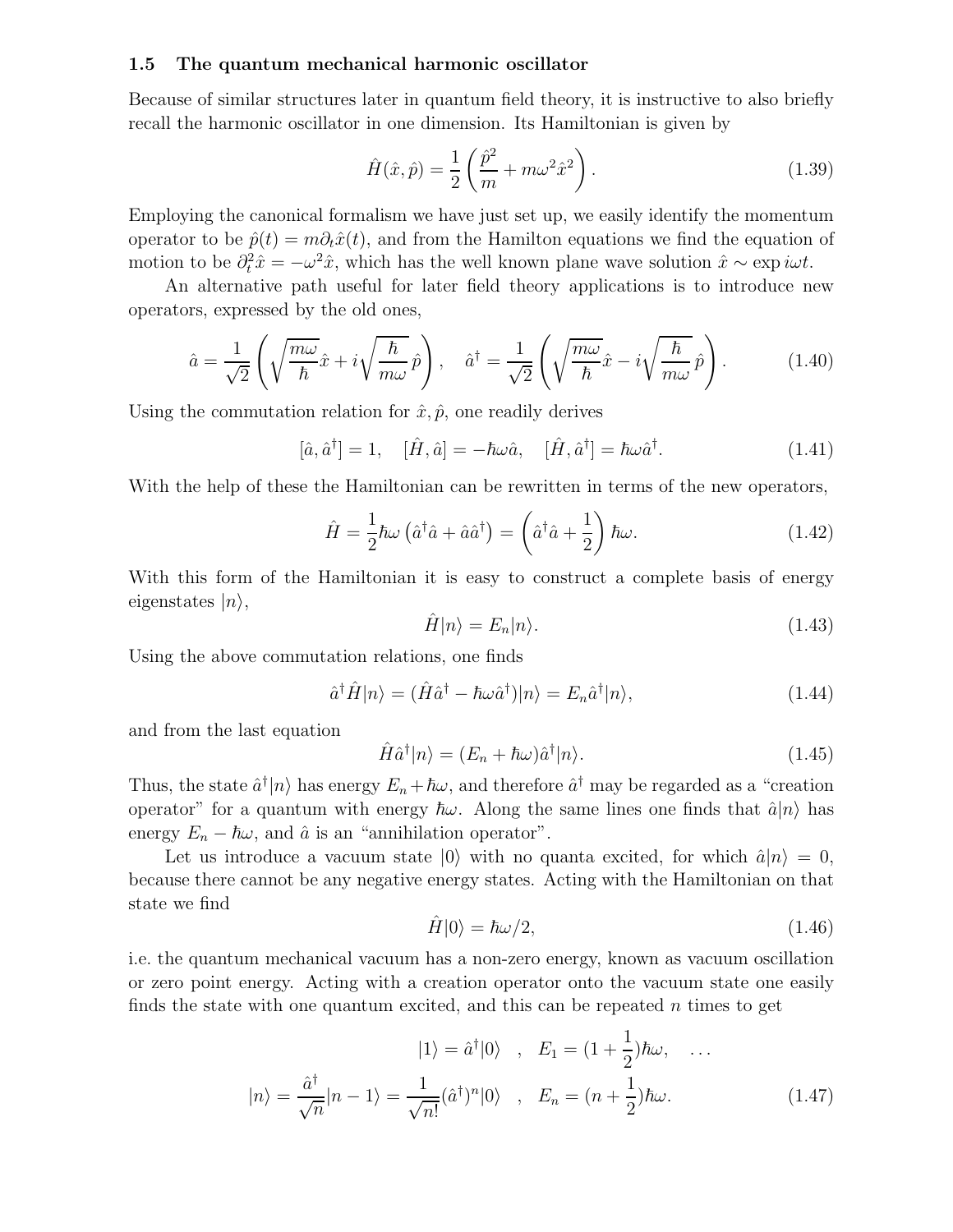### 1.5 The quantum mechanical harmonic oscillator

Because of similar structures later in quantum field theory, it is instructive to also briefly recall the harmonic oscillator in one dimension. Its Hamiltonian is given by

$$\hat{H}(\hat{x},\hat{p}) = \frac{1}{2}\left(\frac{\hat{p}^2}{m} + m\omega^2\hat{x}^2\right). \tag{1.39}$$

Employing the canonical formalism we have just set up, we easily identify the momentum operator to be $\hat{p}(t) = m\partial_t\hat{x}(t)$, and from the Hamilton equations we find the equation of motion to be $\partial_t^2\hat{x} = -\omega^2\hat{x}$, which has the well known plane wave solution $\hat{x} \sim \exp i\omega t$.

An alternative path useful for later field theory applications is to introduce new operators, expressed by the old ones,

$$\hat{a} = \frac{1}{\sqrt{2}}\left(\sqrt{\frac{m\omega}{\hbar}}\hat{x} + i\sqrt{\frac{\hbar}{m\omega}}\,\hat{p}\right), \quad \hat{a}^\dagger = \frac{1}{\sqrt{2}}\left(\sqrt{\frac{m\omega}{\hbar}}\hat{x} - i\sqrt{\frac{\hbar}{m\omega}}\,\hat{p}\right). \tag{1.40}$$

Using the commutation relation for $\hat{x},\hat{p}$, one readily derives

$$[\hat{a},\hat{a}^\dagger] = 1, \quad [\hat{H},\hat{a}] = -\hbar\omega\hat{a}, \quad [\hat{H},\hat{a}^\dagger] = \hbar\omega\hat{a}^\dagger. \tag{1.41}$$

With the help of these the Hamiltonian can be rewritten in terms of the new operators,

$$\hat{H} = \frac{1}{2}\hbar\omega\left(\hat{a}^\dagger\hat{a} + \hat{a}\hat{a}^\dagger\right) = \left(\hat{a}^\dagger\hat{a} + \frac{1}{2}\right)\hbar\omega. \tag{1.42}$$

With this form of the Hamiltonian it is easy to construct a complete basis of energy eigenstates $|n\rangle$,

$$\hat{H}|n\rangle = E_n|n\rangle. \tag{1.43}$$

Using the above commutation relations, one finds

$$\hat{a}^\dagger\hat{H}|n\rangle = (\hat{H}\hat{a}^\dagger - \hbar\omega\hat{a}^\dagger)|n\rangle = E_n\hat{a}^\dagger|n\rangle, \tag{1.44}$$

and from the last equation

$$\hat{H}\hat{a}^\dagger|n\rangle = (E_n + \hbar\omega)\hat{a}^\dagger|n\rangle. \tag{1.45}$$

Thus, the state $\hat{a}^\dagger|n\rangle$ has energy $E_n + \hbar\omega$, and therefore $\hat{a}^\dagger$ may be regarded as a "creation operator" for a quantum with energy $\hbar\omega$. Along the same lines one finds that $\hat{a}|n\rangle$ has energy $E_n - \hbar\omega$, and $\hat{a}$ is an "annihilation operator".

Let us introduce a vacuum state $|0\rangle$ with no quanta excited, for which $\hat{a}|n\rangle = 0$, because there cannot be any negative energy states. Acting with the Hamiltonian on that state we find

$$\hat{H}|0\rangle = \hbar\omega/2, \tag{1.46}$$

i.e. the quantum mechanical vacuum has a non-zero energy, known as vacuum oscillation or zero point energy. Acting with a creation operator onto the vacuum state one easily finds the state with one quantum excited, and this can be repeated $n$ times to get

$$|1\rangle = \hat{a}^\dagger|0\rangle \quad , \quad E_1 = (1+\frac{1}{2})\hbar\omega, \quad \ldots$$

$$|n\rangle = \frac{\hat{a}^\dagger}{\sqrt{n}}|n-1\rangle = \frac{1}{\sqrt{n!}}(\hat{a}^\dagger)^n|0\rangle \quad , \quad E_n = (n+\frac{1}{2})\hbar\omega. \tag{1.47}$$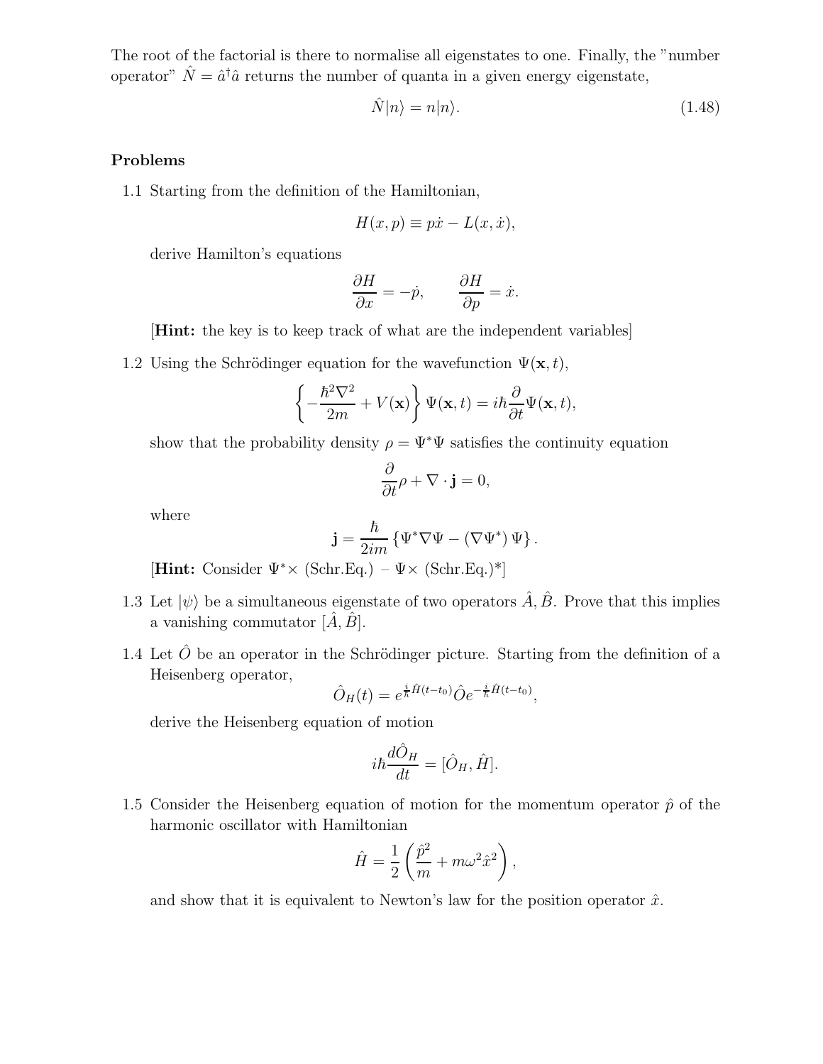The root of the factorial is there to normalise all eigenstates to one. Finally, the "number operator" $\hat{N} = \hat{a}^\dagger \hat{a}$ returns the number of quanta in a given energy eigenstate,

$$\hat{N}|n\rangle = n|n\rangle. \tag{1.48}$$

## Problems

1.1 Starting from the definition of the Hamiltonian,

$$H(x,p) \equiv p\dot{x} - L(x,\dot{x}),$$

derive Hamilton's equations

$$\frac{\partial H}{\partial x} = -\dot{p}, \qquad \frac{\partial H}{\partial p} = \dot{x}.$$

[**Hint:** the key is to keep track of what are the independent variables]

1.2 Using the Schrödinger equation for the wavefunction $\Psi(\mathbf{x},t)$,

$$\left\{ -\frac{\hbar^2 \nabla^2}{2m} + V(\mathbf{x}) \right\} \Psi(\mathbf{x},t) = i\hbar \frac{\partial}{\partial t} \Psi(\mathbf{x},t),$$

show that the probability density $\rho = \Psi^* \Psi$ satisfies the continuity equation

$$\frac{\partial}{\partial t}\rho + \nabla \cdot \mathbf{j} = 0,$$

where

$$\mathbf{j} = \frac{\hbar}{2im} \left\{ \Psi^* \nabla \Psi - (\nabla \Psi^*)\, \Psi \right\}.$$

[**Hint:** Consider $\Psi^* \times$ (Schr.Eq.) – $\Psi \times$ (Schr.Eq.)$^*$]

1.3 Let $|\psi\rangle$ be a simultaneous eigenstate of two operators $\hat{A}, \hat{B}$. Prove that this implies a vanishing commutator $[\hat{A}, \hat{B}]$.

1.4 Let $\hat{O}$ be an operator in the Schrödinger picture. Starting from the definition of a Heisenberg operator,

$$\hat{O}_H(t) = e^{\frac{i}{\hbar}\hat{H}(t-t_0)} \hat{O} e^{-\frac{i}{\hbar}\hat{H}(t-t_0)},$$

derive the Heisenberg equation of motion

$$i\hbar \frac{d\hat{O}_H}{dt} = [\hat{O}_H, \hat{H}].$$

1.5 Consider the Heisenberg equation of motion for the momentum operator $\hat{p}$ of the harmonic oscillator with Hamiltonian

$$\hat{H} = \frac{1}{2}\left( \frac{\hat{p}^2}{m} + m\omega^2 \hat{x}^2 \right),$$

and show that it is equivalent to Newton's law for the position operator $\hat{x}$.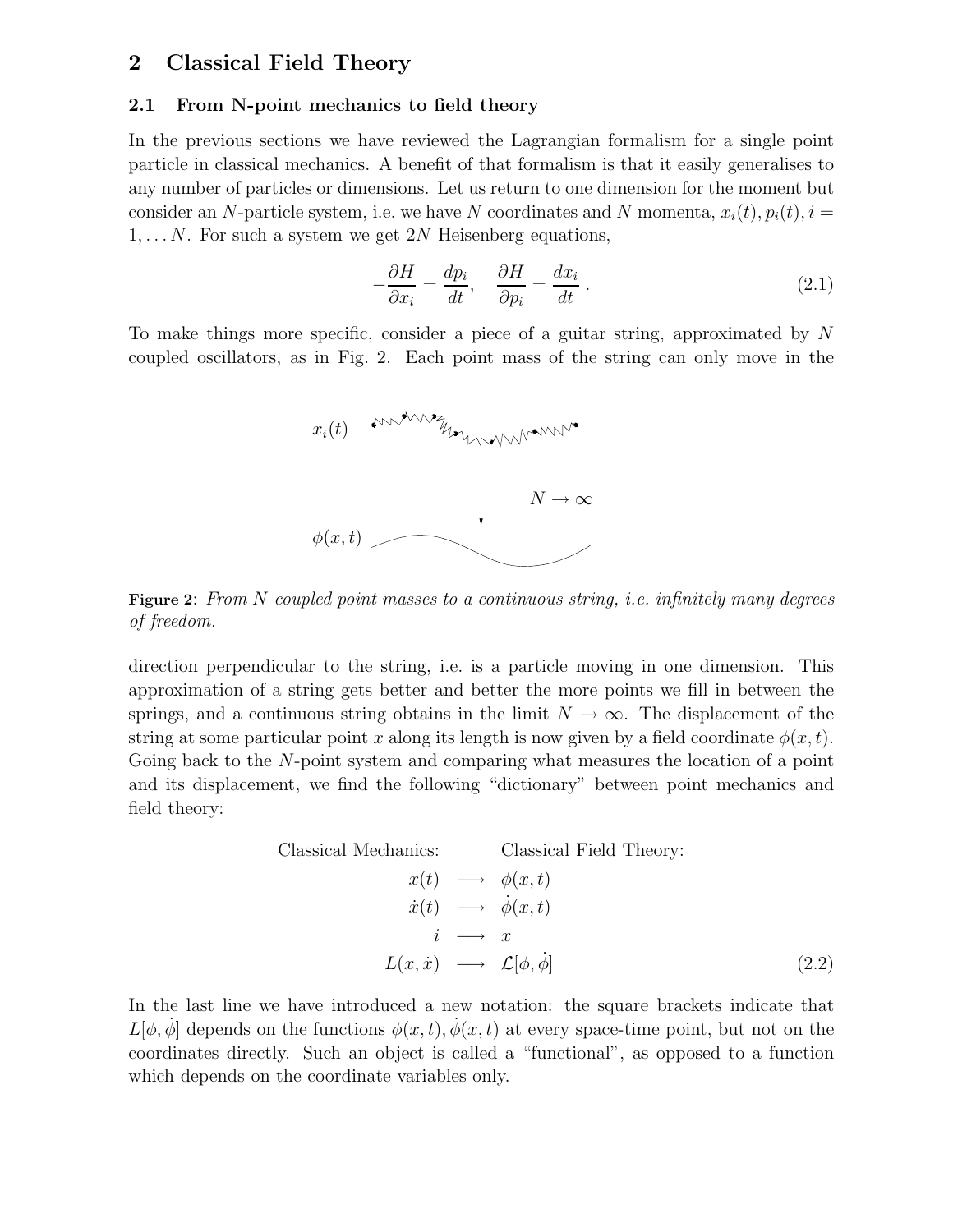## 2 Classical Field Theory

### 2.1 From N-point mechanics to field theory

In the previous sections we have reviewed the Lagrangian formalism for a single point particle in classical mechanics. A benefit of that formalism is that it easily generalises to any number of particles or dimensions. Let us return to one dimension for the moment but consider an $N$-particle system, i.e. we have $N$ coordinates and $N$ momenta, $x_i(t), p_i(t), i = 1, \dots N$. For such a system we get $2N$ Heisenberg equations,

$$-\frac{\partial H}{\partial x_i} = \frac{dp_i}{dt}, \quad \frac{\partial H}{\partial p_i} = \frac{dx_i}{dt} \,. \tag{2.1}$$

To make things more specific, consider a piece of a guitar string, approximated by $N$ coupled oscillators, as in Fig. 2. Each point mass of the string can only move in the direction perpendicular to the string, i.e. is a particle moving in one dimension. This approximation of a string gets better and better the more points we fill in between the springs, and a continuous string obtains in the limit $N \to \infty$. The displacement of the string at some particular point $x$ along its length is now given by a field coordinate $\phi(x,t)$. Going back to the $N$-point system and comparing what measures the location of a point and its displacement, we find the following "dictionary" between point mechanics and field theory:

**Figure 2**: *From $N$ coupled point masses to a continuous string, i.e. infinitely many degrees of freedom.*

$$\begin{array}{rcl}
\text{Classical Mechanics:} & & \text{Classical Field Theory:} \\
x(t) & \longrightarrow & \phi(x,t) \\
\dot{x}(t) & \longrightarrow & \dot{\phi}(x,t) \\
i & \longrightarrow & x \\
L(x,\dot{x}) & \longrightarrow & \mathcal{L}[\phi,\dot{\phi}]
\end{array} \tag{2.2}$$

In the last line we have introduced a new notation: the square brackets indicate that $L[\phi, \dot{\phi}]$ depends on the functions $\phi(x,t), \dot{\phi}(x,t)$ at every space-time point, but not on the coordinates directly. Such an object is called a "functional", as opposed to a function which depends on the coordinate variables only.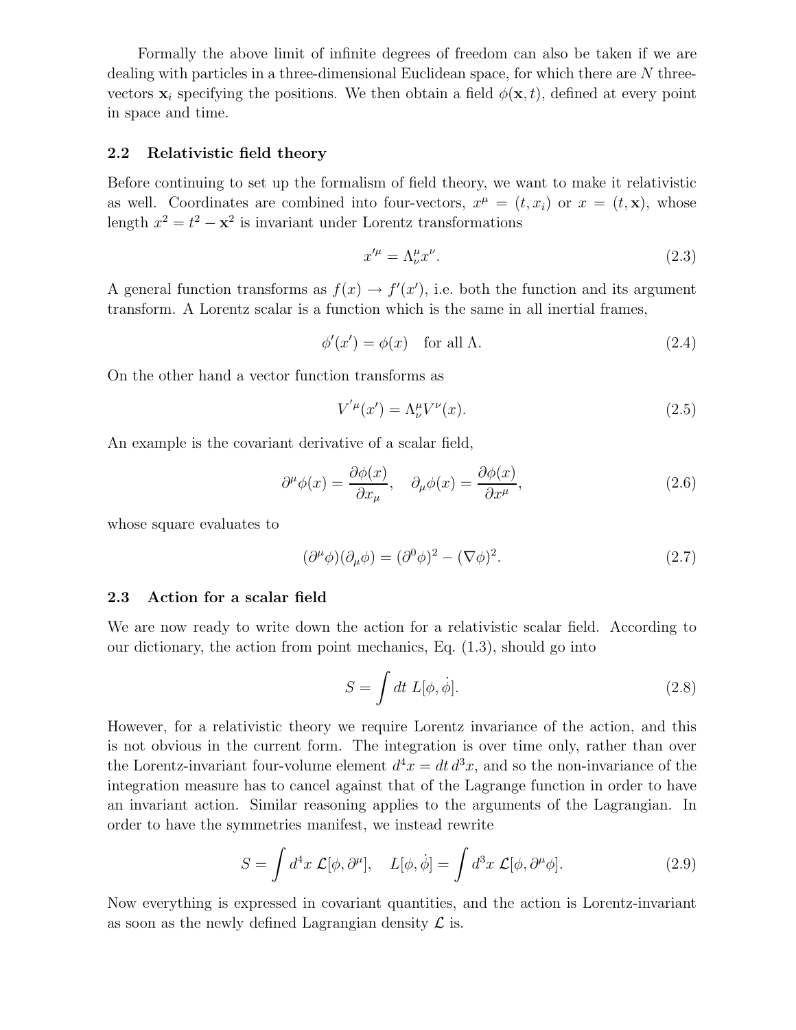Formally the above limit of infinite degrees of freedom can also be taken if we are dealing with particles in a three-dimensional Euclidean space, for which there are $N$ three-vectors $\mathbf{x}_i$ specifying the positions. We then obtain a field $\phi(\mathbf{x}, t)$, defined at every point in space and time.

### 2.2 Relativistic field theory

Before continuing to set up the formalism of field theory, we want to make it relativistic as well. Coordinates are combined into four-vectors, $x^\mu = (t, x_i)$ or $x = (t, \mathbf{x})$, whose length $x^2 = t^2 - \mathbf{x}^2$ is invariant under Lorentz transformations

$$x'^\mu = \Lambda^\mu_\nu x^\nu. \tag{2.3}$$

A general function transforms as $f(x) \to f'(x')$, i.e. both the function and its argument transform. A Lorentz scalar is a function which is the same in all inertial frames,

$$\phi'(x') = \phi(x) \quad \text{for all } \Lambda. \tag{2.4}$$

On the other hand a vector function transforms as

$$V'^\mu(x') = \Lambda^\mu_\nu V^\nu(x). \tag{2.5}$$

An example is the covariant derivative of a scalar field,

$$\partial^\mu \phi(x) = \frac{\partial \phi(x)}{\partial x_\mu}, \quad \partial_\mu \phi(x) = \frac{\partial \phi(x)}{\partial x^\mu}, \tag{2.6}$$

whose square evaluates to

$$(\partial^\mu \phi)(\partial_\mu \phi) = (\partial^0 \phi)^2 - (\nabla \phi)^2. \tag{2.7}$$

### 2.3 Action for a scalar field

We are now ready to write down the action for a relativistic scalar field. According to our dictionary, the action from point mechanics, Eq. (1.3), should go into

$$S = \int dt \; L[\phi, \dot{\phi}]. \tag{2.8}$$

However, for a relativistic theory we require Lorentz invariance of the action, and this is not obvious in the current form. The integration is over time only, rather than over the Lorentz-invariant four-volume element $d^4x = dt\, d^3x$, and so the non-invariance of the integration measure has to cancel against that of the Lagrange function in order to have an invariant action. Similar reasoning applies to the arguments of the Lagrangian. In order to have the symmetries manifest, we instead rewrite

$$S = \int d^4x \; \mathcal{L}[\phi, \partial^\mu], \quad L[\phi, \dot{\phi}] = \int d^3x \; \mathcal{L}[\phi, \partial^\mu \phi]. \tag{2.9}$$

Now everything is expressed in covariant quantities, and the action is Lorentz-invariant as soon as the newly defined Lagrangian density $\mathcal{L}$ is.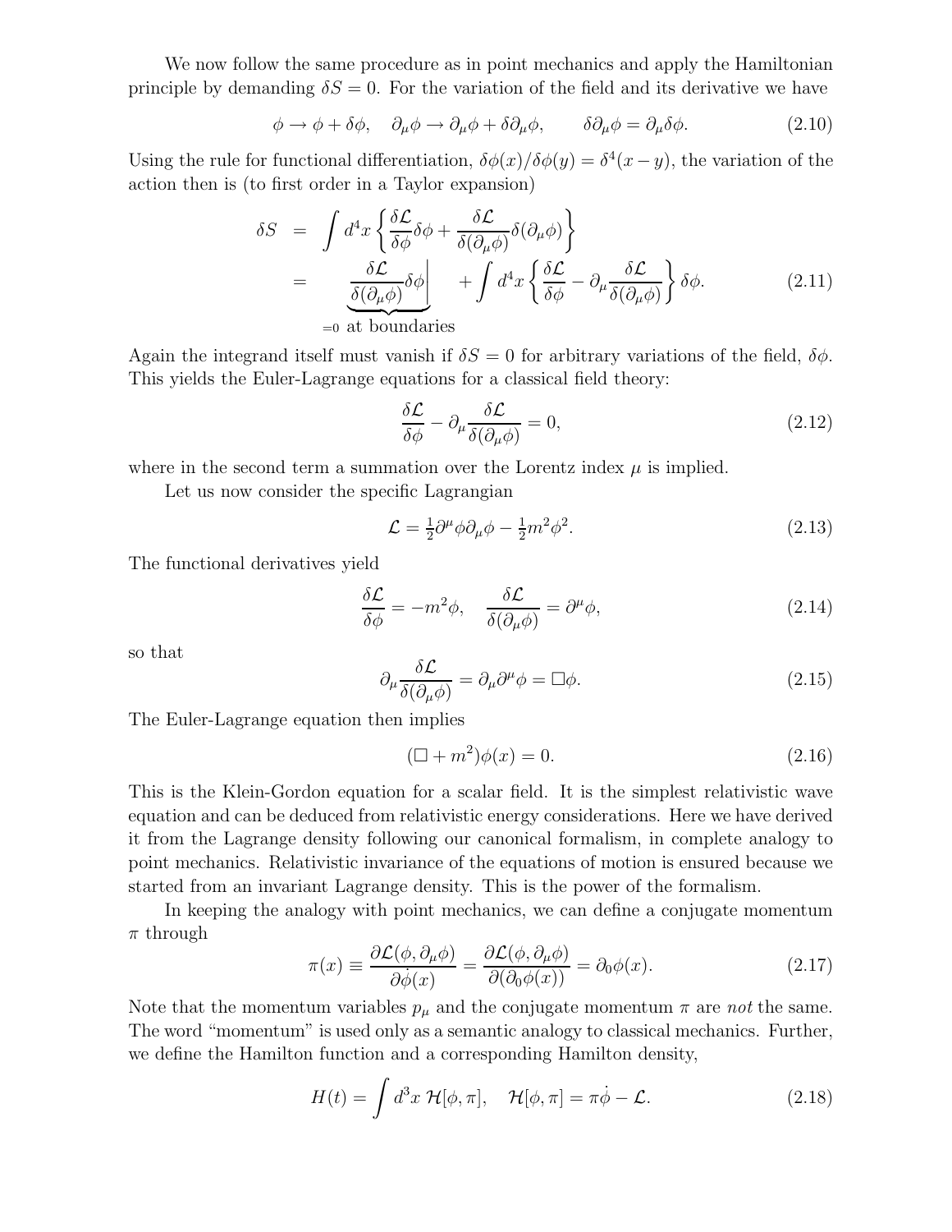We now follow the same procedure as in point mechanics and apply the Hamiltonian principle by demanding $\delta S = 0$. For the variation of the field and its derivative we have

$$\phi \to \phi + \delta\phi, \quad \partial_\mu\phi \to \partial_\mu\phi + \delta\partial_\mu\phi, \qquad \delta\partial_\mu\phi = \partial_\mu\delta\phi. \tag{2.10}$$

Using the rule for functional differentiation, $\delta\phi(x)/\delta\phi(y) = \delta^4(x-y)$, the variation of the action then is (to first order in a Taylor expansion)

$$\begin{aligned}
\delta S &= \int d^4x \left\{ \frac{\delta\mathcal{L}}{\delta\phi}\delta\phi + \frac{\delta\mathcal{L}}{\delta(\partial_\mu\phi)}\delta(\partial_\mu\phi) \right\} \\
&= \underbrace{\left.\frac{\delta\mathcal{L}}{\delta(\partial_\mu\phi)}\delta\phi\right|}_{=0 \text{ at boundaries}} + \int d^4x \left\{ \frac{\delta\mathcal{L}}{\delta\phi} - \partial_\mu\frac{\delta\mathcal{L}}{\delta(\partial_\mu\phi)} \right\}\delta\phi.
\end{aligned} \tag{2.11}$$

Again the integrand itself must vanish if $\delta S = 0$ for arbitrary variations of the field, $\delta\phi$. This yields the Euler-Lagrange equations for a classical field theory:

$$\frac{\delta\mathcal{L}}{\delta\phi} - \partial_\mu\frac{\delta\mathcal{L}}{\delta(\partial_\mu\phi)} = 0, \tag{2.12}$$

where in the second term a summation over the Lorentz index $\mu$ is implied.

Let us now consider the specific Lagrangian

$$\mathcal{L} = \tfrac{1}{2}\partial^\mu\phi\partial_\mu\phi - \tfrac{1}{2}m^2\phi^2. \tag{2.13}$$

The functional derivatives yield

$$\frac{\delta\mathcal{L}}{\delta\phi} = -m^2\phi, \quad \frac{\delta\mathcal{L}}{\delta(\partial_\mu\phi)} = \partial^\mu\phi, \tag{2.14}$$

so that

$$\partial_\mu\frac{\delta\mathcal{L}}{\delta(\partial_\mu\phi)} = \partial_\mu\partial^\mu\phi = \Box\phi. \tag{2.15}$$

The Euler-Lagrange equation then implies

$$(\Box + m^2)\phi(x) = 0. \tag{2.16}$$

This is the Klein-Gordon equation for a scalar field. It is the simplest relativistic wave equation and can be deduced from relativistic energy considerations. Here we have derived it from the Lagrange density following our canonical formalism, in complete analogy to point mechanics. Relativistic invariance of the equations of motion is ensured because we started from an invariant Lagrange density. This is the power of the formalism.

In keeping the analogy with point mechanics, we can define a conjugate momentum $\pi$ through

$$\pi(x) \equiv \frac{\partial\mathcal{L}(\phi, \partial_\mu\phi)}{\partial\dot{\phi}(x)} = \frac{\partial\mathcal{L}(\phi, \partial_\mu\phi)}{\partial(\partial_0\phi(x))} = \partial_0\phi(x). \tag{2.17}$$

Note that the momentum variables $p_\mu$ and the conjugate momentum $\pi$ are *not* the same. The word "momentum" is used only as a semantic analogy to classical mechanics. Further, we define the Hamilton function and a corresponding Hamilton density,

$$H(t) = \int d^3x\ \mathcal{H}[\phi, \pi], \quad \mathcal{H}[\phi, \pi] = \pi\dot{\phi} - \mathcal{L}. \tag{2.18}$$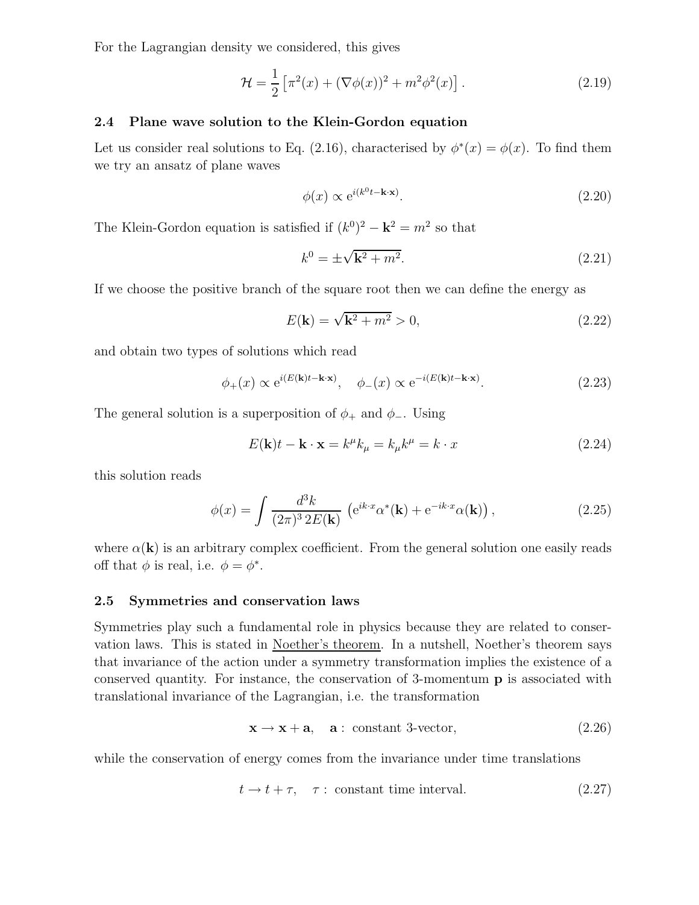For the Lagrangian density we considered, this gives

$$\mathcal{H} = \frac{1}{2}\left[\pi^2(x) + (\nabla\phi(x))^2 + m^2\phi^2(x)\right]. \tag{2.19}$$

### 2.4 Plane wave solution to the Klein-Gordon equation

Let us consider real solutions to Eq. (2.16), characterised by $\phi^*(x) = \phi(x)$. To find them we try an ansatz of plane waves

$$\phi(x) \propto \mathrm{e}^{i(k^0 t - \mathbf{k}\cdot\mathbf{x})}. \tag{2.20}$$

The Klein-Gordon equation is satisfied if $(k^0)^2 - \mathbf{k}^2 = m^2$ so that

$$k^0 = \pm\sqrt{\mathbf{k}^2 + m^2}. \tag{2.21}$$

If we choose the positive branch of the square root then we can define the energy as

$$E(\mathbf{k}) = \sqrt{\mathbf{k}^2 + m^2} > 0, \tag{2.22}$$

and obtain two types of solutions which read

$$\phi_+(x) \propto \mathrm{e}^{i(E(\mathbf{k})t - \mathbf{k}\cdot\mathbf{x})}, \quad \phi_-(x) \propto \mathrm{e}^{-i(E(\mathbf{k})t - \mathbf{k}\cdot\mathbf{x})}. \tag{2.23}$$

The general solution is a superposition of $\phi_+$ and $\phi_-$. Using

$$E(\mathbf{k})t - \mathbf{k}\cdot\mathbf{x} = k^\mu k_\mu = k_\mu k^\mu = k\cdot x \tag{2.24}$$

this solution reads

$$\phi(x) = \int \frac{d^3k}{(2\pi)^3\, 2E(\mathbf{k})}\left(\mathrm{e}^{ik\cdot x}\alpha^*(\mathbf{k}) + \mathrm{e}^{-ik\cdot x}\alpha(\mathbf{k})\right), \tag{2.25}$$

where $\alpha(\mathbf{k})$ is an arbitrary complex coefficient. From the general solution one easily reads off that $\phi$ is real, i.e. $\phi = \phi^*$.

### 2.5 Symmetries and conservation laws

Symmetries play such a fundamental role in physics because they are related to conservation laws. This is stated in Noether's theorem. In a nutshell, Noether's theorem says that invariance of the action under a symmetry transformation implies the existence of a conserved quantity. For instance, the conservation of 3-momentum $\mathbf{p}$ is associated with translational invariance of the Lagrangian, i.e. the transformation

$$\mathbf{x} \to \mathbf{x} + \mathbf{a}, \quad \mathbf{a}: \text{ constant 3-vector}, \tag{2.26}$$

while the conservation of energy comes from the invariance under time translations

$$t \to t + \tau, \quad \tau: \text{ constant time interval}. \tag{2.27}$$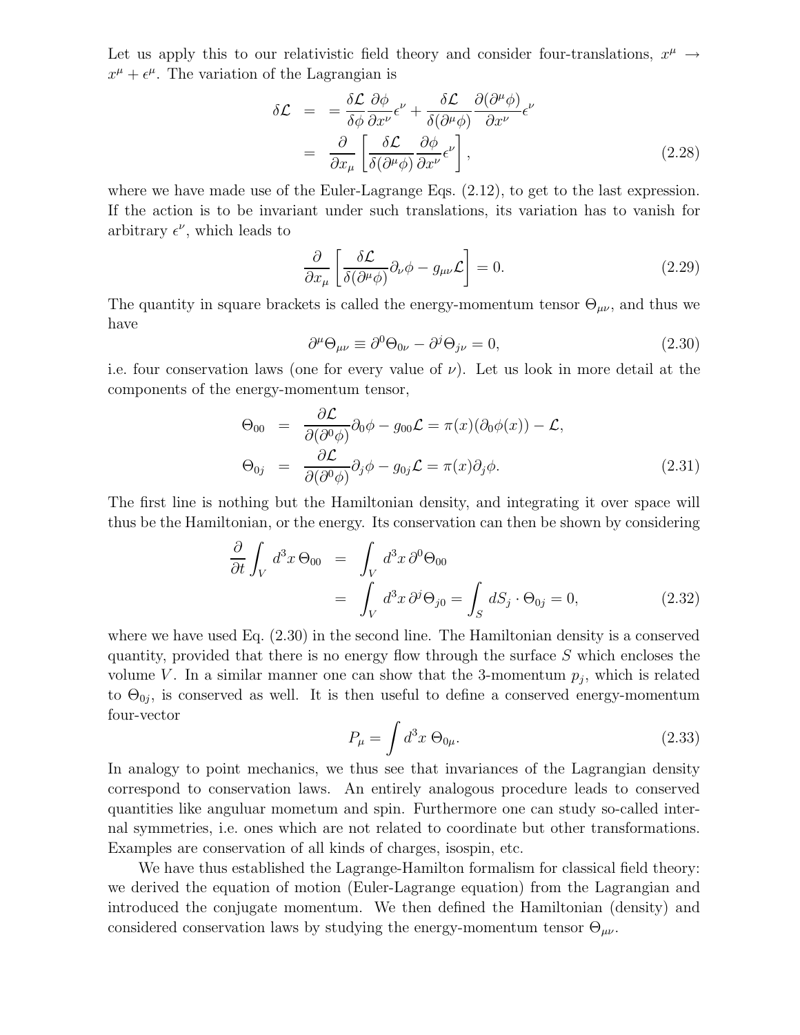Let us apply this to our relativistic field theory and consider four-translations, $x^\mu \to x^\mu + \epsilon^\mu$. The variation of the Lagrangian is

$$
\begin{aligned}
\delta\mathcal{L} &= = \frac{\delta\mathcal{L}}{\delta\phi}\frac{\partial\phi}{\partial x^\nu}\epsilon^\nu + \frac{\delta\mathcal{L}}{\delta(\partial^\mu\phi)}\frac{\partial(\partial^\mu\phi)}{\partial x^\nu}\epsilon^\nu \\
&= \frac{\partial}{\partial x_\mu}\left[\frac{\delta\mathcal{L}}{\delta(\partial^\mu\phi)}\frac{\partial\phi}{\partial x^\nu}\epsilon^\nu\right],
\end{aligned}
\tag{2.28}
$$

where we have made use of the Euler-Lagrange Eqs. (2.12), to get to the last expression. If the action is to be invariant under such translations, its variation has to vanish for arbitrary $\epsilon^\nu$, which leads to

$$
\frac{\partial}{\partial x_\mu}\left[\frac{\delta\mathcal{L}}{\delta(\partial^\mu\phi)}\partial_\nu\phi - g_{\mu\nu}\mathcal{L}\right] = 0. \tag{2.29}
$$

The quantity in square brackets is called the energy-momentum tensor $\Theta_{\mu\nu}$, and thus we have

$$
\partial^\mu\Theta_{\mu\nu} \equiv \partial^0\Theta_{0\nu} - \partial^j\Theta_{j\nu} = 0, \tag{2.30}
$$

i.e. four conservation laws (one for every value of $\nu$). Let us look in more detail at the components of the energy-momentum tensor,

$$
\begin{aligned}
\Theta_{00} &= \frac{\partial\mathcal{L}}{\partial(\partial^0\phi)}\partial_0\phi - g_{00}\mathcal{L} = \pi(x)(\partial_0\phi(x)) - \mathcal{L}, \\
\Theta_{0j} &= \frac{\partial\mathcal{L}}{\partial(\partial^0\phi)}\partial_j\phi - g_{0j}\mathcal{L} = \pi(x)\partial_j\phi.
\end{aligned}
\tag{2.31}
$$

The first line is nothing but the Hamiltonian density, and integrating it over space will thus be the Hamiltonian, or the energy. Its conservation can then be shown by considering

$$
\begin{aligned}
\frac{\partial}{\partial t}\int_V d^3x\, \Theta_{00} &= \int_V d^3x\, \partial^0\Theta_{00} \\
&= \int_V d^3x\, \partial^j\Theta_{j0} = \int_S dS_j \cdot \Theta_{0j} = 0,
\end{aligned}
\tag{2.32}
$$

where we have used Eq. (2.30) in the second line. The Hamiltonian density is a conserved quantity, provided that there is no energy flow through the surface $S$ which encloses the volume $V$. In a similar manner one can show that the 3-momentum $p_j$, which is related to $\Theta_{0j}$, is conserved as well. It is then useful to define a conserved energy-momentum four-vector

$$
P_\mu = \int d^3x\, \Theta_{0\mu}. \tag{2.33}
$$

In analogy to point mechanics, we thus see that invariances of the Lagrangian density correspond to conservation laws. An entirely analogous procedure leads to conserved quantities like anguluar mometum and spin. Furthermore one can study so-called internal symmetries, i.e. ones which are not related to coordinate but other transformations. Examples are conservation of all kinds of charges, isospin, etc.

We have thus established the Lagrange-Hamilton formalism for classical field theory: we derived the equation of motion (Euler-Lagrange equation) from the Lagrangian and introduced the conjugate momentum. We then defined the Hamiltonian (density) and considered conservation laws by studying the energy-momentum tensor $\Theta_{\mu\nu}$.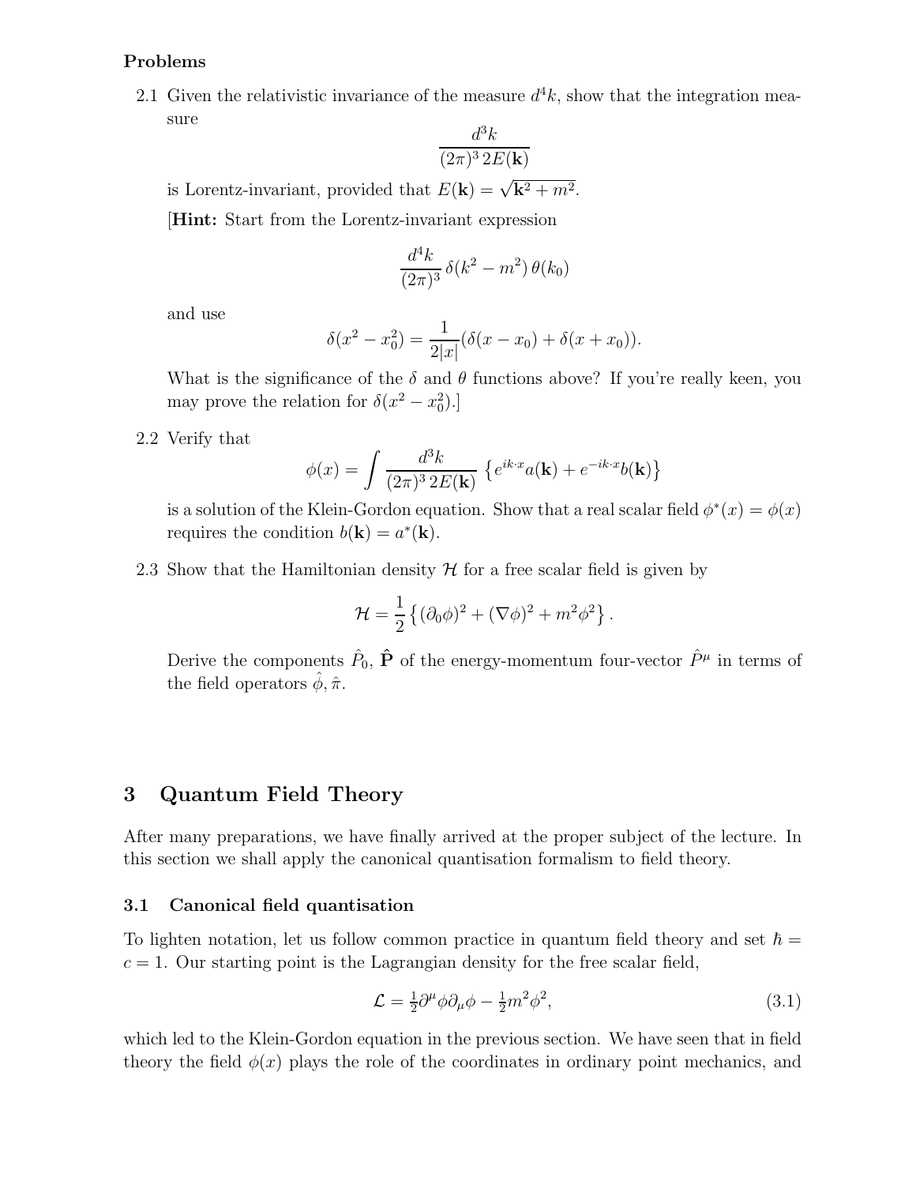**Problems**

2.1 Given the relativistic invariance of the measure $d^4k$, show that the integration measure

$$\frac{d^3k}{(2\pi)^3\, 2E(\mathbf{k})}$$

is Lorentz-invariant, provided that $E(\mathbf{k}) = \sqrt{\mathbf{k}^2 + m^2}$.

[**Hint:** Start from the Lorentz-invariant expression

$$\frac{d^4k}{(2\pi)^3}\, \delta(k^2 - m^2)\, \theta(k_0)$$

and use

$$\delta(x^2 - x_0^2) = \frac{1}{2|x|}(\delta(x - x_0) + \delta(x + x_0)).$$

What is the significance of the $\delta$ and $\theta$ functions above? If you're really keen, you may prove the relation for $\delta(x^2 - x_0^2)$.]

2.2 Verify that

$$\phi(x) = \int \frac{d^3k}{(2\pi)^3\, 2E(\mathbf{k})} \left\{ e^{ik\cdot x} a(\mathbf{k}) + e^{-ik\cdot x} b(\mathbf{k}) \right\}$$

is a solution of the Klein-Gordon equation. Show that a real scalar field $\phi^*(x) = \phi(x)$ requires the condition $b(\mathbf{k}) = a^*(\mathbf{k})$.

2.3 Show that the Hamiltonian density $\mathcal{H}$ for a free scalar field is given by

$$\mathcal{H} = \frac{1}{2}\left\{ (\partial_0\phi)^2 + (\nabla\phi)^2 + m^2\phi^2 \right\}.$$

Derive the components $\hat{P}_0$, $\hat{\mathbf{P}}$ of the energy-momentum four-vector $\hat{P}^\mu$ in terms of the field operators $\hat{\phi}$, $\hat{\pi}$.

# 3 Quantum Field Theory

After many preparations, we have finally arrived at the proper subject of the lecture. In this section we shall apply the canonical quantisation formalism to field theory.

## 3.1 Canonical field quantisation

To lighten notation, let us follow common practice in quantum field theory and set $\hbar = c = 1$. Our starting point is the Lagrangian density for the free scalar field,

$$\mathcal{L} = \tfrac{1}{2}\partial^\mu\phi\partial_\mu\phi - \tfrac{1}{2}m^2\phi^2, \tag{3.1}$$

which led to the Klein-Gordon equation in the previous section. We have seen that in field theory the field $\phi(x)$ plays the role of the coordinates in ordinary point mechanics, and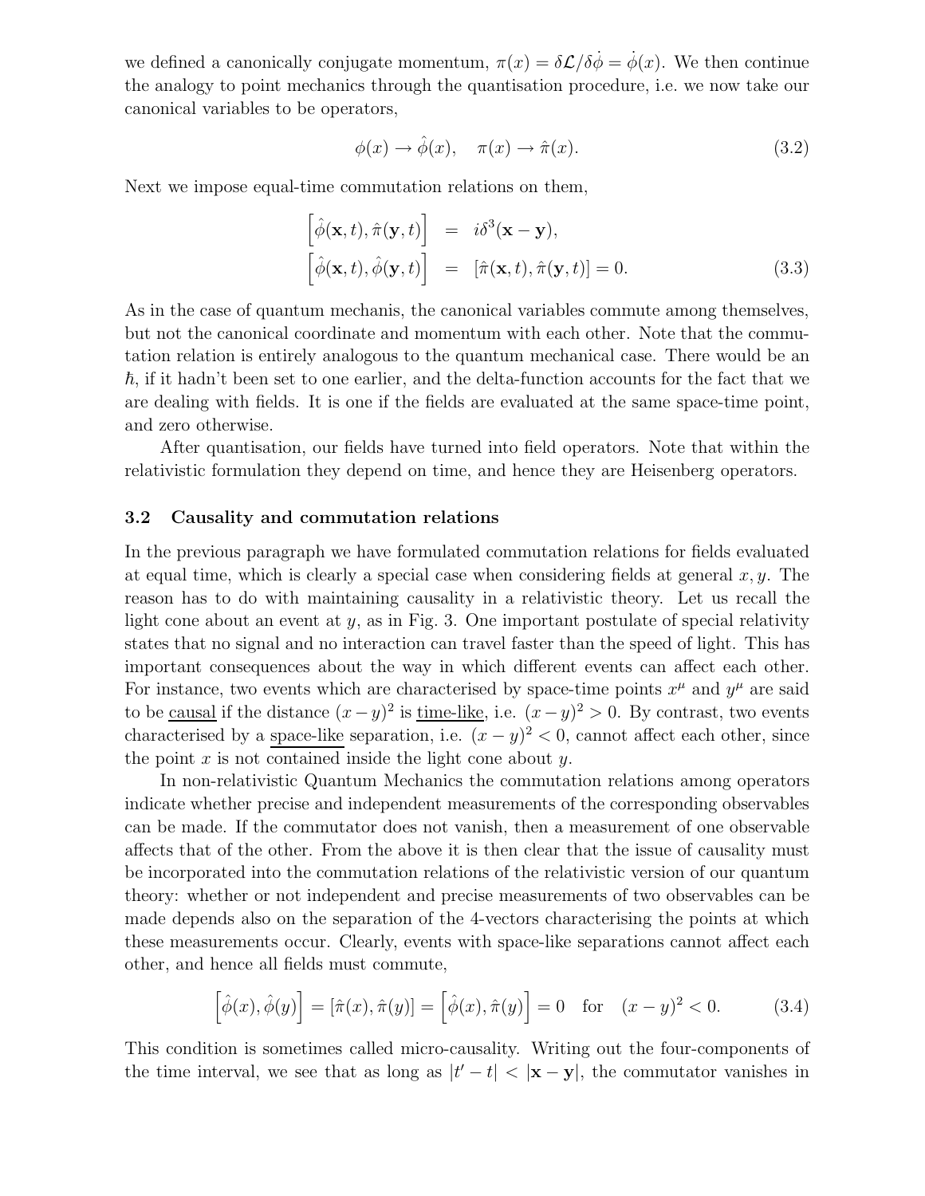we defined a canonically conjugate momentum, $\pi(x) = \delta\mathcal{L}/\delta\dot{\phi} = \dot{\phi}(x)$. We then continue the analogy to point mechanics through the quantisation procedure, i.e. we now take our canonical variables to be operators,

$$\phi(x) \to \hat{\phi}(x), \quad \pi(x) \to \hat{\pi}(x). \tag{3.2}$$

Next we impose equal-time commutation relations on them,

$$\begin{aligned} \left[\hat{\phi}(\mathbf{x},t), \hat{\pi}(\mathbf{y},t)\right] &= i\delta^3(\mathbf{x}-\mathbf{y}), \\ \left[\hat{\phi}(\mathbf{x},t), \hat{\phi}(\mathbf{y},t)\right] &= \left[\hat{\pi}(\mathbf{x},t), \hat{\pi}(\mathbf{y},t)\right] = 0. \end{aligned} \tag{3.3}$$

As in the case of quantum mechanis, the canonical variables commute among themselves, but not the canonical coordinate and momentum with each other. Note that the commutation relation is entirely analogous to the quantum mechanical case. There would be an $\hbar$, if it hadn't been set to one earlier, and the delta-function accounts for the fact that we are dealing with fields. It is one if the fields are evaluated at the same space-time point, and zero otherwise.

After quantisation, our fields have turned into field operators. Note that within the relativistic formulation they depend on time, and hence they are Heisenberg operators.

### 3.2 Causality and commutation relations

In the previous paragraph we have formulated commutation relations for fields evaluated at equal time, which is clearly a special case when considering fields at general $x, y$. The reason has to do with maintaining causality in a relativistic theory. Let us recall the light cone about an event at $y$, as in Fig. 3. One important postulate of special relativity states that no signal and no interaction can travel faster than the speed of light. This has important consequences about the way in which different events can affect each other. For instance, two events which are characterised by space-time points $x^\mu$ and $y^\mu$ are said to be causal if the distance $(x-y)^2$ is time-like, i.e. $(x-y)^2 > 0$. By contrast, two events characterised by a space-like separation, i.e. $(x-y)^2 < 0$, cannot affect each other, since the point $x$ is not contained inside the light cone about $y$.

In non-relativistic Quantum Mechanics the commutation relations among operators indicate whether precise and independent measurements of the corresponding observables can be made. If the commutator does not vanish, then a measurement of one observable affects that of the other. From the above it is then clear that the issue of causality must be incorporated into the commutation relations of the relativistic version of our quantum theory: whether or not independent and precise measurements of two observables can be made depends also on the separation of the 4-vectors characterising the points at which these measurements occur. Clearly, events with space-like separations cannot affect each other, and hence all fields must commute,

$$\left[\hat{\phi}(x), \hat{\phi}(y)\right] = \left[\hat{\pi}(x), \hat{\pi}(y)\right] = \left[\hat{\phi}(x), \hat{\pi}(y)\right] = 0 \quad \text{for} \quad (x-y)^2 < 0. \tag{3.4}$$

This condition is sometimes called micro-causality. Writing out the four-components of the time interval, we see that as long as $|t'-t| < |\mathbf{x}-\mathbf{y}|$, the commutator vanishes in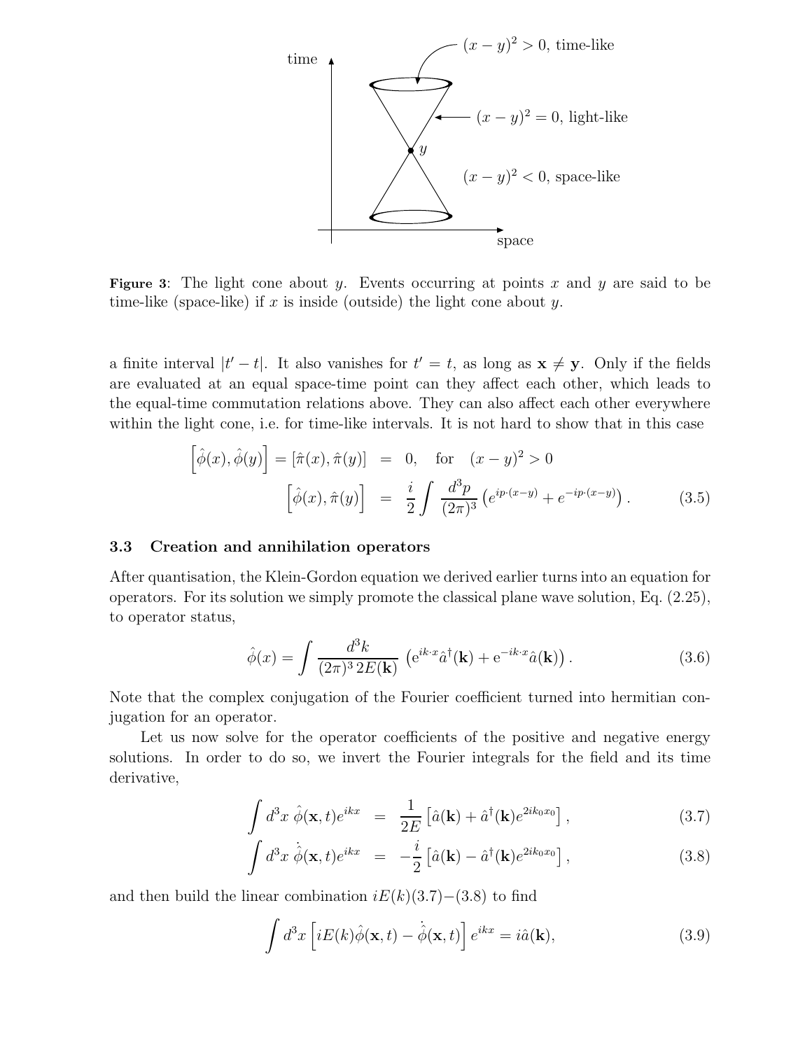**Figure 3**: The light cone about $y$. Events occurring at points $x$ and $y$ are said to be time-like (space-like) if $x$ is inside (outside) the light cone about $y$.

a finite interval $|t' - t|$. It also vanishes for $t' = t$, as long as $\mathbf{x} \neq \mathbf{y}$. Only if the fields are evaluated at an equal space-time point can they affect each other, which leads to the equal-time commutation relations above. They can also affect each other everywhere within the light cone, i.e. for time-like intervals. It is not hard to show that in this case

$$
\begin{aligned}
\left[\hat{\phi}(x), \hat{\phi}(y)\right] = \left[\hat{\pi}(x), \hat{\pi}(y)\right] &= 0, \quad \text{for} \quad (x-y)^2 > 0 \\
\left[\hat{\phi}(x), \hat{\pi}(y)\right] &= \frac{i}{2} \int \frac{d^3p}{(2\pi)^3} \left(e^{ip\cdot(x-y)} + e^{-ip\cdot(x-y)}\right). \qquad (3.5)
\end{aligned}
$$

### 3.3 Creation and annihilation operators

After quantisation, the Klein-Gordon equation we derived earlier turns into an equation for operators. For its solution we simply promote the classical plane wave solution, Eq. (2.25), to operator status,

$$
\hat{\phi}(x) = \int \frac{d^3k}{(2\pi)^3\, 2E(\mathbf{k})} \left(\mathrm{e}^{ik\cdot x}\hat{a}^\dagger(\mathbf{k}) + \mathrm{e}^{-ik\cdot x}\hat{a}(\mathbf{k})\right). \qquad (3.6)
$$

Note that the complex conjugation of the Fourier coefficient turned into hermitian conjugation for an operator.

Let us now solve for the operator coefficients of the positive and negative energy solutions. In order to do so, we invert the Fourier integrals for the field and its time derivative,

$$
\int d^3x\; \hat{\phi}(\mathbf{x}, t)e^{ikx} = \frac{1}{2E}\left[\hat{a}(\mathbf{k}) + \hat{a}^\dagger(\mathbf{k})e^{2ik_0x_0}\right], \qquad (3.7)
$$

$$
\int d^3x\; \dot{\hat{\phi}}(\mathbf{x}, t)e^{ikx} = -\frac{i}{2}\left[\hat{a}(\mathbf{k}) - \hat{a}^\dagger(\mathbf{k})e^{2ik_0x_0}\right], \qquad (3.8)
$$

and then build the linear combination $iE(k)(3.7){-}(3.8)$ to find

$$
\int d^3x \left[iE(k)\hat{\phi}(\mathbf{x}, t) - \dot{\hat{\phi}}(\mathbf{x}, t)\right]e^{ikx} = i\hat{a}(\mathbf{k}), \qquad (3.9)
$$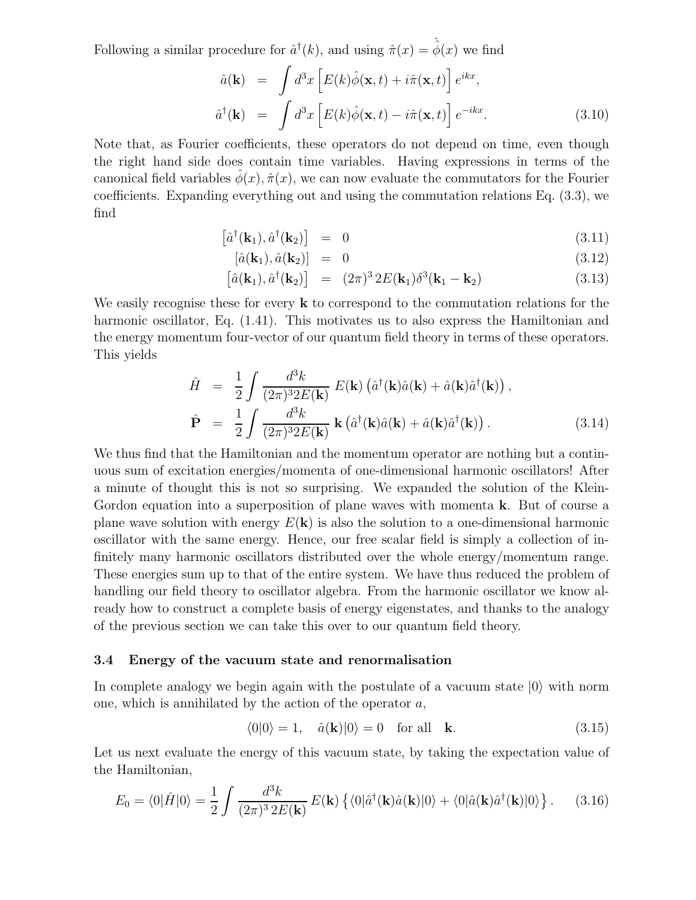Following a similar procedure for $\hat{a}^\dagger(k)$, and using $\hat{\pi}(x) = \dot{\hat{\phi}}(x)$ we find

$$
\begin{aligned}
\hat{a}(\mathbf{k}) &= \int d^3x \left[ E(k)\hat{\phi}(\mathbf{x},t) + i\hat{\pi}(\mathbf{x},t) \right] e^{ikx}, \\
\hat{a}^\dagger(\mathbf{k}) &= \int d^3x \left[ E(k)\hat{\phi}(\mathbf{x},t) - i\hat{\pi}(\mathbf{x},t) \right] e^{-ikx}.
\end{aligned} \tag{3.10}
$$

Note that, as Fourier coefficients, these operators do not depend on time, even though the right hand side does contain time variables. Having expressions in terms of the canonical field variables $\hat{\phi}(x), \hat{\pi}(x)$, we can now evaluate the commutators for the Fourier coefficients. Expanding everything out and using the commutation relations Eq. (3.3), we find

$$
\left[ \hat{a}^\dagger(\mathbf{k}_1), \hat{a}^\dagger(\mathbf{k}_2) \right] = 0 \tag{3.11}
$$

$$
\left[ \hat{a}(\mathbf{k}_1), \hat{a}(\mathbf{k}_2) \right] = 0 \tag{3.12}
$$

$$
\left[ \hat{a}(\mathbf{k}_1), \hat{a}^\dagger(\mathbf{k}_2) \right] = (2\pi)^3 \, 2E(\mathbf{k}_1)\delta^3(\mathbf{k}_1 - \mathbf{k}_2) \tag{3.13}
$$

We easily recognise these for every $\mathbf{k}$ to correspond to the commutation relations for the harmonic oscillator, Eq. (1.41). This motivates us to also express the Hamiltonian and the energy momentum four-vector of our quantum field theory in terms of these operators. This yields

$$
\begin{aligned}
\hat{H} &= \frac{1}{2} \int \frac{d^3k}{(2\pi)^3 2E(\mathbf{k})} \; E(\mathbf{k}) \left( \hat{a}^\dagger(\mathbf{k})\hat{a}(\mathbf{k}) + \hat{a}(\mathbf{k})\hat{a}^\dagger(\mathbf{k}) \right), \\
\hat{\mathbf{P}} &= \frac{1}{2} \int \frac{d^3k}{(2\pi)^3 2E(\mathbf{k})} \; \mathbf{k} \left( \hat{a}^\dagger(\mathbf{k})\hat{a}(\mathbf{k}) + \hat{a}(\mathbf{k})\hat{a}^\dagger(\mathbf{k}) \right).
\end{aligned} \tag{3.14}
$$

We thus find that the Hamiltonian and the momentum operator are nothing but a continuous sum of excitation energies/momenta of one-dimensional harmonic oscillators! After a minute of thought this is not so surprising. We expanded the solution of the Klein-Gordon equation into a superposition of plane waves with momenta $\mathbf{k}$. But of course a plane wave solution with energy $E(\mathbf{k})$ is also the solution to a one-dimensional harmonic oscillator with the same energy. Hence, our free scalar field is simply a collection of infinitely many harmonic oscillators distributed over the whole energy/momentum range. These energies sum up to that of the entire system. We have thus reduced the problem of handling our field theory to oscillator algebra. From the harmonic oscillator we know already how to construct a complete basis of energy eigenstates, and thanks to the analogy of the previous section we can take this over to our quantum field theory.

### 3.4 Energy of the vacuum state and renormalisation

In complete analogy we begin again with the postulate of a vacuum state $|0\rangle$ with norm one, which is annihilated by the action of the operator $a$,

$$
\langle 0|0\rangle = 1, \quad \hat{a}(\mathbf{k})|0\rangle = 0 \quad \text{for all} \quad \mathbf{k}. \tag{3.15}
$$

Let us next evaluate the energy of this vacuum state, by taking the expectation value of the Hamiltonian,

$$
E_0 = \langle 0|\hat{H}|0\rangle = \frac{1}{2} \int \frac{d^3k}{(2\pi)^3 \, 2E(\mathbf{k})} \, E(\mathbf{k}) \left\{ \langle 0|\hat{a}^\dagger(\mathbf{k})\hat{a}(\mathbf{k})|0\rangle + \langle 0|\hat{a}(\mathbf{k})\hat{a}^\dagger(\mathbf{k})|0\rangle \right\}. \tag{3.16}
$$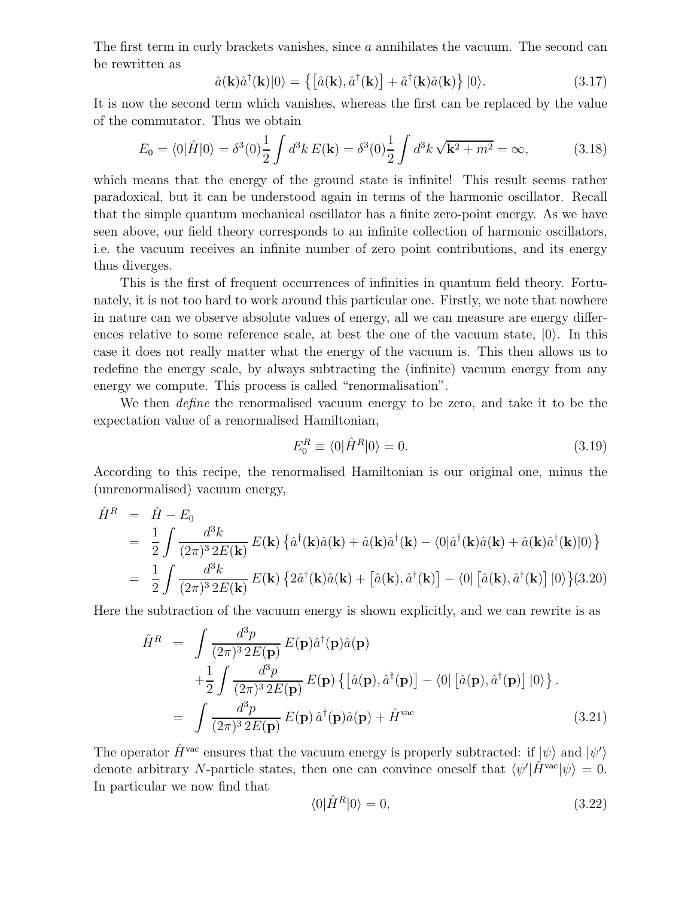The first term in curly brackets vanishes, since $a$ annihilates the vacuum. The second can be rewritten as

$$\hat{a}(\mathbf{k})\hat{a}^\dagger(\mathbf{k})|0\rangle = \left\{\left[\hat{a}(\mathbf{k}), \hat{a}^\dagger(\mathbf{k})\right] + \hat{a}^\dagger(\mathbf{k})\hat{a}(\mathbf{k})\right\}|0\rangle. \tag{3.17}$$

It is now the second term which vanishes, whereas the first can be replaced by the value of the commutator. Thus we obtain

$$E_0 = \langle 0|\hat{H}|0\rangle = \delta^3(0)\frac{1}{2}\int d^3k\, E(\mathbf{k}) = \delta^3(0)\frac{1}{2}\int d^3k\, \sqrt{\mathbf{k}^2 + m^2} = \infty, \tag{3.18}$$

which means that the energy of the ground state is infinite! This result seems rather paradoxical, but it can be understood again in terms of the harmonic oscillator. Recall that the simple quantum mechanical oscillator has a finite zero-point energy. As we have seen above, our field theory corresponds to an infinite collection of harmonic oscillators, i.e. the vacuum receives an infinite number of zero point contributions, and its energy thus diverges.

This is the first of frequent occurrences of infinities in quantum field theory. Fortunately, it is not too hard to work around this particular one. Firstly, we note that nowhere in nature can we observe absolute values of energy, all we can measure are energy differences relative to some reference scale, at best the one of the vacuum state, $|0\rangle$. In this case it does not really matter what the energy of the vacuum is. This then allows us to redefine the energy scale, by always subtracting the (infinite) vacuum energy from any energy we compute. This process is called "renormalisation".

We then *define* the renormalised vacuum energy to be zero, and take it to be the expectation value of a renormalised Hamiltonian,

$$E_0^R \equiv \langle 0|\hat{H}^R|0\rangle = 0. \tag{3.19}$$

According to this recipe, the renormalised Hamiltonian is our original one, minus the (unrenormalised) vacuum energy,

$$\begin{aligned}
\hat{H}^R &= \hat{H} - E_0 \\
&= \frac{1}{2}\int \frac{d^3k}{(2\pi)^3\, 2E(\mathbf{k})}\, E(\mathbf{k}) \left\{\hat{a}^\dagger(\mathbf{k})\hat{a}(\mathbf{k}) + \hat{a}(\mathbf{k})\hat{a}^\dagger(\mathbf{k}) - \langle 0|\hat{a}^\dagger(\mathbf{k})\hat{a}(\mathbf{k}) + \hat{a}(\mathbf{k})\hat{a}^\dagger(\mathbf{k})|0\rangle\right\} \\
&= \frac{1}{2}\int \frac{d^3k}{(2\pi)^3\, 2E(\mathbf{k})}\, E(\mathbf{k}) \left\{2\hat{a}^\dagger(\mathbf{k})\hat{a}(\mathbf{k}) + \left[\hat{a}(\mathbf{k}), \hat{a}^\dagger(\mathbf{k})\right] - \langle 0|\left[\hat{a}(\mathbf{k}), \hat{a}^\dagger(\mathbf{k})\right]|0\rangle\right\}
\end{aligned} \tag{3.20}$$

Here the subtraction of the vacuum energy is shown explicitly, and we can rewrite is as

$$\begin{aligned}
\hat{H}^R &= \int \frac{d^3p}{(2\pi)^3\, 2E(\mathbf{p})}\, E(\mathbf{p})\hat{a}^\dagger(\mathbf{p})\hat{a}(\mathbf{p}) \\
&\quad + \frac{1}{2}\int \frac{d^3p}{(2\pi)^3\, 2E(\mathbf{p})}\, E(\mathbf{p}) \left\{\left[\hat{a}(\mathbf{p}), \hat{a}^\dagger(\mathbf{p})\right] - \langle 0|\left[\hat{a}(\mathbf{p}), \hat{a}^\dagger(\mathbf{p})\right]|0\rangle\right\}. \\
&= \int \frac{d^3p}{(2\pi)^3\, 2E(\mathbf{p})}\, E(\mathbf{p})\, \hat{a}^\dagger(\mathbf{p})\hat{a}(\mathbf{p}) + \hat{H}^{\rm vac}
\end{aligned} \tag{3.21}$$

The operator $\hat{H}^{\rm vac}$ ensures that the vacuum energy is properly subtracted: if $|\psi\rangle$ and $|\psi'\rangle$ denote arbitrary $N$-particle states, then one can convince oneself that $\langle\psi'|\hat{H}^{\rm vac}|\psi\rangle = 0$. In particular we now find that

$$\langle 0|\hat{H}^R|0\rangle = 0, \tag{3.22}$$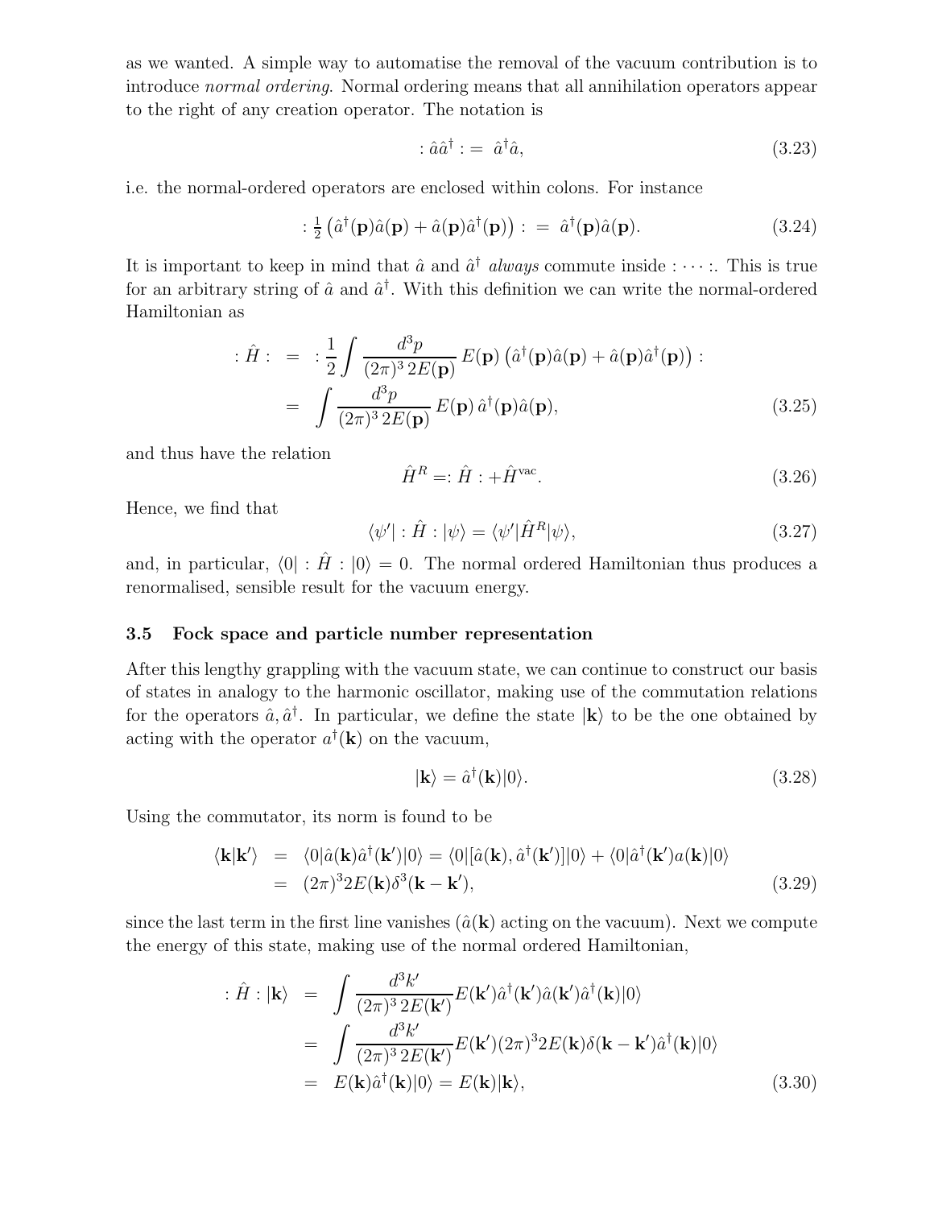as we wanted. A simple way to automatise the removal of the vacuum contribution is to introduce *normal ordering*. Normal ordering means that all annihilation operators appear to the right of any creation operator. The notation is

$$: \hat{a}\hat{a}^\dagger : = \ \hat{a}^\dagger \hat{a}, \tag{3.23}$$

i.e. the normal-ordered operators are enclosed within colons. For instance

$$: \tfrac{1}{2}\left(\hat{a}^\dagger(\mathbf{p})\hat{a}(\mathbf{p}) + \hat{a}(\mathbf{p})\hat{a}^\dagger(\mathbf{p})\right) : \ = \ \hat{a}^\dagger(\mathbf{p})\hat{a}(\mathbf{p}). \tag{3.24}$$

It is important to keep in mind that $\hat{a}$ and $\hat{a}^\dagger$ *always* commute inside $: \cdots :$. This is true for an arbitrary string of $\hat{a}$ and $\hat{a}^\dagger$. With this definition we can write the normal-ordered Hamiltonian as

$$\begin{aligned} : \hat{H} : \ &= \ : \frac{1}{2} \int \frac{d^3p}{(2\pi)^3\, 2E(\mathbf{p})}\, E(\mathbf{p}) \left(\hat{a}^\dagger(\mathbf{p})\hat{a}(\mathbf{p}) + \hat{a}(\mathbf{p})\hat{a}^\dagger(\mathbf{p})\right) : \\ &= \ \int \frac{d^3p}{(2\pi)^3\, 2E(\mathbf{p})}\, E(\mathbf{p})\, \hat{a}^\dagger(\mathbf{p})\hat{a}(\mathbf{p}), \end{aligned} \tag{3.25}$$

and thus have the relation

$$\hat{H}^R =: \hat{H} : + \hat{H}^{\text{vac}}. \tag{3.26}$$

Hence, we find that

$$\langle \psi' | : \hat{H} : | \psi \rangle = \langle \psi' | \hat{H}^R | \psi \rangle, \tag{3.27}$$

and, in particular, $\langle 0 | : \hat{H} : | 0 \rangle = 0$. The normal ordered Hamiltonian thus produces a renormalised, sensible result for the vacuum energy.

### 3.5 Fock space and particle number representation

After this lengthy grappling with the vacuum state, we can continue to construct our basis of states in analogy to the harmonic oscillator, making use of the commutation relations for the operators $\hat{a}, \hat{a}^\dagger$. In particular, we define the state $|\mathbf{k}\rangle$ to be the one obtained by acting with the operator $a^\dagger(\mathbf{k})$ on the vacuum,

$$|\mathbf{k}\rangle = \hat{a}^\dagger(\mathbf{k})|0\rangle. \tag{3.28}$$

Using the commutator, its norm is found to be

$$\begin{aligned} \langle \mathbf{k} | \mathbf{k}' \rangle \ &= \ \langle 0 | \hat{a}(\mathbf{k}) \hat{a}^\dagger(\mathbf{k}') | 0 \rangle = \langle 0 | [\hat{a}(\mathbf{k}), \hat{a}^\dagger(\mathbf{k}')] | 0 \rangle + \langle 0 | \hat{a}^\dagger(\mathbf{k}') a(\mathbf{k}) | 0 \rangle \\ &= \ (2\pi)^3 2E(\mathbf{k}) \delta^3(\mathbf{k} - \mathbf{k}'), \end{aligned} \tag{3.29}$$

since the last term in the first line vanishes ($\hat{a}(\mathbf{k})$ acting on the vacuum). Next we compute the energy of this state, making use of the normal ordered Hamiltonian,

$$\begin{aligned} : \hat{H} : |\mathbf{k}\rangle \ &= \ \int \frac{d^3k'}{(2\pi)^3\, 2E(\mathbf{k}')} E(\mathbf{k}') \hat{a}^\dagger(\mathbf{k}') \hat{a}(\mathbf{k}') \hat{a}^\dagger(\mathbf{k}) |0\rangle \\ &= \ \int \frac{d^3k'}{(2\pi)^3\, 2E(\mathbf{k}')} E(\mathbf{k}') (2\pi)^3 2E(\mathbf{k}) \delta(\mathbf{k} - \mathbf{k}') \hat{a}^\dagger(\mathbf{k}) |0\rangle \\ &= \ E(\mathbf{k}) \hat{a}^\dagger(\mathbf{k}) |0\rangle = E(\mathbf{k}) |\mathbf{k}\rangle, \end{aligned} \tag{3.30}$$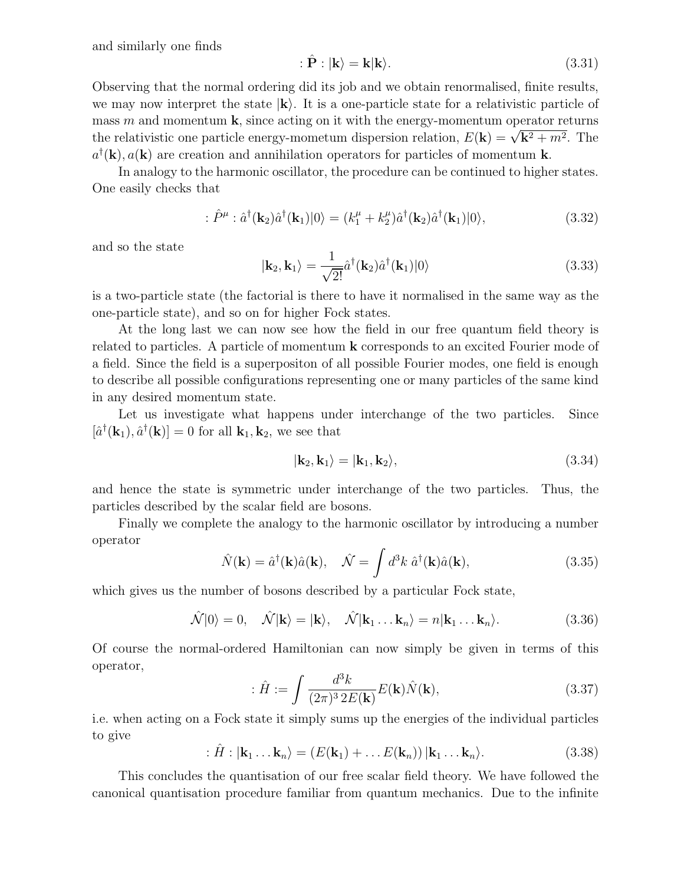and similarly one finds

$$: \hat{\mathbf{P}} : |\mathbf{k}\rangle = \mathbf{k}|\mathbf{k}\rangle. \tag{3.31}$$

Observing that the normal ordering did its job and we obtain renormalised, finite results, we may now interpret the state $|\mathbf{k}\rangle$. It is a one-particle state for a relativistic particle of mass $m$ and momentum $\mathbf{k}$, since acting on it with the energy-momentum operator returns the relativistic one particle energy-mometum dispersion relation, $E(\mathbf{k}) = \sqrt{\mathbf{k}^2 + m^2}$. The $a^\dagger(\mathbf{k}), a(\mathbf{k})$ are creation and annihilation operators for particles of momentum $\mathbf{k}$.

In analogy to the harmonic oscillator, the procedure can be continued to higher states. One easily checks that

$$: \hat{P}^\mu : \hat{a}^\dagger(\mathbf{k}_2)\hat{a}^\dagger(\mathbf{k}_1)|0\rangle = (k_1^\mu + k_2^\mu)\hat{a}^\dagger(\mathbf{k}_2)\hat{a}^\dagger(\mathbf{k}_1)|0\rangle, \tag{3.32}$$

and so the state

$$|\mathbf{k}_2, \mathbf{k}_1\rangle = \frac{1}{\sqrt{2!}}\hat{a}^\dagger(\mathbf{k}_2)\hat{a}^\dagger(\mathbf{k}_1)|0\rangle \tag{3.33}$$

is a two-particle state (the factorial is there to have it normalised in the same way as the one-particle state), and so on for higher Fock states.

At the long last we can now see how the field in our free quantum field theory is related to particles. A particle of momentum $\mathbf{k}$ corresponds to an excited Fourier mode of a field. Since the field is a superpositon of all possible Fourier modes, one field is enough to describe all possible configurations representing one or many particles of the same kind in any desired momentum state.

Let us investigate what happens under interchange of the two particles. Since $[\hat{a}^\dagger(\mathbf{k}_1), \hat{a}^\dagger(\mathbf{k})] = 0$ for all $\mathbf{k}_1, \mathbf{k}_2$, we see that

$$|\mathbf{k}_2, \mathbf{k}_1\rangle = |\mathbf{k}_1, \mathbf{k}_2\rangle, \tag{3.34}$$

and hence the state is symmetric under interchange of the two particles. Thus, the particles described by the scalar field are bosons.

Finally we complete the analogy to the harmonic oscillator by introducing a number operator

$$\hat{N}(\mathbf{k}) = \hat{a}^\dagger(\mathbf{k})\hat{a}(\mathbf{k}), \quad \hat{\mathcal{N}} = \int d^3k \; \hat{a}^\dagger(\mathbf{k})\hat{a}(\mathbf{k}), \tag{3.35}$$

which gives us the number of bosons described by a particular Fock state,

$$\hat{\mathcal{N}}|0\rangle = 0, \quad \hat{\mathcal{N}}|\mathbf{k}\rangle = |\mathbf{k}\rangle, \quad \hat{\mathcal{N}}|\mathbf{k}_1 \ldots \mathbf{k}_n\rangle = n|\mathbf{k}_1 \ldots \mathbf{k}_n\rangle. \tag{3.36}$$

Of course the normal-ordered Hamiltonian can now simply be given in terms of this operator,

$$: \hat{H} := \int \frac{d^3k}{(2\pi)^3\, 2E(\mathbf{k})} E(\mathbf{k})\hat{N}(\mathbf{k}), \tag{3.37}$$

i.e. when acting on a Fock state it simply sums up the energies of the individual particles to give

$$: \hat{H} : |\mathbf{k}_1 \ldots \mathbf{k}_n\rangle = (E(\mathbf{k}_1) + \ldots E(\mathbf{k}_n))\, |\mathbf{k}_1 \ldots \mathbf{k}_n\rangle. \tag{3.38}$$

This concludes the quantisation of our free scalar field theory. We have followed the canonical quantisation procedure familiar from quantum mechanics. Due to the infinite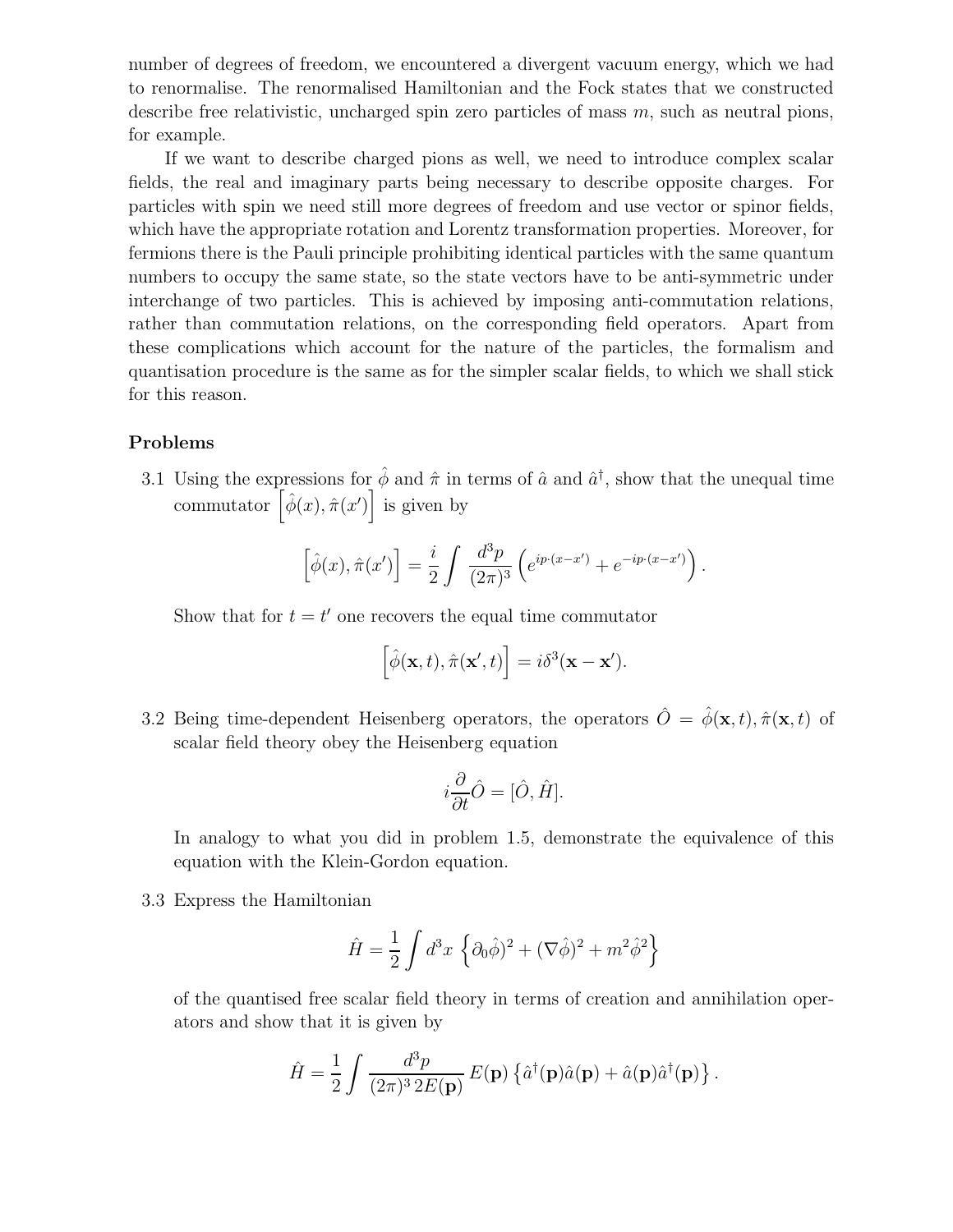number of degrees of freedom, we encountered a divergent vacuum energy, which we had to renormalise. The renormalised Hamiltonian and the Fock states that we constructed describe free relativistic, uncharged spin zero particles of mass $m$, such as neutral pions, for example.

If we want to describe charged pions as well, we need to introduce complex scalar fields, the real and imaginary parts being necessary to describe opposite charges. For particles with spin we need still more degrees of freedom and use vector or spinor fields, which have the appropriate rotation and Lorentz transformation properties. Moreover, for fermions there is the Pauli principle prohibiting identical particles with the same quantum numbers to occupy the same state, so the state vectors have to be anti-symmetric under interchange of two particles. This is achieved by imposing anti-commutation relations, rather than commutation relations, on the corresponding field operators. Apart from these complications which account for the nature of the particles, the formalism and quantisation procedure is the same as for the simpler scalar fields, to which we shall stick for this reason.

**Problems**

3.1 Using the expressions for $\hat{\phi}$ and $\hat{\pi}$ in terms of $\hat{a}$ and $\hat{a}^\dagger$, show that the unequal time commutator $\left[\hat{\phi}(x), \hat{\pi}(x')\right]$ is given by

$$\left[\hat{\phi}(x), \hat{\pi}(x')\right] = \frac{i}{2} \int \frac{d^3p}{(2\pi)^3} \left(e^{ip\cdot(x-x')} + e^{-ip\cdot(x-x')}\right).$$

Show that for $t = t'$ one recovers the equal time commutator

$$\left[\hat{\phi}(\mathbf{x}, t), \hat{\pi}(\mathbf{x}', t)\right] = i\delta^3(\mathbf{x} - \mathbf{x}').$$

3.2 Being time-dependent Heisenberg operators, the operators $\hat{O} = \hat{\phi}(\mathbf{x}, t), \hat{\pi}(\mathbf{x}, t)$ of scalar field theory obey the Heisenberg equation

$$i\frac{\partial}{\partial t}\hat{O} = [\hat{O}, \hat{H}].$$

In analogy to what you did in problem 1.5, demonstrate the equivalence of this equation with the Klein-Gordon equation.

3.3 Express the Hamiltonian

$$\hat{H} = \frac{1}{2} \int d^3x \left\{ (\partial_0 \hat{\phi})^2 + (\nabla \hat{\phi})^2 + m^2 \hat{\phi}^2 \right\}$$

of the quantised free scalar field theory in terms of creation and annihilation operators and show that it is given by

$$\hat{H} = \frac{1}{2} \int \frac{d^3p}{(2\pi)^3\, 2E(\mathbf{p})}\, E(\mathbf{p}) \left\{ \hat{a}^\dagger(\mathbf{p})\hat{a}(\mathbf{p}) + \hat{a}(\mathbf{p})\hat{a}^\dagger(\mathbf{p}) \right\}.$$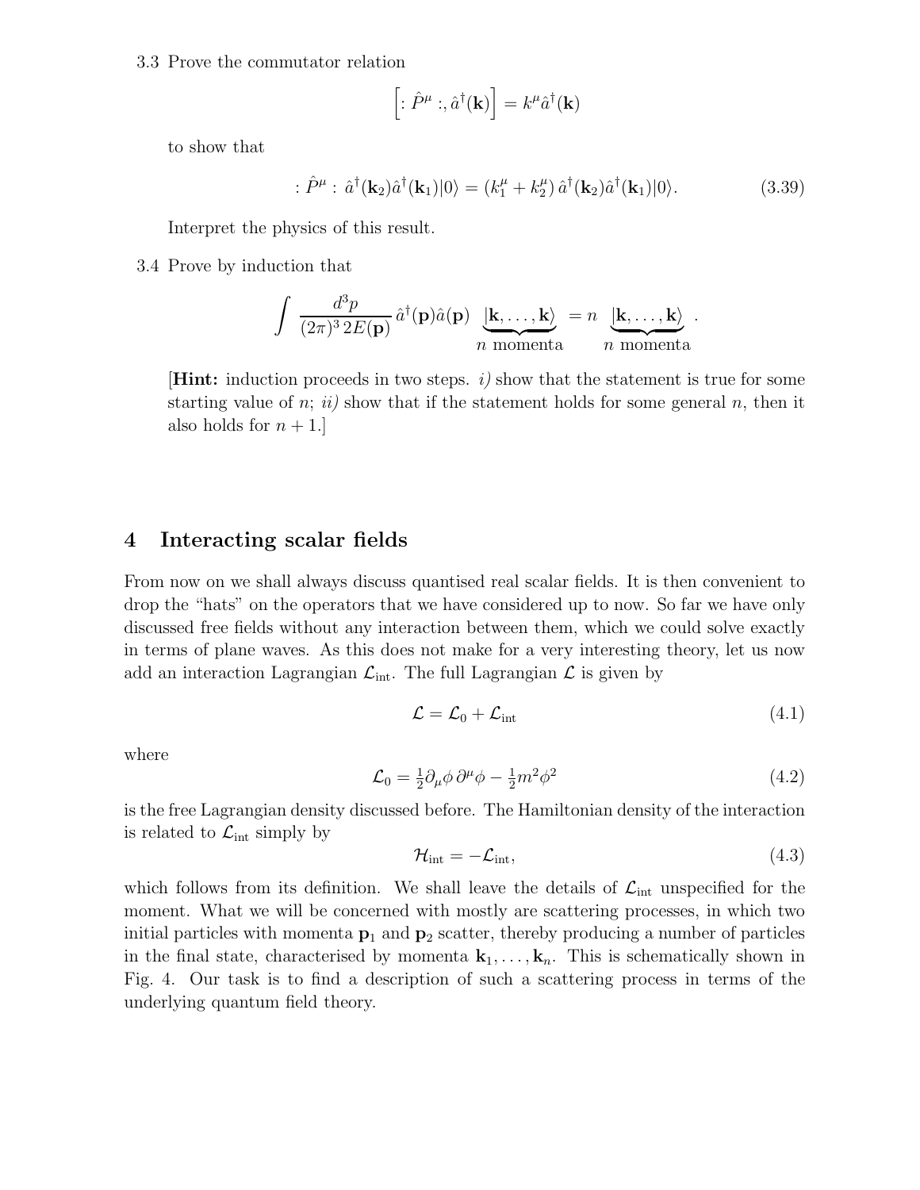3.3 Prove the commutator relation

$$\left[:\hat{P}^\mu:, \hat{a}^\dagger(\mathbf{k})\right] = k^\mu \hat{a}^\dagger(\mathbf{k})$$

to show that

$$:\hat{P}^\mu:\ \hat{a}^\dagger(\mathbf{k}_2)\hat{a}^\dagger(\mathbf{k}_1)|0\rangle = (k_1^\mu + k_2^\mu)\, \hat{a}^\dagger(\mathbf{k}_2)\hat{a}^\dagger(\mathbf{k}_1)|0\rangle. \tag{3.39}$$

Interpret the physics of this result.

3.4 Prove by induction that

$$\int \frac{d^3p}{(2\pi)^3\, 2E(\mathbf{p})}\, \hat{a}^\dagger(\mathbf{p})\hat{a}(\mathbf{p}) \underbrace{|\mathbf{k},\ldots,\mathbf{k}\rangle}_{n \text{ momenta}} = n \underbrace{|\mathbf{k},\ldots,\mathbf{k}\rangle}_{n \text{ momenta}}.$$

[**Hint:** induction proceeds in two steps. *i)* show that the statement is true for some starting value of $n$; *ii)* show that if the statement holds for some general $n$, then it also holds for $n+1$.]

## 4 Interacting scalar fields

From now on we shall always discuss quantised real scalar fields. It is then convenient to drop the "hats" on the operators that we have considered up to now. So far we have only discussed free fields without any interaction between them, which we could solve exactly in terms of plane waves. As this does not make for a very interesting theory, let us now add an interaction Lagrangian $\mathcal{L}_{\text{int}}$. The full Lagrangian $\mathcal{L}$ is given by

$$\mathcal{L} = \mathcal{L}_0 + \mathcal{L}_{\text{int}} \tag{4.1}$$

where

$$\mathcal{L}_0 = \tfrac{1}{2}\partial_\mu\phi\,\partial^\mu\phi - \tfrac{1}{2}m^2\phi^2 \tag{4.2}$$

is the free Lagrangian density discussed before. The Hamiltonian density of the interaction is related to $\mathcal{L}_{\text{int}}$ simply by

$$\mathcal{H}_{\text{int}} = -\mathcal{L}_{\text{int}}, \tag{4.3}$$

which follows from its definition. We shall leave the details of $\mathcal{L}_{\text{int}}$ unspecified for the moment. What we will be concerned with mostly are scattering processes, in which two initial particles with momenta $\mathbf{p}_1$ and $\mathbf{p}_2$ scatter, thereby producing a number of particles in the final state, characterised by momenta $\mathbf{k}_1,\ldots,\mathbf{k}_n$. This is schematically shown in Fig. 4. Our task is to find a description of such a scattering process in terms of the underlying quantum field theory.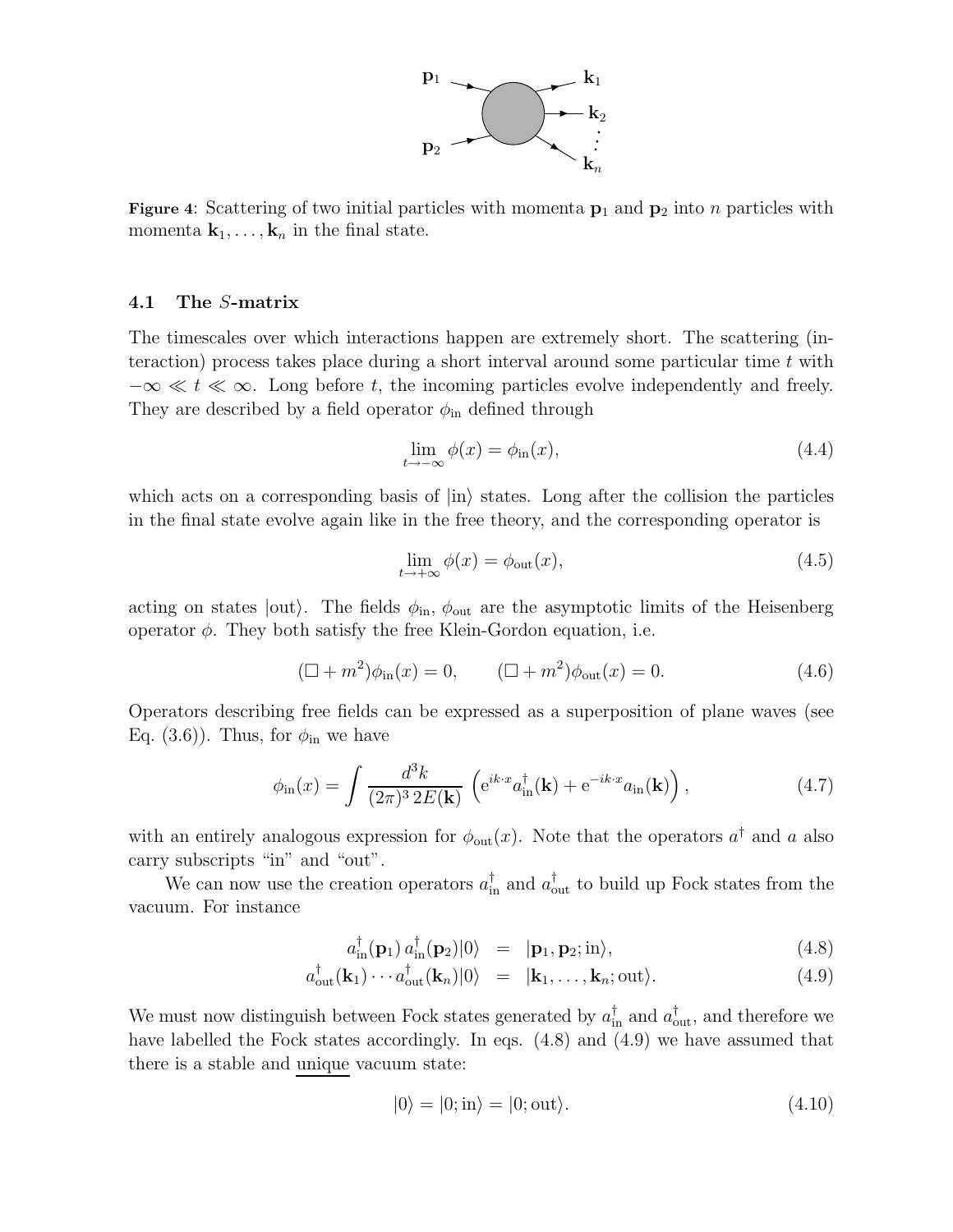**Figure 4**: Scattering of two initial particles with momenta $\mathbf{p}_1$ and $\mathbf{p}_2$ into $n$ particles with momenta $\mathbf{k}_1, \ldots, \mathbf{k}_n$ in the final state.

### 4.1 The $S$-matrix

The timescales over which interactions happen are extremely short. The scattering (interaction) process takes place during a short interval around some particular time $t$ with $-\infty \ll t \ll \infty$. Long before $t$, the incoming particles evolve independently and freely. They are described by a field operator $\phi_{\text{in}}$ defined through

$$\lim_{t \to -\infty} \phi(x) = \phi_{\text{in}}(x), \tag{4.4}$$

which acts on a corresponding basis of $|\text{in}\rangle$ states. Long after the collision the particles in the final state evolve again like in the free theory, and the corresponding operator is

$$\lim_{t \to +\infty} \phi(x) = \phi_{\text{out}}(x), \tag{4.5}$$

acting on states $|\text{out}\rangle$. The fields $\phi_{\text{in}}$, $\phi_{\text{out}}$ are the asymptotic limits of the Heisenberg operator $\phi$. They both satisfy the free Klein-Gordon equation, i.e.

$$(\Box + m^2)\phi_{\text{in}}(x) = 0, \qquad (\Box + m^2)\phi_{\text{out}}(x) = 0. \tag{4.6}$$

Operators describing free fields can be expressed as a superposition of plane waves (see Eq. (3.6)). Thus, for $\phi_{\text{in}}$ we have

$$\phi_{\text{in}}(x) = \int \frac{d^3k}{(2\pi)^3\, 2E(\mathbf{k})} \left( \mathrm{e}^{ik\cdot x} a_{\text{in}}^\dagger(\mathbf{k}) + \mathrm{e}^{-ik\cdot x} a_{\text{in}}(\mathbf{k}) \right), \tag{4.7}$$

with an entirely analogous expression for $\phi_{\text{out}}(x)$. Note that the operators $a^\dagger$ and $a$ also carry subscripts "in" and "out".

We can now use the creation operators $a_{\text{in}}^\dagger$ and $a_{\text{out}}^\dagger$ to build up Fock states from the vacuum. For instance

$$a_{\text{in}}^\dagger(\mathbf{p}_1)\, a_{\text{in}}^\dagger(\mathbf{p}_2)|0\rangle \;=\; |\mathbf{p}_1, \mathbf{p}_2; \text{in}\rangle, \tag{4.8}$$

$$a_{\text{out}}^\dagger(\mathbf{k}_1) \cdots a_{\text{out}}^\dagger(\mathbf{k}_n)|0\rangle \;=\; |\mathbf{k}_1, \ldots, \mathbf{k}_n; \text{out}\rangle. \tag{4.9}$$

We must now distinguish between Fock states generated by $a_{\text{in}}^\dagger$ and $a_{\text{out}}^\dagger$, and therefore we have labelled the Fock states accordingly. In eqs. (4.8) and (4.9) we have assumed that there is a stable and unique vacuum state:

$$|0\rangle = |0; \text{in}\rangle = |0; \text{out}\rangle. \tag{4.10}$$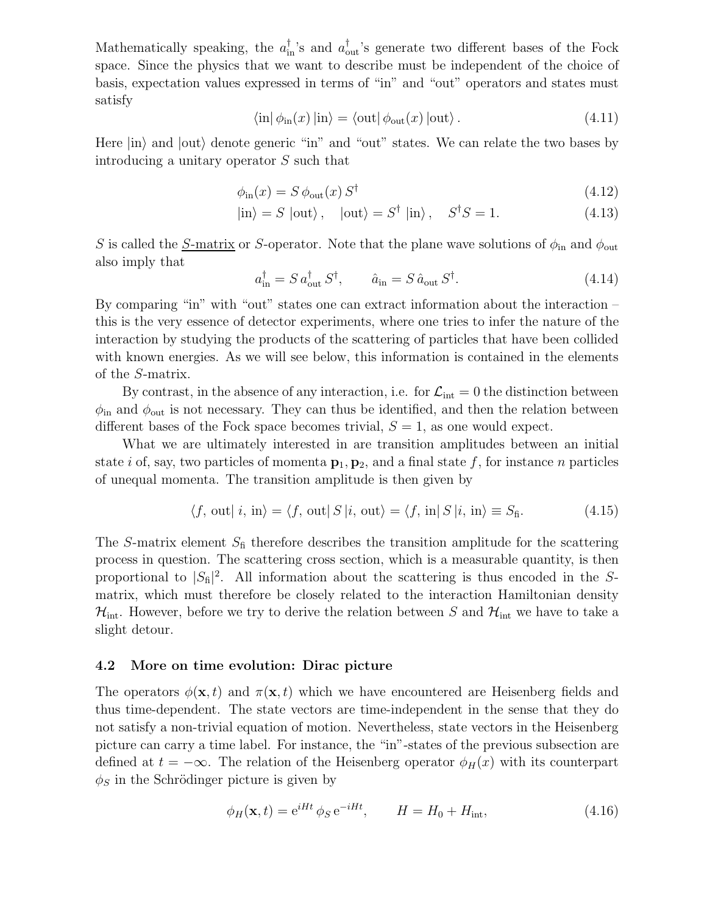Mathematically speaking, the $a_{\rm in}^\dagger$'s and $a_{\rm out}^\dagger$'s generate two different bases of the Fock space. Since the physics that we want to describe must be independent of the choice of basis, expectation values expressed in terms of "in" and "out" operators and states must satisfy

$$\langle \text{in}|\, \phi_{\rm in}(x)\, |\text{in}\rangle = \langle \text{out}|\, \phi_{\rm out}(x)\, |\text{out}\rangle\,. \tag{4.11}$$

Here $|\text{in}\rangle$ and $|\text{out}\rangle$ denote generic "in" and "out" states. We can relate the two bases by introducing a unitary operator $S$ such that

$$\phi_{\rm in}(x) = S\, \phi_{\rm out}(x)\, S^\dagger \tag{4.12}$$

$$|\text{in}\rangle = S\ |\text{out}\rangle\,, \quad |\text{out}\rangle = S^\dagger\ |\text{in}\rangle\,, \quad S^\dagger S = 1. \tag{4.13}$$

$S$ is called the <u>$S$-matrix</u> or $S$-operator. Note that the plane wave solutions of $\phi_{\rm in}$ and $\phi_{\rm out}$ also imply that

$$a_{\rm in}^\dagger = S\, a_{\rm out}^\dagger\, S^\dagger, \qquad \hat{a}_{\rm in} = S\, \hat{a}_{\rm out}\, S^\dagger. \tag{4.14}$$

By comparing "in" with "out" states one can extract information about the interaction – this is the very essence of detector experiments, where one tries to infer the nature of the interaction by studying the products of the scattering of particles that have been collided with known energies. As we will see below, this information is contained in the elements of the $S$-matrix.

By contrast, in the absence of any interaction, i.e. for $\mathcal{L}_{\rm int} = 0$ the distinction between $\phi_{\rm in}$ and $\phi_{\rm out}$ is not necessary. They can thus be identified, and then the relation between different bases of the Fock space becomes trivial, $S = 1$, as one would expect.

What we are ultimately interested in are transition amplitudes between an initial state $i$ of, say, two particles of momenta $\mathbf{p}_1, \mathbf{p}_2$, and a final state $f$, for instance $n$ particles of unequal momenta. The transition amplitude is then given by

$$\langle f,\, \text{out}|\ i,\, \text{in}\rangle = \langle f,\, \text{out}|\, S\, |i,\, \text{out}\rangle = \langle f,\, \text{in}|\, S\, |i,\, \text{in}\rangle \equiv S_{\rm fi}. \tag{4.15}$$

The $S$-matrix element $S_{\rm fi}$ therefore describes the transition amplitude for the scattering process in question. The scattering cross section, which is a measurable quantity, is then proportional to $|S_{\rm fi}|^2$. All information about the scattering is thus encoded in the $S$-matrix, which must therefore be closely related to the interaction Hamiltonian density $\mathcal{H}_{\rm int}$. However, before we try to derive the relation between $S$ and $\mathcal{H}_{\rm int}$ we have to take a slight detour.

### 4.2 More on time evolution: Dirac picture

The operators $\phi(\mathbf{x}, t)$ and $\pi(\mathbf{x}, t)$ which we have encountered are Heisenberg fields and thus time-dependent. The state vectors are time-independent in the sense that they do not satisfy a non-trivial equation of motion. Nevertheless, state vectors in the Heisenberg picture can carry a time label. For instance, the "in"-states of the previous subsection are defined at $t = -\infty$. The relation of the Heisenberg operator $\phi_H(x)$ with its counterpart $\phi_S$ in the Schrödinger picture is given by

$$\phi_H(\mathbf{x}, t) = \mathrm{e}^{iHt}\, \phi_S\, \mathrm{e}^{-iHt}, \qquad H = H_0 + H_{\rm int}, \tag{4.16}$$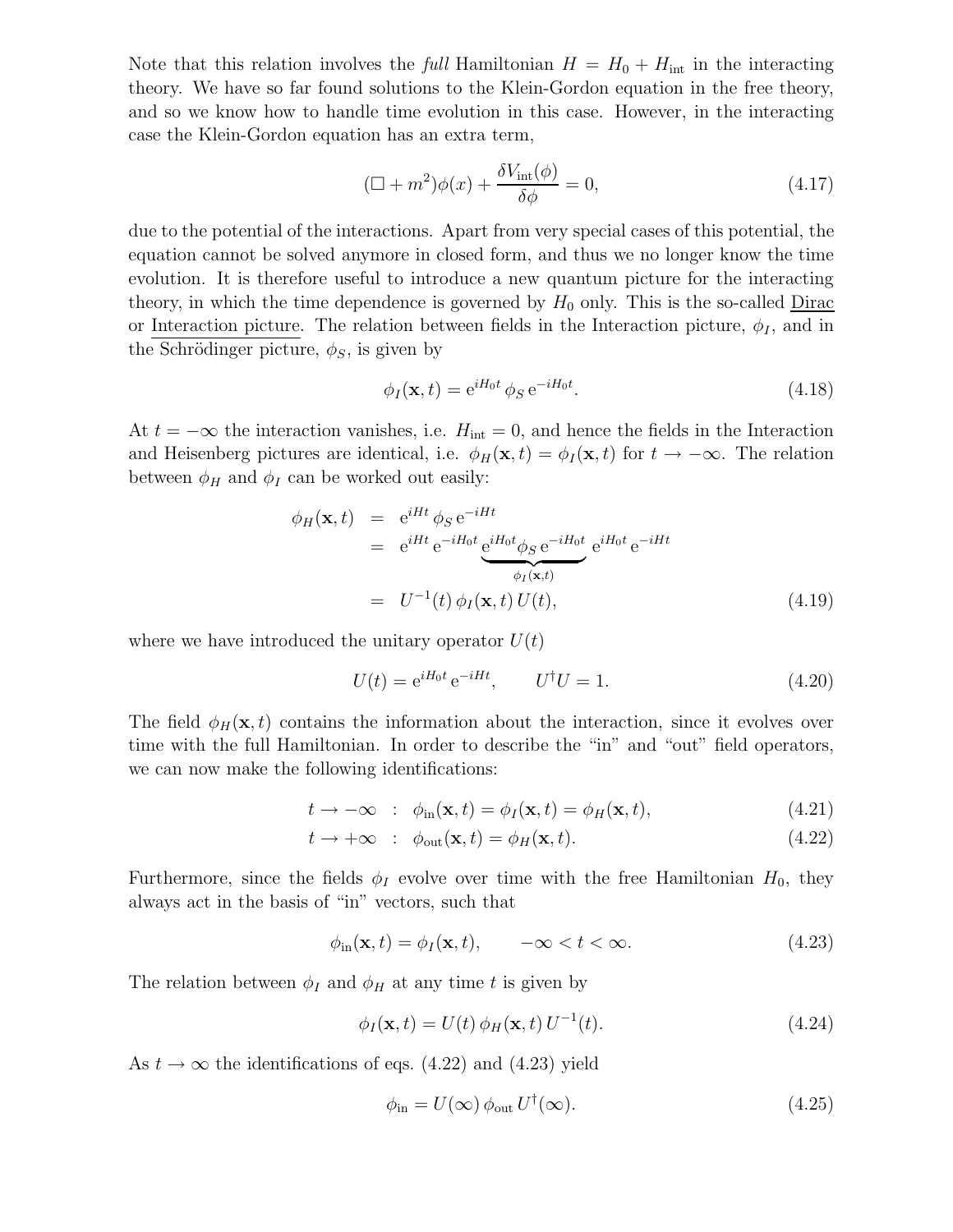Note that this relation involves the *full* Hamiltonian $H = H_0 + H_{\text{int}}$ in the interacting theory. We have so far found solutions to the Klein-Gordon equation in the free theory, and so we know how to handle time evolution in this case. However, in the interacting case the Klein-Gordon equation has an extra term,

$$(\Box + m^2)\phi(x) + \frac{\delta V_{\text{int}}(\phi)}{\delta\phi} = 0, \tag{4.17}$$

due to the potential of the interactions. Apart from very special cases of this potential, the equation cannot be solved anymore in closed form, and thus we no longer know the time evolution. It is therefore useful to introduce a new quantum picture for the interacting theory, in which the time dependence is governed by $H_0$ only. This is the so-called Dirac or Interaction picture. The relation between fields in the Interaction picture, $\phi_I$, and in the Schrödinger picture, $\phi_S$, is given by

$$\phi_I(\mathbf{x}, t) = \mathrm{e}^{iH_0 t}\, \phi_S\, \mathrm{e}^{-iH_0 t}. \tag{4.18}$$

At $t = -\infty$ the interaction vanishes, i.e. $H_{\text{int}} = 0$, and hence the fields in the Interaction and Heisenberg pictures are identical, i.e. $\phi_H(\mathbf{x}, t) = \phi_I(\mathbf{x}, t)$ for $t \to -\infty$. The relation between $\phi_H$ and $\phi_I$ can be worked out easily:

$$\begin{aligned}
\phi_H(\mathbf{x}, t) &= \mathrm{e}^{iHt}\, \phi_S\, \mathrm{e}^{-iHt} \\
&= \mathrm{e}^{iHt}\, \mathrm{e}^{-iH_0 t}\, \underbrace{\mathrm{e}^{iH_0 t} \phi_S\, \mathrm{e}^{-iH_0 t}}_{\phi_I(\mathbf{x},t)}\, \mathrm{e}^{iH_0 t}\, \mathrm{e}^{-iHt} \\
&= U^{-1}(t)\, \phi_I(\mathbf{x}, t)\, U(t),
\end{aligned} \tag{4.19}$$

where we have introduced the unitary operator $U(t)$

$$U(t) = \mathrm{e}^{iH_0 t}\, \mathrm{e}^{-iHt}, \qquad U^\dagger U = 1. \tag{4.20}$$

The field $\phi_H(\mathbf{x}, t)$ contains the information about the interaction, since it evolves over time with the full Hamiltonian. In order to describe the "in" and "out" field operators, we can now make the following identifications:

$$t \to -\infty \quad : \quad \phi_{\text{in}}(\mathbf{x}, t) = \phi_I(\mathbf{x}, t) = \phi_H(\mathbf{x}, t), \tag{4.21}$$

$$t \to +\infty \quad : \quad \phi_{\text{out}}(\mathbf{x}, t) = \phi_H(\mathbf{x}, t). \tag{4.22}$$

Furthermore, since the fields $\phi_I$ evolve over time with the free Hamiltonian $H_0$, they always act in the basis of "in" vectors, such that

$$\phi_{\text{in}}(\mathbf{x}, t) = \phi_I(\mathbf{x}, t), \qquad -\infty < t < \infty. \tag{4.23}$$

The relation between $\phi_I$ and $\phi_H$ at any time $t$ is given by

$$\phi_I(\mathbf{x}, t) = U(t)\, \phi_H(\mathbf{x}, t)\, U^{-1}(t). \tag{4.24}$$

As $t \to \infty$ the identifications of eqs. (4.22) and (4.23) yield

$$\phi_{\text{in}} = U(\infty)\, \phi_{\text{out}}\, U^\dagger(\infty). \tag{4.25}$$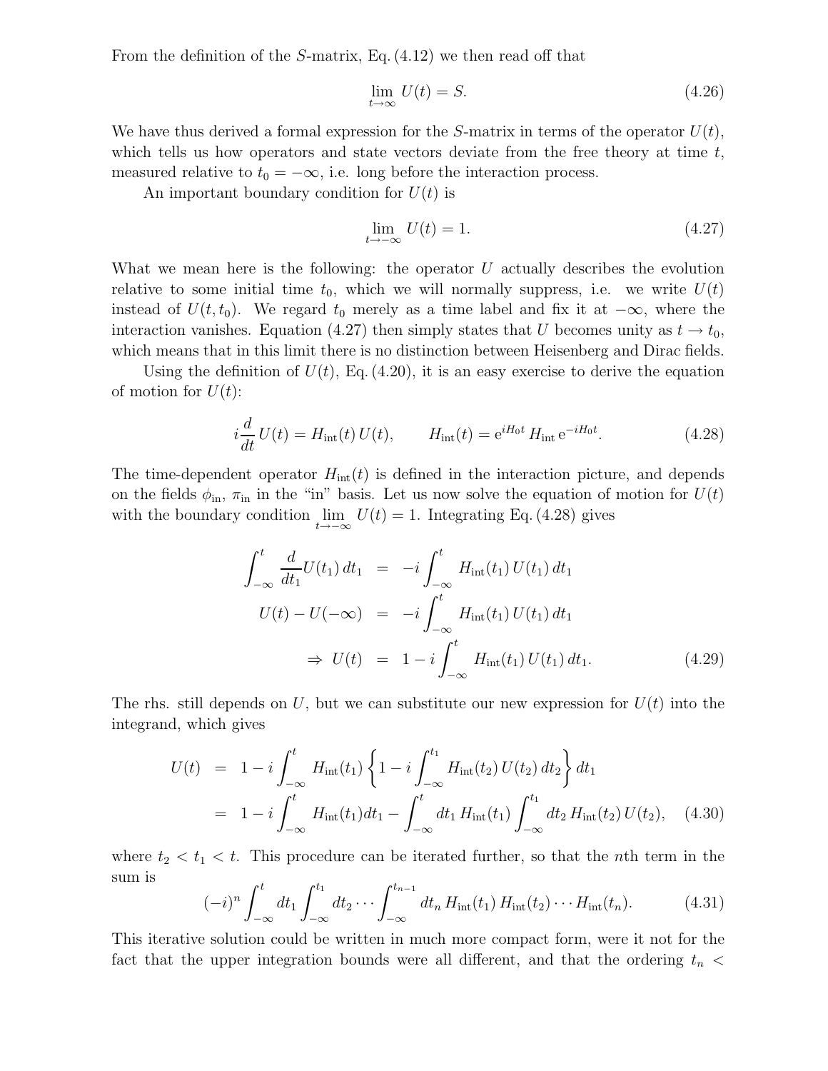From the definition of the $S$-matrix, Eq. (4.12) we then read off that

$$\lim_{t\to\infty} U(t) = S. \tag{4.26}$$

We have thus derived a formal expression for the $S$-matrix in terms of the operator $U(t)$, which tells us how operators and state vectors deviate from the free theory at time $t$, measured relative to $t_0 = -\infty$, i.e. long before the interaction process.

An important boundary condition for $U(t)$ is

$$\lim_{t\to-\infty} U(t) = 1. \tag{4.27}$$

What we mean here is the following: the operator $U$ actually describes the evolution relative to some initial time $t_0$, which we will normally suppress, i.e. we write $U(t)$ instead of $U(t, t_0)$. We regard $t_0$ merely as a time label and fix it at $-\infty$, where the interaction vanishes. Equation (4.27) then simply states that $U$ becomes unity as $t \to t_0$, which means that in this limit there is no distinction between Heisenberg and Dirac fields.

Using the definition of $U(t)$, Eq. (4.20), it is an easy exercise to derive the equation of motion for $U(t)$:

$$i\frac{d}{dt}U(t) = H_{\text{int}}(t)\,U(t), \qquad H_{\text{int}}(t) = \mathrm{e}^{iH_0 t}\,H_{\text{int}}\,\mathrm{e}^{-iH_0 t}. \tag{4.28}$$

The time-dependent operator $H_{\text{int}}(t)$ is defined in the interaction picture, and depends on the fields $\phi_{\text{in}}$, $\pi_{\text{in}}$ in the "in" basis. Let us now solve the equation of motion for $U(t)$ with the boundary condition $\lim\limits_{t\to-\infty} U(t) = 1$. Integrating Eq. (4.28) gives

$$\begin{aligned}
\int_{-\infty}^{t} \frac{d}{dt_1}U(t_1)\,dt_1 &= -i\int_{-\infty}^{t} H_{\text{int}}(t_1)\,U(t_1)\,dt_1 \\
U(t) - U(-\infty) &= -i\int_{-\infty}^{t} H_{\text{int}}(t_1)\,U(t_1)\,dt_1 \\
\Rightarrow\ U(t) &= 1 - i\int_{-\infty}^{t} H_{\text{int}}(t_1)\,U(t_1)\,dt_1.
\end{aligned} \tag{4.29}$$

The rhs. still depends on $U$, but we can substitute our new expression for $U(t)$ into the integrand, which gives

$$\begin{aligned}
U(t) &= 1 - i\int_{-\infty}^{t} H_{\text{int}}(t_1)\left\{1 - i\int_{-\infty}^{t_1} H_{\text{int}}(t_2)\,U(t_2)\,dt_2\right\}dt_1 \\
&= 1 - i\int_{-\infty}^{t} H_{\text{int}}(t_1)dt_1 - \int_{-\infty}^{t} dt_1\,H_{\text{int}}(t_1)\int_{-\infty}^{t_1} dt_2\,H_{\text{int}}(t_2)\,U(t_2),
\end{aligned} \tag{4.30}$$

where $t_2 < t_1 < t$. This procedure can be iterated further, so that the $n$th term in the sum is

$$(-i)^n \int_{-\infty}^{t} dt_1 \int_{-\infty}^{t_1} dt_2 \cdots \int_{-\infty}^{t_{n-1}} dt_n\, H_{\text{int}}(t_1)\,H_{\text{int}}(t_2)\cdots H_{\text{int}}(t_n). \tag{4.31}$$

This iterative solution could be written in much more compact form, were it not for the fact that the upper integration bounds were all different, and that the ordering $t_n <$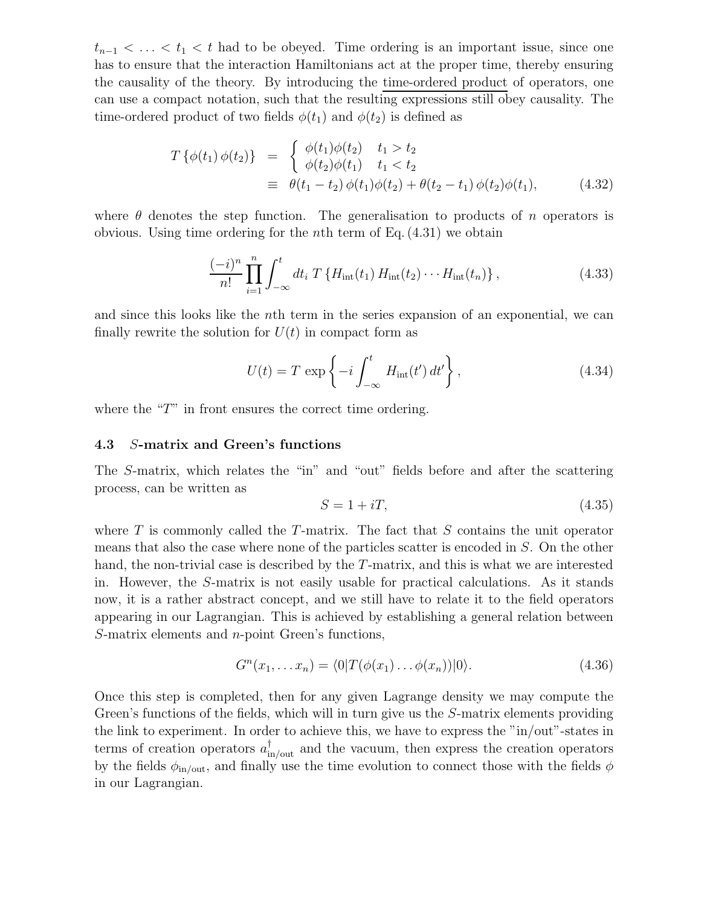$t_{n-1} < \ldots < t_1 < t$ had to be obeyed. Time ordering is an important issue, since one has to ensure that the interaction Hamiltonians act at the proper time, thereby ensuring the causality of the theory. By introducing the time-ordered product of operators, one can use a compact notation, such that the resulting expressions still obey causality. The time-ordered product of two fields $\phi(t_1)$ and $\phi(t_2)$ is defined as

$$
\begin{aligned}
T\{\phi(t_1)\,\phi(t_2)\} &= \begin{cases} \phi(t_1)\phi(t_2) & t_1 > t_2 \\ \phi(t_2)\phi(t_1) & t_1 < t_2 \end{cases} \\
&\equiv \theta(t_1 - t_2)\,\phi(t_1)\phi(t_2) + \theta(t_2 - t_1)\,\phi(t_2)\phi(t_1),
\end{aligned}
\tag{4.32}
$$

where $\theta$ denotes the step function. The generalisation to products of $n$ operators is obvious. Using time ordering for the $n$th term of Eq. (4.31) we obtain

$$
\frac{(-i)^n}{n!}\prod_{i=1}^{n}\int_{-\infty}^{t} dt_i \; T\{H_{\text{int}}(t_1)\,H_{\text{int}}(t_2)\cdots H_{\text{int}}(t_n)\}, \tag{4.33}
$$

and since this looks like the $n$th term in the series expansion of an exponential, we can finally rewrite the solution for $U(t)$ in compact form as

$$
U(t) = T\,\exp\left\{-i\int_{-\infty}^{t} H_{\text{int}}(t')\,dt'\right\}, \tag{4.34}
$$

where the "$T$" in front ensures the correct time ordering.

### 4.3 $S$-matrix and Green's functions

The $S$-matrix, which relates the "in" and "out" fields before and after the scattering process, can be written as

$$
S = 1 + iT, \tag{4.35}
$$

where $T$ is commonly called the $T$-matrix. The fact that $S$ contains the unit operator means that also the case where none of the particles scatter is encoded in $S$. On the other hand, the non-trivial case is described by the $T$-matrix, and this is what we are interested in. However, the $S$-matrix is not easily usable for practical calculations. As it stands now, it is a rather abstract concept, and we still have to relate it to the field operators appearing in our Lagrangian. This is achieved by establishing a general relation between $S$-matrix elements and $n$-point Green's functions,

$$
G^n(x_1, \ldots x_n) = \langle 0|T(\phi(x_1)\ldots\phi(x_n))|0\rangle. \tag{4.36}
$$

Once this step is completed, then for any given Lagrange density we may compute the Green's functions of the fields, which will in turn give us the $S$-matrix elements providing the link to experiment. In order to achieve this, we have to express the "in/out"-states in terms of creation operators $a^\dagger_{\text{in/out}}$ and the vacuum, then express the creation operators by the fields $\phi_{\text{in/out}}$, and finally use the time evolution to connect those with the fields $\phi$ in our Lagrangian.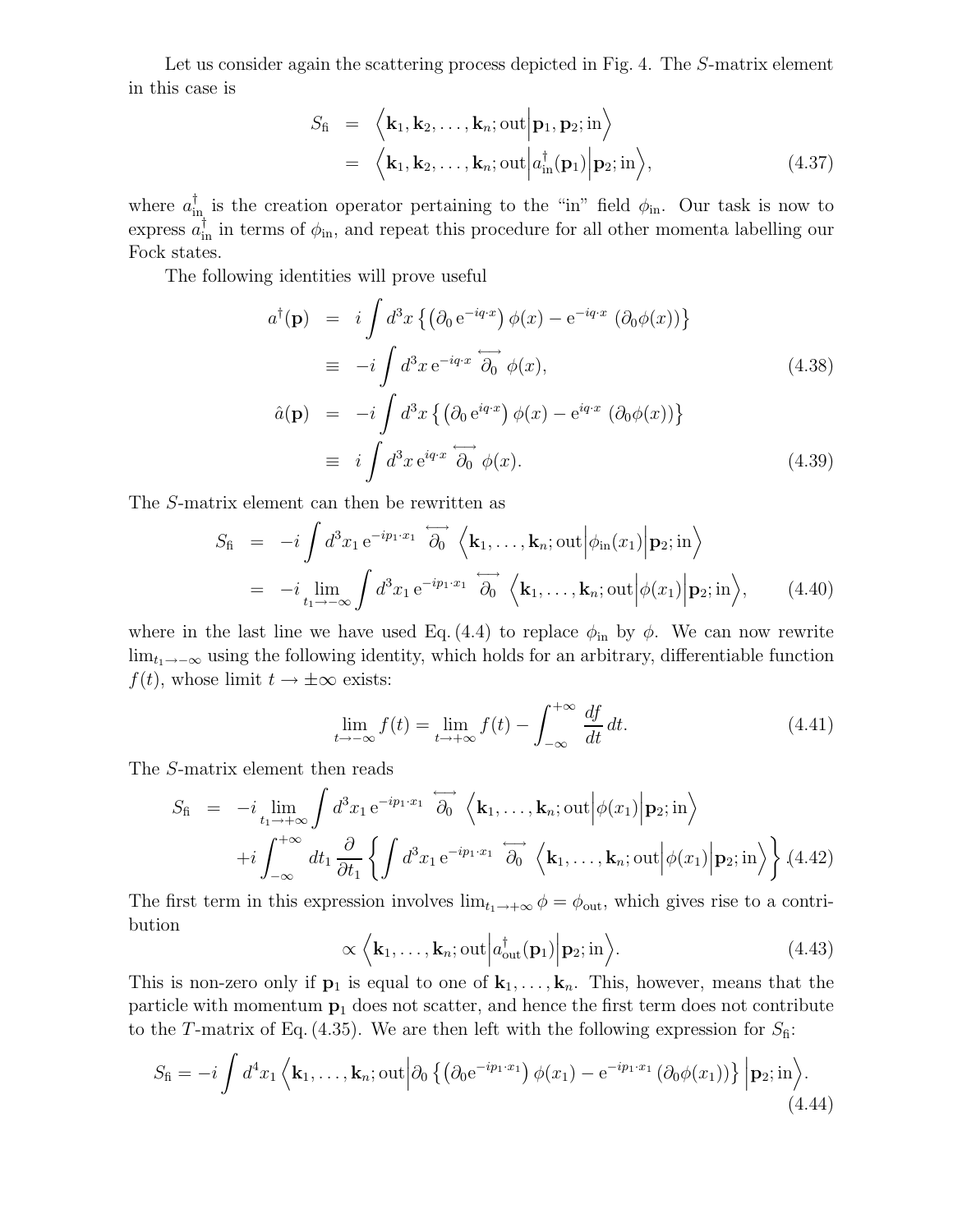Let us consider again the scattering process depicted in Fig. 4. The $S$-matrix element in this case is

$$
\begin{aligned}
S_{\rm fi} &= \Big\langle \mathbf{k}_1, \mathbf{k}_2, \ldots, \mathbf{k}_n; \text{out}\Big|\mathbf{p}_1, \mathbf{p}_2; \text{in}\Big\rangle \\
&= \Big\langle \mathbf{k}_1, \mathbf{k}_2, \ldots, \mathbf{k}_n; \text{out}\Big|a_{\rm in}^\dagger(\mathbf{p}_1)\Big|\mathbf{p}_2; \text{in}\Big\rangle, \qquad (4.37)
\end{aligned}
$$

where $a_{\rm in}^\dagger$ is the creation operator pertaining to the "in" field $\phi_{\rm in}$. Our task is now to express $a_{\rm in}^\dagger$ in terms of $\phi_{\rm in}$, and repeat this procedure for all other momenta labelling our Fock states.

The following identities will prove useful

$$
\begin{aligned}
a^\dagger(\mathbf{p}) &= i\int d^3x \left\{\left(\partial_0\,\mathrm{e}^{-iq\cdot x}\right)\phi(x) - \mathrm{e}^{-iq\cdot x}\,\left(\partial_0\phi(x)\right)\right\} \\
&\equiv -i\int d^3x\,\mathrm{e}^{-iq\cdot x}\,\overleftrightarrow{\partial_0}\,\phi(x), \qquad (4.38)\\
\hat{a}(\mathbf{p}) &= -i\int d^3x \left\{\left(\partial_0\,\mathrm{e}^{iq\cdot x}\right)\phi(x) - \mathrm{e}^{iq\cdot x}\,\left(\partial_0\phi(x)\right)\right\} \\
&\equiv i\int d^3x\,\mathrm{e}^{iq\cdot x}\,\overleftrightarrow{\partial_0}\,\phi(x). \qquad (4.39)
\end{aligned}
$$

The $S$-matrix element can then be rewritten as

$$
\begin{aligned}
S_{\rm fi} &= -i\int d^3x_1\,\mathrm{e}^{-ip_1\cdot x_1}\,\overleftrightarrow{\partial_0}\,\Big\langle \mathbf{k}_1, \ldots, \mathbf{k}_n; \text{out}\Big|\phi_{\rm in}(x_1)\Big|\mathbf{p}_2; \text{in}\Big\rangle \\
&= -i\lim_{t_1\to-\infty}\int d^3x_1\,\mathrm{e}^{-ip_1\cdot x_1}\,\overleftrightarrow{\partial_0}\,\Big\langle \mathbf{k}_1, \ldots, \mathbf{k}_n; \text{out}\Big|\phi(x_1)\Big|\mathbf{p}_2; \text{in}\Big\rangle, \qquad (4.40)
\end{aligned}
$$

where in the last line we have used Eq. (4.4) to replace $\phi_{\rm in}$ by $\phi$. We can now rewrite $\lim_{t_1\to-\infty}$ using the following identity, which holds for an arbitrary, differentiable function $f(t)$, whose limit $t\to\pm\infty$ exists:

$$
\lim_{t\to-\infty} f(t) = \lim_{t\to+\infty} f(t) - \int_{-\infty}^{+\infty}\frac{df}{dt}\,dt. \qquad (4.41)
$$

The $S$-matrix element then reads

$$
\begin{aligned}
S_{\rm fi} &= -i\lim_{t_1\to+\infty}\int d^3x_1\,\mathrm{e}^{-ip_1\cdot x_1}\,\overleftrightarrow{\partial_0}\,\Big\langle \mathbf{k}_1, \ldots, \mathbf{k}_n; \text{out}\Big|\phi(x_1)\Big|\mathbf{p}_2; \text{in}\Big\rangle \\
&\quad + i\int_{-\infty}^{+\infty} dt_1\,\frac{\partial}{\partial t_1}\left\{\int d^3x_1\,\mathrm{e}^{-ip_1\cdot x_1}\,\overleftrightarrow{\partial_0}\,\Big\langle \mathbf{k}_1, \ldots, \mathbf{k}_n; \text{out}\Big|\phi(x_1)\Big|\mathbf{p}_2; \text{in}\Big\rangle\right\}. \qquad (4.42)
\end{aligned}
$$

The first term in this expression involves $\lim_{t_1\to+\infty}\phi = \phi_{\rm out}$, which gives rise to a contribution

$$
\propto \Big\langle \mathbf{k}_1, \ldots, \mathbf{k}_n; \text{out}\Big|a_{\rm out}^\dagger(\mathbf{p}_1)\Big|\mathbf{p}_2; \text{in}\Big\rangle. \qquad (4.43)
$$

This is non-zero only if $\mathbf{p}_1$ is equal to one of $\mathbf{k}_1, \ldots, \mathbf{k}_n$. This, however, means that the particle with momentum $\mathbf{p}_1$ does not scatter, and hence the first term does not contribute to the $T$-matrix of Eq. (4.35). We are then left with the following expression for $S_{\rm fi}$:

$$
S_{\rm fi} = -i\int d^4x_1\,\Big\langle \mathbf{k}_1, \ldots, \mathbf{k}_n; \text{out}\Big|\partial_0\left\{\left(\partial_0\mathrm{e}^{-ip_1\cdot x_1}\right)\phi(x_1) - \mathrm{e}^{-ip_1\cdot x_1}\left(\partial_0\phi(x_1)\right)\right\}\Big|\mathbf{p}_2; \text{in}\Big\rangle. \qquad (4.44)
$$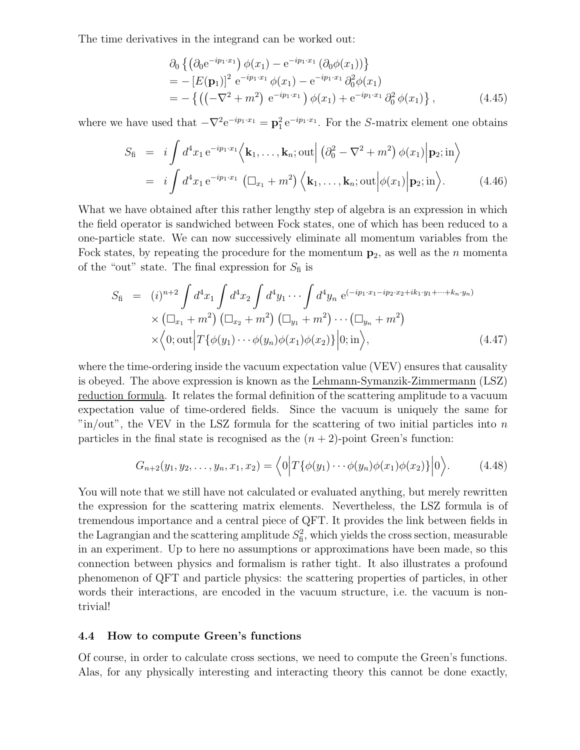The time derivatives in the integrand can be worked out:

$$
\begin{aligned}
&\partial_0 \left\{ \left(\partial_0 \mathrm{e}^{-ip_1\cdot x_1}\right) \phi(x_1) - \mathrm{e}^{-ip_1\cdot x_1} \left(\partial_0 \phi(x_1)\right) \right\} \\
&= -\left[E(\mathbf{p}_1)\right]^2 \, \mathrm{e}^{-ip_1\cdot x_1} \, \phi(x_1) - \mathrm{e}^{-ip_1\cdot x_1} \, \partial_0^2 \phi(x_1) \\
&= -\left\{ \left( \left(-\nabla^2 + m^2\right) \, \mathrm{e}^{-ip_1\cdot x_1} \right) \phi(x_1) + \mathrm{e}^{-ip_1\cdot x_1} \, \partial_0^2 \, \phi(x_1) \right\}, \qquad (4.45)
\end{aligned}
$$

where we have used that $-\nabla^2 \mathrm{e}^{-ip_1\cdot x_1} = \mathbf{p}_1^2 \, \mathrm{e}^{-ip_1\cdot x_1}$. For the $S$-matrix element one obtains

$$
\begin{aligned}
S_{\mathrm{fi}} &= i \int d^4x_1 \, \mathrm{e}^{-ip_1\cdot x_1} \Big\langle \mathbf{k}_1, \ldots, \mathbf{k}_n; \mathrm{out} \Big| \left(\partial_0^2 - \nabla^2 + m^2\right) \phi(x_1) \Big| \mathbf{p}_2; \mathrm{in} \Big\rangle \\
&= i \int d^4x_1 \, \mathrm{e}^{-ip_1\cdot x_1} \, \left(\Box_{x_1} + m^2\right) \Big\langle \mathbf{k}_1, \ldots, \mathbf{k}_n; \mathrm{out} \Big| \phi(x_1) \Big| \mathbf{p}_2; \mathrm{in} \Big\rangle. \qquad (4.46)
\end{aligned}
$$

What we have obtained after this rather lengthy step of algebra is an expression in which the field operator is sandwiched between Fock states, one of which has been reduced to a one-particle state. We can now successively eliminate all momentum variables from the Fock states, by repeating the procedure for the momentum $\mathbf{p}_2$, as well as the $n$ momenta of the "out" state. The final expression for $S_{\mathrm{fi}}$ is

$$
\begin{aligned}
S_{\mathrm{fi}} &= (i)^{n+2} \int d^4x_1 \int d^4x_2 \int d^4y_1 \cdots \int d^4y_n \; \mathrm{e}^{(-ip_1\cdot x_1 - ip_2\cdot x_2 + ik_1\cdot y_1 + \cdots + k_n\cdot y_n)} \\
&\quad \times \left(\Box_{x_1} + m^2\right) \left(\Box_{x_2} + m^2\right) \left(\Box_{y_1} + m^2\right) \cdots \left(\Box_{y_n} + m^2\right) \\
&\quad \times \Big\langle 0; \mathrm{out} \Big| T\{\phi(y_1) \cdots \phi(y_n) \phi(x_1) \phi(x_2)\} \Big| 0; \mathrm{in} \Big\rangle, \qquad (4.47)
\end{aligned}
$$

where the time-ordering inside the vacuum expectation value (VEV) ensures that causality is obeyed. The above expression is known as the Lehmann-Symanzik-Zimmermann (LSZ) reduction formula. It relates the formal definition of the scattering amplitude to a vacuum expectation value of time-ordered fields. Since the vacuum is uniquely the same for "in/out", the VEV in the LSZ formula for the scattering of two initial particles into $n$ particles in the final state is recognised as the $(n+2)$-point Green's function:

$$
G_{n+2}(y_1, y_2, \ldots, y_n, x_1, x_2) = \Big\langle 0 \Big| T\{\phi(y_1) \cdots \phi(y_n) \phi(x_1) \phi(x_2)\} \Big| 0 \Big\rangle. \qquad (4.48)
$$

You will note that we still have not calculated or evaluated anything, but merely rewritten the expression for the scattering matrix elements. Nevertheless, the LSZ formula is of tremendous importance and a central piece of QFT. It provides the link between fields in the Lagrangian and the scattering amplitude $S_{\mathrm{fi}}^2$, which yields the cross section, measurable in an experiment. Up to here no assumptions or approximations have been made, so this connection between physics and formalism is rather tight. It also illustrates a profound phenomenon of QFT and particle physics: the scattering properties of particles, in other words their interactions, are encoded in the vacuum structure, i.e. the vacuum is non-trivial!

### 4.4 How to compute Green's functions

Of course, in order to calculate cross sections, we need to compute the Green's functions. Alas, for any physically interesting and interacting theory this cannot be done exactly,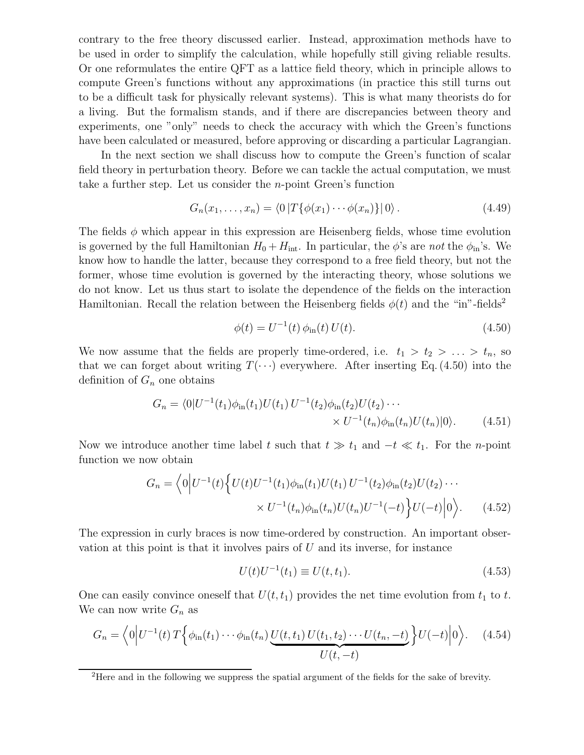contrary to the free theory discussed earlier. Instead, approximation methods have to be used in order to simplify the calculation, while hopefully still giving reliable results. Or one reformulates the entire QFT as a lattice field theory, which in principle allows to compute Green's functions without any approximations (in practice this still turns out to be a difficult task for physically relevant systems). This is what many theorists do for a living. But the formalism stands, and if there are discrepancies between theory and experiments, one "only" needs to check the accuracy with which the Green's functions have been calculated or measured, before approving or discarding a particular Lagrangian.

In the next section we shall discuss how to compute the Green's function of scalar field theory in perturbation theory. Before we can tackle the actual computation, we must take a further step. Let us consider the $n$-point Green's function

$$G_n(x_1, \ldots, x_n) = \langle 0 \,| T\{\phi(x_1) \cdots \phi(x_n)\} |\, 0\rangle \,. \tag{4.49}$$

The fields $\phi$ which appear in this expression are Heisenberg fields, whose time evolution is governed by the full Hamiltonian $H_0 + H_{\rm int}$. In particular, the $\phi$'s are *not* the $\phi_{\rm in}$'s. We know how to handle the latter, because they correspond to a free field theory, but not the former, whose time evolution is governed by the interacting theory, whose solutions we do not know. Let us thus start to isolate the dependence of the fields on the interaction Hamiltonian. Recall the relation between the Heisenberg fields $\phi(t)$ and the "in"-fields[2]

$$\phi(t) = U^{-1}(t)\, \phi_{\rm in}(t)\, U(t). \tag{4.50}$$

We now assume that the fields are properly time-ordered, i.e. $t_1 > t_2 > \ldots > t_n$, so that we can forget about writing $T(\cdots)$ everywhere. After inserting Eq. (4.50) into the definition of $G_n$ one obtains

$$G_n = \langle 0| U^{-1}(t_1)\phi_{\rm in}(t_1)U(t_1)\, U^{-1}(t_2)\phi_{\rm in}(t_2)U(t_2) \cdots \times U^{-1}(t_n)\phi_{\rm in}(t_n)U(t_n)|0\rangle. \tag{4.51}$$

Now we introduce another time label $t$ such that $t \gg t_1$ and $-t \ll t_1$. For the $n$-point function we now obtain

$$G_n = \Big\langle 0 \Big| U^{-1}(t) \Big\{ U(t)U^{-1}(t_1)\phi_{\rm in}(t_1)U(t_1)\, U^{-1}(t_2)\phi_{\rm in}(t_2)U(t_2) \cdots \times U^{-1}(t_n)\phi_{\rm in}(t_n)U(t_n)U^{-1}(-t) \Big\} U(-t) \Big| 0 \Big\rangle. \tag{4.52}$$

The expression in curly braces is now time-ordered by construction. An important observation at this point is that it involves pairs of $U$ and its inverse, for instance

$$U(t)U^{-1}(t_1) \equiv U(t, t_1). \tag{4.53}$$

One can easily convince oneself that $U(t, t_1)$ provides the net time evolution from $t_1$ to $t$. We can now write $G_n$ as

$$G_n = \Big\langle 0 \Big| U^{-1}(t)\, T \Big\{ \phi_{\rm in}(t_1) \cdots \phi_{\rm in}(t_n) \underbrace{U(t, t_1)\, U(t_1, t_2) \cdots U(t_n, -t)}_{U(t,-t)} \Big\} U(-t) \Big| 0 \Big\rangle. \tag{4.54}$$

[2]Here and in the following we suppress the spatial argument of the fields for the sake of brevity.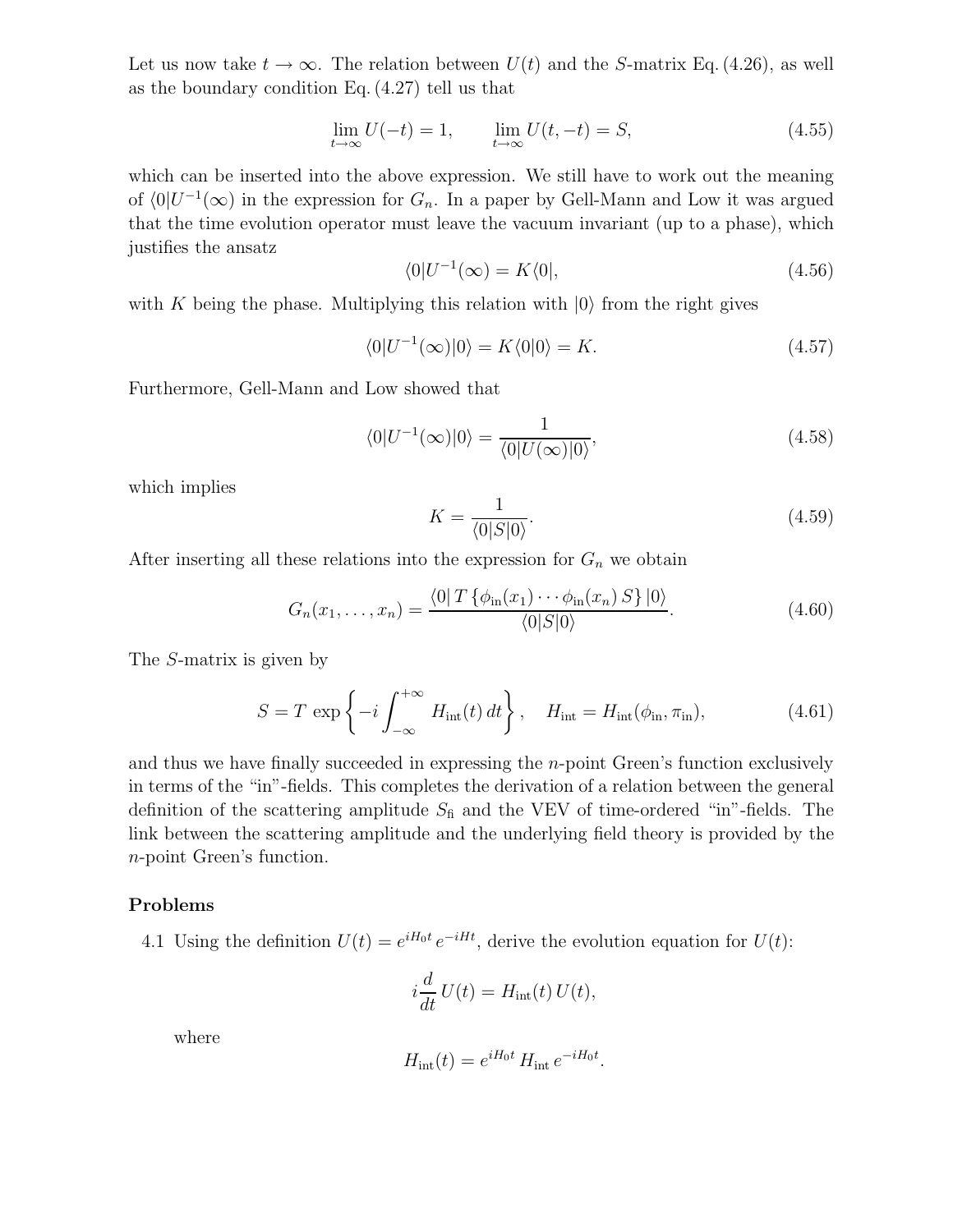Let us now take $t \to \infty$. The relation between $U(t)$ and the $S$-matrix Eq. (4.26), as well as the boundary condition Eq. (4.27) tell us that

$$\lim_{t\to\infty} U(-t) = 1, \qquad \lim_{t\to\infty} U(t,-t) = S, \tag{4.55}$$

which can be inserted into the above expression. We still have to work out the meaning of $\langle 0|U^{-1}(\infty)$ in the expression for $G_n$. In a paper by Gell-Mann and Low it was argued that the time evolution operator must leave the vacuum invariant (up to a phase), which justifies the ansatz

$$\langle 0|U^{-1}(\infty) = K\langle 0|, \tag{4.56}$$

with $K$ being the phase. Multiplying this relation with $|0\rangle$ from the right gives

$$\langle 0|U^{-1}(\infty)|0\rangle = K\langle 0|0\rangle = K. \tag{4.57}$$

Furthermore, Gell-Mann and Low showed that

$$\langle 0|U^{-1}(\infty)|0\rangle = \frac{1}{\langle 0|U(\infty)|0\rangle}, \tag{4.58}$$

which implies

$$K = \frac{1}{\langle 0|S|0\rangle}. \tag{4.59}$$

After inserting all these relations into the expression for $G_n$ we obtain

$$G_n(x_1,\ldots,x_n) = \frac{\langle 0|\,T\,\{\phi_{\rm in}(x_1)\cdots\phi_{\rm in}(x_n)\,S\}\,|0\rangle}{\langle 0|S|0\rangle}. \tag{4.60}$$

The $S$-matrix is given by

$$S = T\,\exp\left\{-i\int_{-\infty}^{+\infty} H_{\rm int}(t)\,dt\right\}, \quad H_{\rm int} = H_{\rm int}(\phi_{\rm in},\pi_{\rm in}), \tag{4.61}$$

and thus we have finally succeeded in expressing the $n$-point Green's function exclusively in terms of the "in"-fields. This completes the derivation of a relation between the general definition of the scattering amplitude $S_{\rm fi}$ and the VEV of time-ordered "in"-fields. The link between the scattering amplitude and the underlying field theory is provided by the $n$-point Green's function.

### Problems

4.1 Using the definition $U(t) = e^{iH_0t}\,e^{-iHt}$, derive the evolution equation for $U(t)$:

$$i\frac{d}{dt}\,U(t) = H_{\rm int}(t)\,U(t),$$

where

$$H_{\rm int}(t) = e^{iH_0t}\,H_{\rm int}\,e^{-iH_0t}.$$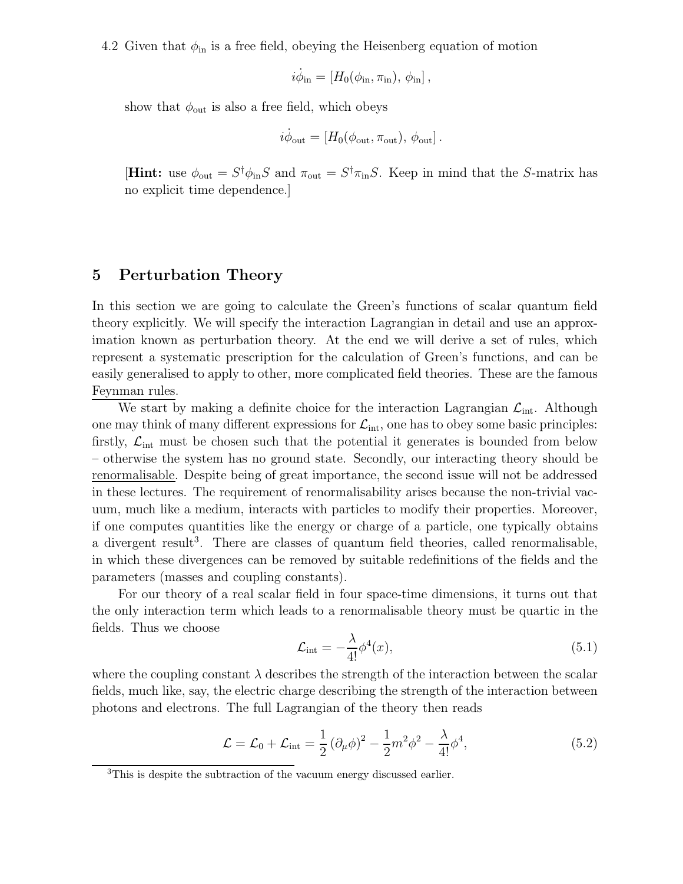4.2 Given that $\phi_{\rm in}$ is a free field, obeying the Heisenberg equation of motion

$$i\dot{\phi}_{\rm in} = [H_0(\phi_{\rm in}, \pi_{\rm in}),\, \phi_{\rm in}]\,,$$

show that $\phi_{\rm out}$ is also a free field, which obeys

$$i\dot{\phi}_{\rm out} = [H_0(\phi_{\rm out}, \pi_{\rm out}),\, \phi_{\rm out}]\,.$$

[**Hint:** use $\phi_{\rm out} = S^\dagger \phi_{\rm in} S$ and $\pi_{\rm out} = S^\dagger \pi_{\rm in} S$. Keep in mind that the $S$-matrix has no explicit time dependence.]

# 5 Perturbation Theory

In this section we are going to calculate the Green's functions of scalar quantum field theory explicitly. We will specify the interaction Lagrangian in detail and use an approximation known as perturbation theory. At the end we will derive a set of rules, which represent a systematic prescription for the calculation of Green's functions, and can be easily generalised to apply to other, more complicated field theories. These are the famous Feynman rules.

We start by making a definite choice for the interaction Lagrangian $\mathcal{L}_{\rm int}$. Although one may think of many different expressions for $\mathcal{L}_{\rm int}$, one has to obey some basic principles: firstly, $\mathcal{L}_{\rm int}$ must be chosen such that the potential it generates is bounded from below – otherwise the system has no ground state. Secondly, our interacting theory should be renormalisable. Despite being of great importance, the second issue will not be addressed in these lectures. The requirement of renormalisability arises because the non-trivial vacuum, much like a medium, interacts with particles to modify their properties. Moreover, if one computes quantities like the energy or charge of a particle, one typically obtains a divergent result[3]. There are classes of quantum field theories, called renormalisable, in which these divergences can be removed by suitable redefinitions of the fields and the parameters (masses and coupling constants).

For our theory of a real scalar field in four space-time dimensions, it turns out that the only interaction term which leads to a renormalisable theory must be quartic in the fields. Thus we choose

$$\mathcal{L}_{\rm int} = -\frac{\lambda}{4!}\phi^4(x), \tag{5.1}$$

where the coupling constant $\lambda$ describes the strength of the interaction between the scalar fields, much like, say, the electric charge describing the strength of the interaction between photons and electrons. The full Lagrangian of the theory then reads

$$\mathcal{L} = \mathcal{L}_0 + \mathcal{L}_{\rm int} = \frac{1}{2}\left(\partial_\mu \phi\right)^2 - \frac{1}{2}m^2\phi^2 - \frac{\lambda}{4!}\phi^4, \tag{5.2}$$

[3] This is despite the subtraction of the vacuum energy discussed earlier.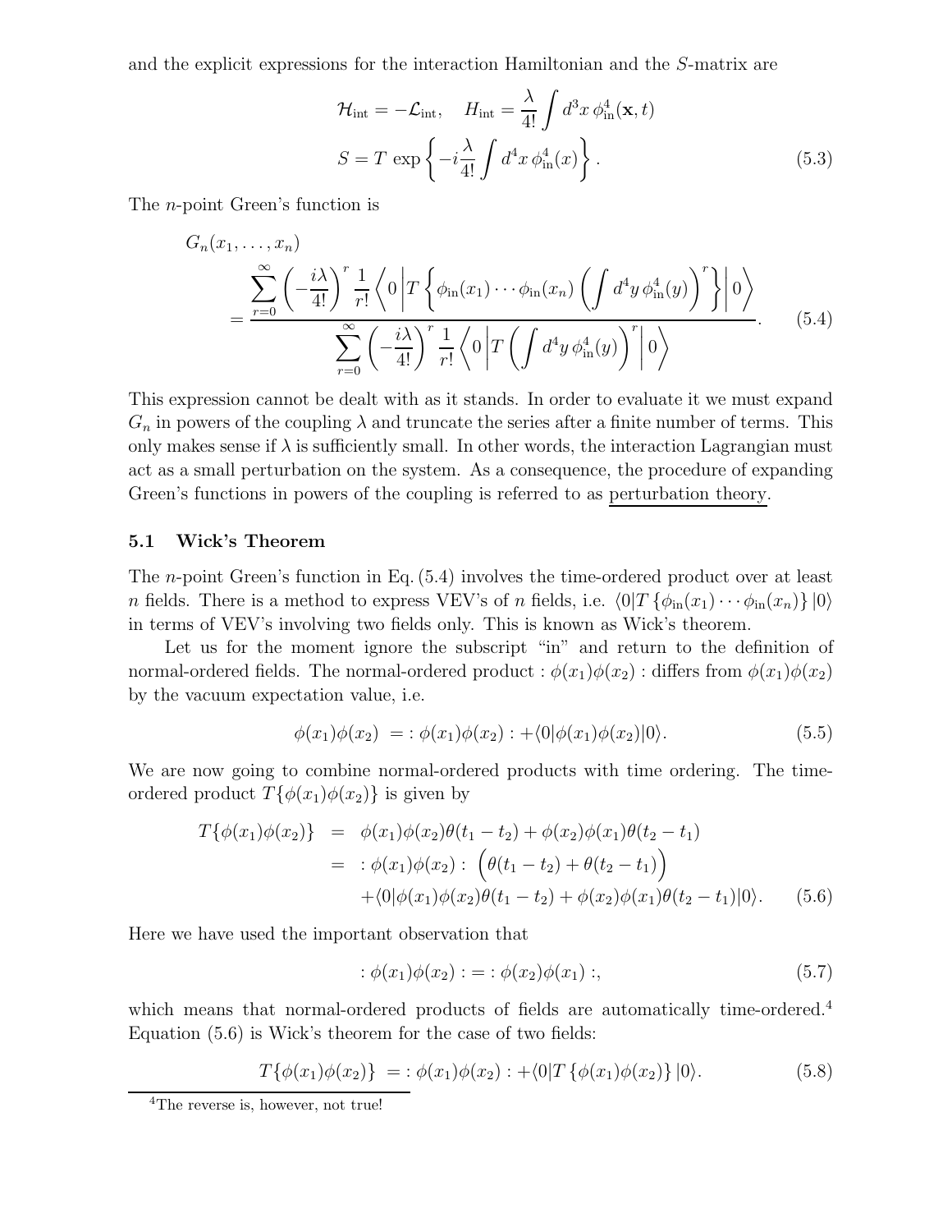and the explicit expressions for the interaction Hamiltonian and the $S$-matrix are

$$
\begin{aligned}
\mathcal{H}_{\rm int} = -\mathcal{L}_{\rm int}, \quad H_{\rm int} = \frac{\lambda}{4!}\int d^3x\, \phi_{\rm in}^4(\mathbf{x},t) \\
S = T\, \exp\left\{-i\frac{\lambda}{4!}\int d^4x\, \phi_{\rm in}^4(x)\right\}.
\end{aligned}
\tag{5.3}
$$

The $n$-point Green's function is

$$
G_n(x_1,\ldots,x_n) = \frac{\displaystyle\sum_{r=0}^{\infty}\left(-\frac{i\lambda}{4!}\right)^r \frac{1}{r!}\left\langle 0\left|T\left\{\phi_{\rm in}(x_1)\cdots\phi_{\rm in}(x_n)\left(\int d^4y\,\phi_{\rm in}^4(y)\right)^r\right\}\right|0\right\rangle}{\displaystyle\sum_{r=0}^{\infty}\left(-\frac{i\lambda}{4!}\right)^r \frac{1}{r!}\left\langle 0\left|T\left(\int d^4y\,\phi_{\rm in}^4(y)\right)^r\right|0\right\rangle}. \tag{5.4}
$$

This expression cannot be dealt with as it stands. In order to evaluate it we must expand $G_n$ in powers of the coupling $\lambda$ and truncate the series after a finite number of terms. This only makes sense if $\lambda$ is sufficiently small. In other words, the interaction Lagrangian must act as a small perturbation on the system. As a consequence, the procedure of expanding Green's functions in powers of the coupling is referred to as <u>perturbation theory</u>.

### 5.1 Wick's Theorem

The $n$-point Green's function in Eq. (5.4) involves the time-ordered product over at least $n$ fields. There is a method to express VEV's of $n$ fields, i.e. $\langle 0|T\{\phi_{\rm in}(x_1)\cdots\phi_{\rm in}(x_n)\}|0\rangle$ in terms of VEV's involving two fields only. This is known as Wick's theorem.

Let us for the moment ignore the subscript "in" and return to the definition of normal-ordered fields. The normal-ordered product $:\phi(x_1)\phi(x_2):$ differs from $\phi(x_1)\phi(x_2)$ by the vacuum expectation value, i.e.

$$
\phi(x_1)\phi(x_2) \;=\; :\phi(x_1)\phi(x_2): + \langle 0|\phi(x_1)\phi(x_2)|0\rangle. \tag{5.5}
$$

We are now going to combine normal-ordered products with time ordering. The time-ordered product $T\{\phi(x_1)\phi(x_2)\}$ is given by

$$
\begin{aligned}
T\{\phi(x_1)\phi(x_2)\} &= \phi(x_1)\phi(x_2)\theta(t_1-t_2) + \phi(x_2)\phi(x_1)\theta(t_2-t_1) \\
&= \;:\phi(x_1)\phi(x_2):\;\Big(\theta(t_1-t_2)+\theta(t_2-t_1)\Big) \\
&\quad + \langle 0|\phi(x_1)\phi(x_2)\theta(t_1-t_2)+\phi(x_2)\phi(x_1)\theta(t_2-t_1)|0\rangle.
\end{aligned}
\tag{5.6}
$$

Here we have used the important observation that

$$
:\phi(x_1)\phi(x_2): \;=\; :\phi(x_2)\phi(x_1):, \tag{5.7}
$$

which means that normal-ordered products of fields are automatically time-ordered.[4] Equation (5.6) is Wick's theorem for the case of two fields:

$$
T\{\phi(x_1)\phi(x_2)\} \;=\; :\phi(x_1)\phi(x_2): + \langle 0|T\{\phi(x_1)\phi(x_2)\}|0\rangle. \tag{5.8}
$$

[4] The reverse is, however, not true!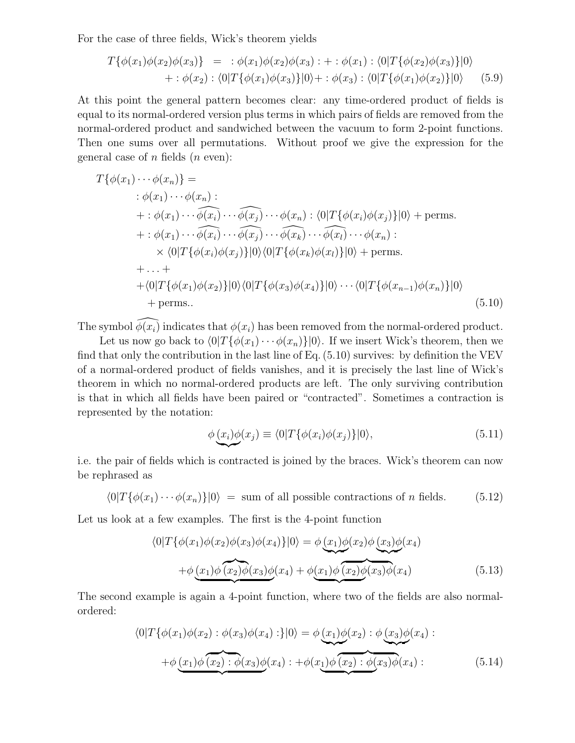For the case of three fields, Wick's theorem yields

$$
\begin{aligned}
T\{\phi(x_1)\phi(x_2)\phi(x_3)\} &= \ :\phi(x_1)\phi(x_2)\phi(x_3): + :\phi(x_1): \langle 0|T\{\phi(x_2)\phi(x_3)\}|0\rangle \\
&\quad + :\phi(x_2): \langle 0|T\{\phi(x_1)\phi(x_3)\}|0\rangle + :\phi(x_3): \langle 0|T\{\phi(x_1)\phi(x_2)\}|0\rangle
\end{aligned}
\tag{5.9}
$$

At this point the general pattern becomes clear: any time-ordered product of fields is equal to its normal-ordered version plus terms in which pairs of fields are removed from the normal-ordered product and sandwiched between the vacuum to form 2-point functions. Then one sums over all permutations. Without proof we give the expression for the general case of $n$ fields ($n$ even):

$$
\begin{aligned}
T\{\phi(x_1)\cdots\phi(x_n)\} &= \\
&:\phi(x_1)\cdots\phi(x_n): \\
&+ :\phi(x_1)\cdots\widehat{\phi(x_i)}\cdots\widehat{\phi(x_j)}\cdots\phi(x_n): \langle 0|T\{\phi(x_i)\phi(x_j)\}|0\rangle + \text{perms.} \\
&+ :\phi(x_1)\cdots\widehat{\phi(x_i)}\cdots\widehat{\phi(x_j)}\cdots\widehat{\phi(x_k)}\cdots\widehat{\phi(x_l)}\cdots\phi(x_n): \\
&\qquad \times \langle 0|T\{\phi(x_i)\phi(x_j)\}|0\rangle\langle 0|T\{\phi(x_k)\phi(x_l)\}|0\rangle + \text{perms.} \\
&+ \ldots + \\
&+ \langle 0|T\{\phi(x_1)\phi(x_2)\}|0\rangle\langle 0|T\{\phi(x_3)\phi(x_4)\}|0\rangle\cdots\langle 0|T\{\phi(x_{n-1})\phi(x_n)\}|0\rangle \\
&\quad + \text{perms.}.
\end{aligned}
\tag{5.10}
$$

The symbol $\widehat{\phi(x_i)}$ indicates that $\phi(x_i)$ has been removed from the normal-ordered product.

Let us now go back to $\langle 0|T\{\phi(x_1)\cdots\phi(x_n)\}|0\rangle$. If we insert Wick's theorem, then we find that only the contribution in the last line of Eq. (5.10) survives: by definition the VEV of a normal-ordered product of fields vanishes, and it is precisely the last line of Wick's theorem in which no normal-ordered products are left. The only surviving contribution is that in which all fields have been paired or "contracted". Sometimes a contraction is represented by the notation:

$$
\underbrace{\phi(x_i)\phi(x_j)} \equiv \langle 0|T\{\phi(x_i)\phi(x_j)\}|0\rangle,
\tag{5.11}
$$

i.e. the pair of fields which is contracted is joined by the braces. Wick's theorem can now be rephrased as

$$
\langle 0|T\{\phi(x_1)\cdots\phi(x_n)\}|0\rangle \ = \ \text{sum of all possible contractions of } n \text{ fields.}
\tag{5.12}
$$

Let us look at a few examples. The first is the 4-point function

$$
\begin{aligned}
\langle 0|T\{\phi(x_1)\phi(x_2)\phi(x_3)\phi(x_4)\}|0\rangle &= \underbrace{\phi(x_1)\phi(x_2)}\underbrace{\phi(x_3)\phi(x_4)} \\
&+ \underbrace{\phi(x_1)\overbrace{\phi(x_2)\phi(x_3)}\phi(x_4)} + \underbrace{\phi(x_1)\overbrace{\phi(x_2)\phi(x_3)}}\overbrace{\phantom{\phi}\phi(x_4)}
\end{aligned}
\tag{5.13}
$$

The second example is again a 4-point function, where two of the fields are also normal-ordered:

$$
\begin{aligned}
\langle 0|T\{\phi(x_1)\phi(x_2):\phi(x_3)\phi(x_4):\}|0\rangle &= \underbrace{\phi(x_1)\phi(x_2)}:\underbrace{\phi(x_3)\phi(x_4)}: \\
&+ \underbrace{\phi(x_1)\overbrace{\phi(x_2):\phi(x_3)}\phi(x_4)}: + \underbrace{\phi(x_1)\overbrace{\phi(x_2):\phi(x_3)}}\overbrace{\phantom{\phi}\phi(x_4)}:
\end{aligned}
\tag{5.14}
$$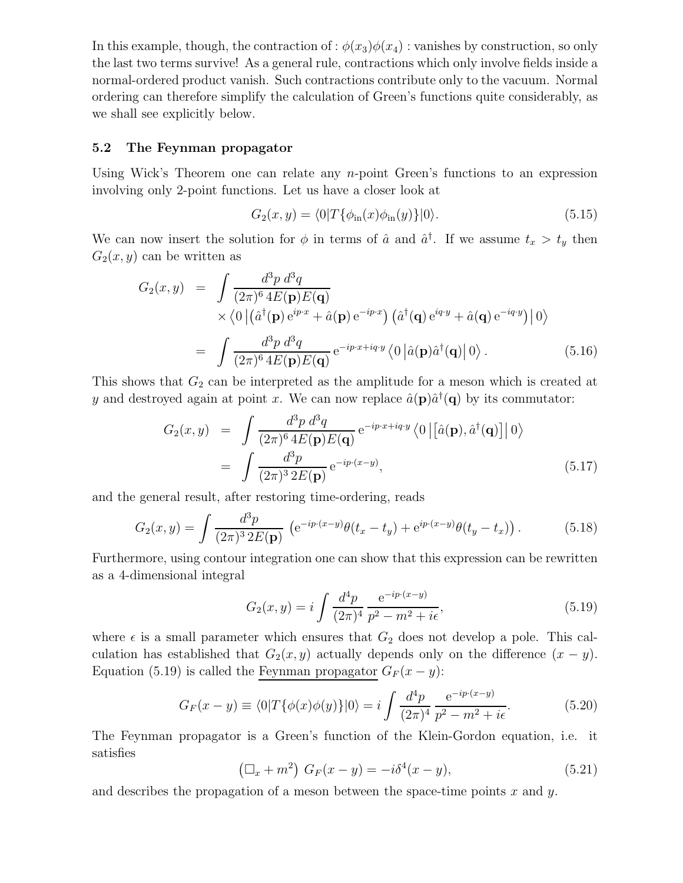In this example, though, the contraction of $:\phi(x_3)\phi(x_4):$ vanishes by construction, so only the last two terms survive! As a general rule, contractions which only involve fields inside a normal-ordered product vanish. Such contractions contribute only to the vacuum. Normal ordering can therefore simplify the calculation of Green's functions quite considerably, as we shall see explicitly below.

### 5.2 The Feynman propagator

Using Wick's Theorem one can relate any $n$-point Green's functions to an expression involving only 2-point functions. Let us have a closer look at

$$G_2(x,y) = \langle 0|T\{\phi_{\rm in}(x)\phi_{\rm in}(y)\}|0\rangle. \tag{5.15}$$

We can now insert the solution for $\phi$ in terms of $\hat{a}$ and $\hat{a}^\dagger$. If we assume $t_x > t_y$ then $G_2(x,y)$ can be written as

$$\begin{aligned} G_2(x,y) &= \int \frac{d^3p\; d^3q}{(2\pi)^6\, 4E(\mathbf{p})E(\mathbf{q})} \\ &\quad \times \left\langle 0\left|\left(\hat{a}^\dagger(\mathbf{p})\,{\rm e}^{ip\cdot x} + \hat{a}(\mathbf{p})\,{\rm e}^{-ip\cdot x}\right)\left(\hat{a}^\dagger(\mathbf{q})\,{\rm e}^{iq\cdot y} + \hat{a}(\mathbf{q})\,{\rm e}^{-iq\cdot y}\right)\right|0\right\rangle \\ &= \int \frac{d^3p\; d^3q}{(2\pi)^6\, 4E(\mathbf{p})E(\mathbf{q})}\,{\rm e}^{-ip\cdot x+iq\cdot y}\left\langle 0\left|\hat{a}(\mathbf{p})\hat{a}^\dagger(\mathbf{q})\right|0\right\rangle. \end{aligned} \tag{5.16}$$

This shows that $G_2$ can be interpreted as the amplitude for a meson which is created at $y$ and destroyed again at point $x$. We can now replace $\hat{a}(\mathbf{p})\hat{a}^\dagger(\mathbf{q})$ by its commutator:

$$\begin{aligned} G_2(x,y) &= \int \frac{d^3p\; d^3q}{(2\pi)^6\, 4E(\mathbf{p})E(\mathbf{q})}\,{\rm e}^{-ip\cdot x+iq\cdot y}\left\langle 0\left|\left[\hat{a}(\mathbf{p}),\hat{a}^\dagger(\mathbf{q})\right]\right|0\right\rangle \\ &= \int \frac{d^3p}{(2\pi)^3\, 2E(\mathbf{p})}\,{\rm e}^{-ip\cdot(x-y)}, \end{aligned} \tag{5.17}$$

and the general result, after restoring time-ordering, reads

$$G_2(x,y) = \int \frac{d^3p}{(2\pi)^3\, 2E(\mathbf{p})}\,\left({\rm e}^{-ip\cdot(x-y)}\theta(t_x-t_y) + {\rm e}^{ip\cdot(x-y)}\theta(t_y-t_x)\right). \tag{5.18}$$

Furthermore, using contour integration one can show that this expression can be rewritten as a 4-dimensional integral

$$G_2(x,y) = i\int \frac{d^4p}{(2\pi)^4}\,\frac{{\rm e}^{-ip\cdot(x-y)}}{p^2-m^2+i\epsilon}, \tag{5.19}$$

where $\epsilon$ is a small parameter which ensures that $G_2$ does not develop a pole. This calculation has established that $G_2(x,y)$ actually depends only on the difference $(x-y)$. Equation (5.19) is called the Feynman propagator $G_F(x-y)$:

$$G_F(x-y) \equiv \langle 0|T\{\phi(x)\phi(y)\}|0\rangle = i\int \frac{d^4p}{(2\pi)^4}\,\frac{{\rm e}^{-ip\cdot(x-y)}}{p^2-m^2+i\epsilon}. \tag{5.20}$$

The Feynman propagator is a Green's function of the Klein-Gordon equation, i.e. it satisfies

$$\left(\Box_x + m^2\right)\, G_F(x-y) = -i\delta^4(x-y), \tag{5.21}$$

and describes the propagation of a meson between the space-time points $x$ and $y$.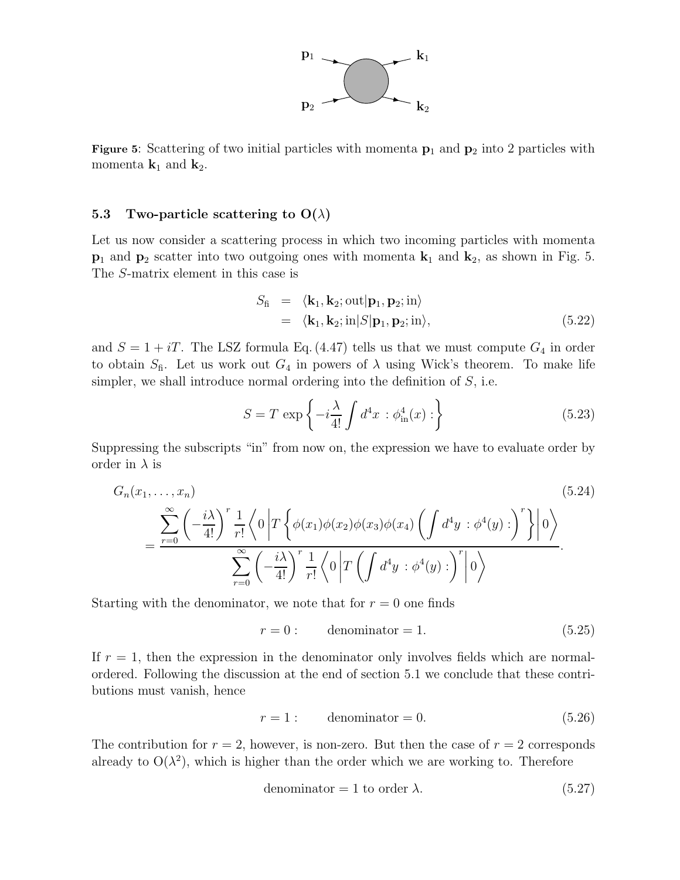**Figure 5**: Scattering of two initial particles with momenta $\mathbf{p}_1$ and $\mathbf{p}_2$ into 2 particles with momenta $\mathbf{k}_1$ and $\mathbf{k}_2$.

### 5.3 Two-particle scattering to O($\lambda$)

Let us now consider a scattering process in which two incoming particles with momenta $\mathbf{p}_1$ and $\mathbf{p}_2$ scatter into two outgoing ones with momenta $\mathbf{k}_1$ and $\mathbf{k}_2$, as shown in Fig. 5. The $S$-matrix element in this case is

$$\begin{aligned} S_{\rm fi} &= \langle \mathbf{k}_1, \mathbf{k}_2; \mathrm{out} | \mathbf{p}_1, \mathbf{p}_2; \mathrm{in} \rangle \\ &= \langle \mathbf{k}_1, \mathbf{k}_2; \mathrm{in} | S | \mathbf{p}_1, \mathbf{p}_2; \mathrm{in} \rangle, \end{aligned} \tag{5.22}$$

and $S = 1 + iT$. The LSZ formula Eq. (4.47) tells us that we must compute $G_4$ in order to obtain $S_{\rm fi}$. Let us work out $G_4$ in powers of $\lambda$ using Wick's theorem. To make life simpler, we shall introduce normal ordering into the definition of $S$, i.e.

$$S = T\,\exp\left\{ -i\frac{\lambda}{4!} \int d^4x\, :\phi_{\rm in}^4(x): \right\} \tag{5.23}$$

Suppressing the subscripts "in" from now on, the expression we have to evaluate order by order in $\lambda$ is

$$G_n(x_1, \ldots, x_n) \tag{5.24}$$
$$= \frac{\displaystyle\sum_{r=0}^{\infty} \left(-\frac{i\lambda}{4!}\right)^r \frac{1}{r!} \left\langle 0 \left| T\left\{ \phi(x_1)\phi(x_2)\phi(x_3)\phi(x_4) \left( \int d^4y\, :\phi^4(y): \right)^r \right\} \right| 0 \right\rangle}{\displaystyle\sum_{r=0}^{\infty} \left(-\frac{i\lambda}{4!}\right)^r \frac{1}{r!} \left\langle 0 \left| T \left( \int d^4y\, :\phi^4(y): \right)^r \right| 0 \right\rangle}.$$

Starting with the denominator, we note that for $r = 0$ one finds

$$r = 0: \qquad \text{denominator} = 1. \tag{5.25}$$

If $r = 1$, then the expression in the denominator only involves fields which are normal-ordered. Following the discussion at the end of section 5.1 we conclude that these contributions must vanish, hence

$$r = 1: \qquad \text{denominator} = 0. \tag{5.26}$$

The contribution for $r = 2$, however, is non-zero. But then the case of $r = 2$ corresponds already to O($\lambda^2$), which is higher than the order which we are working to. Therefore

$$\text{denominator} = 1 \text{ to order } \lambda. \tag{5.27}$$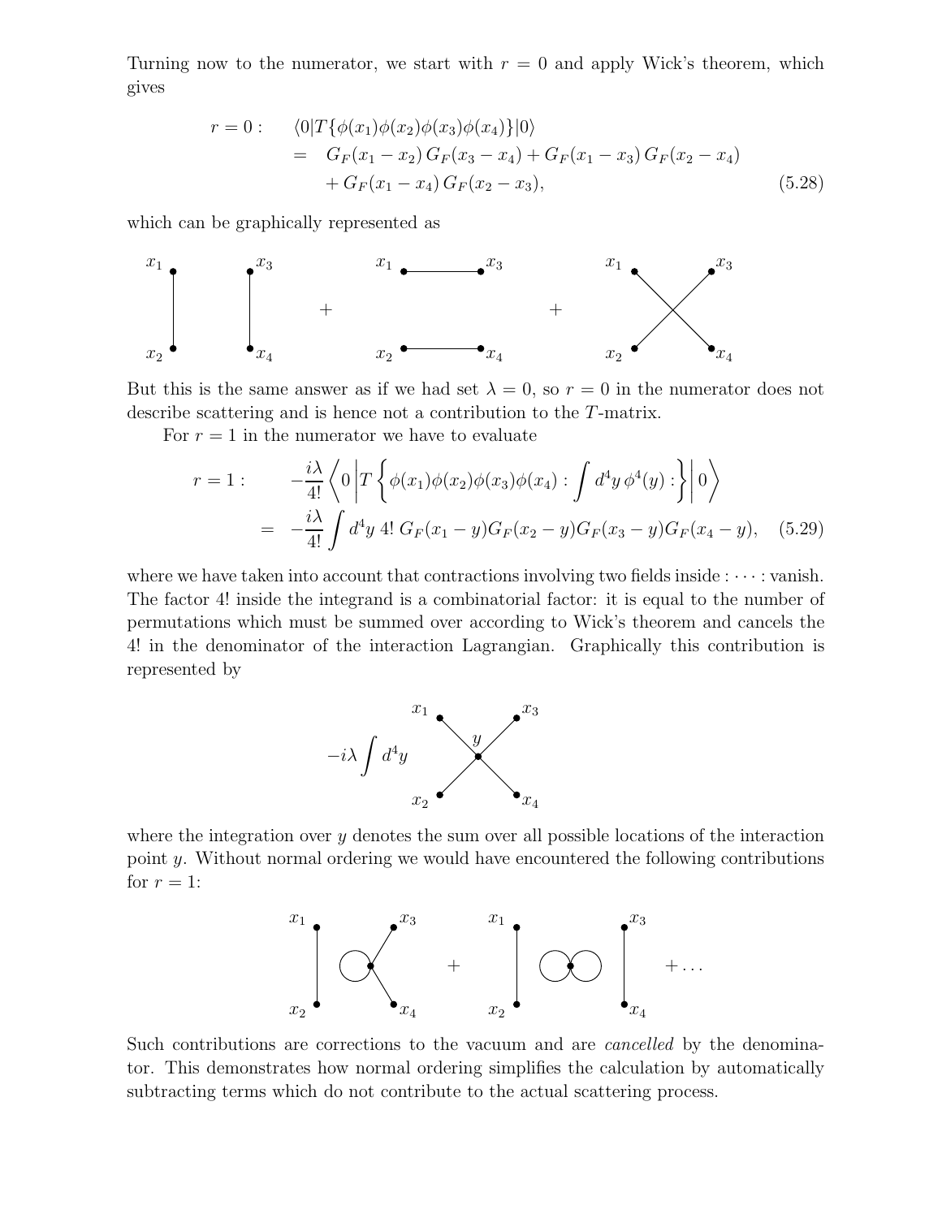Turning now to the numerator, we start with $r = 0$ and apply Wick's theorem, which gives

$$
\begin{aligned}
r = 0: \quad & \langle 0|T\{\phi(x_1)\phi(x_2)\phi(x_3)\phi(x_4)\}|0\rangle \\
= \quad & G_F(x_1 - x_2)\, G_F(x_3 - x_4) + G_F(x_1 - x_3)\, G_F(x_2 - x_4) \\
& + G_F(x_1 - x_4)\, G_F(x_2 - x_3), \qquad (5.28)
\end{aligned}
$$

which can be graphically represented as

But this is the same answer as if we had set $\lambda = 0$, so $r = 0$ in the numerator does not describe scattering and is hence not a contribution to the $T$-matrix.

For $r = 1$ in the numerator we have to evaluate

$$
\begin{aligned}
r = 1: \qquad & -\frac{i\lambda}{4!}\left\langle 0 \left| T\left\{ \phi(x_1)\phi(x_2)\phi(x_3)\phi(x_4) : \int d^4y\, \phi^4(y) : \right\} \right| 0 \right\rangle \\
= \quad & -\frac{i\lambda}{4!}\int d^4y\; 4!\; G_F(x_1 - y)G_F(x_2 - y)G_F(x_3 - y)G_F(x_4 - y), \quad (5.29)
\end{aligned}
$$

where we have taken into account that contractions involving two fields inside $: \cdots :$ vanish. The factor 4! inside the integrand is a combinatorial factor: it is equal to the number of permutations which must be summed over according to Wick's theorem and cancels the 4! in the denominator of the interaction Lagrangian. Graphically this contribution is represented by

$$-i\lambda \int d^4y$$

where the integration over $y$ denotes the sum over all possible locations of the interaction point $y$. Without normal ordering we would have encountered the following contributions for $r = 1$:

Such contributions are corrections to the vacuum and are *cancelled* by the denominator. This demonstrates how normal ordering simplifies the calculation by automatically subtracting terms which do not contribute to the actual scattering process.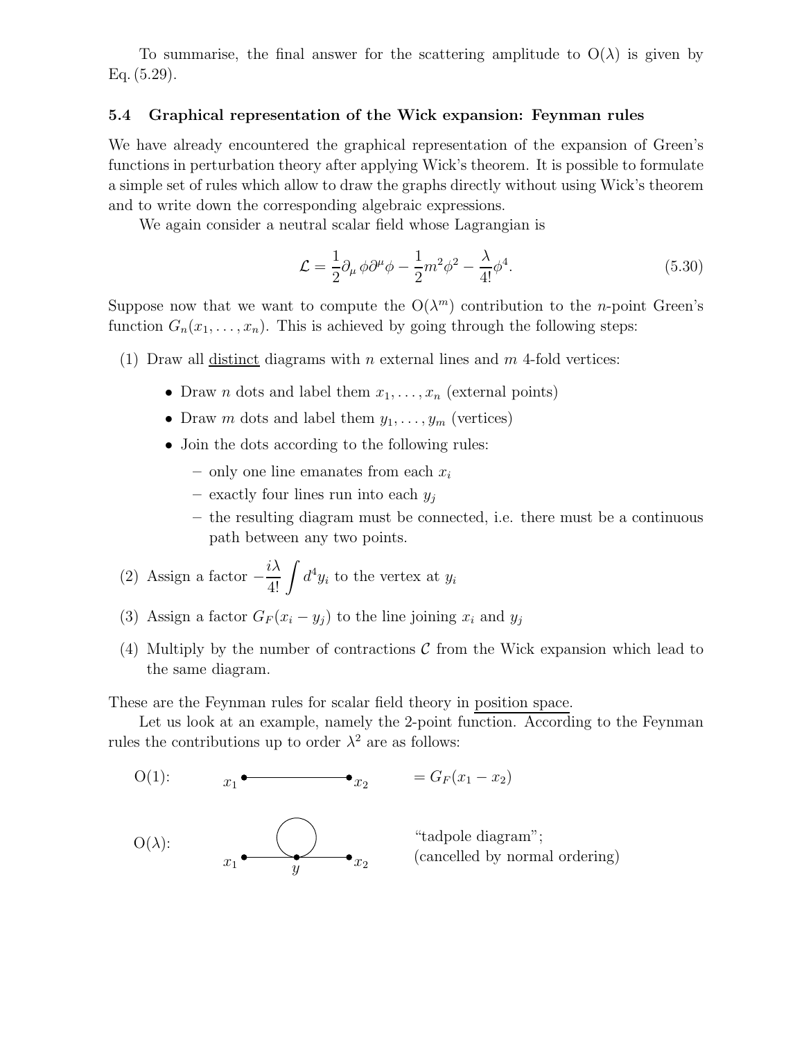To summarise, the final answer for the scattering amplitude to $O(\lambda)$ is given by Eq. (5.29).

### 5.4 Graphical representation of the Wick expansion: Feynman rules

We have already encountered the graphical representation of the expansion of Green's functions in perturbation theory after applying Wick's theorem. It is possible to formulate a simple set of rules which allow to draw the graphs directly without using Wick's theorem and to write down the corresponding algebraic expressions.

We again consider a neutral scalar field whose Lagrangian is

$$\mathcal{L} = \frac{1}{2}\partial_\mu \phi \partial^\mu \phi - \frac{1}{2}m^2\phi^2 - \frac{\lambda}{4!}\phi^4. \tag{5.30}$$

Suppose now that we want to compute the $O(\lambda^m)$ contribution to the $n$-point Green's function $G_n(x_1, \ldots, x_n)$. This is achieved by going through the following steps:

(1) Draw all <u>distinct</u> diagrams with $n$ external lines and $m$ 4-fold vertices:

- Draw $n$ dots and label them $x_1, \ldots, x_n$ (external points)
- Draw $m$ dots and label them $y_1, \ldots, y_m$ (vertices)
- Join the dots according to the following rules:
  - only one line emanates from each $x_i$
  - exactly four lines run into each $y_j$
  - the resulting diagram must be connected, i.e. there must be a continuous path between any two points.

(2) Assign a factor $-\dfrac{i\lambda}{4!}\displaystyle\int d^4y_i$ to the vertex at $y_i$

(3) Assign a factor $G_F(x_i - y_j)$ to the line joining $x_i$ and $y_j$

(4) Multiply by the number of contractions $\mathcal{C}$ from the Wick expansion which lead to the same diagram.

These are the Feynman rules for scalar field theory in <u>position space</u>.

Let us look at an example, namely the 2-point function. According to the Feynman rules the contributions up to order $\lambda^2$ are as follows:

$O(1)$: $x_1$ ———— $x_2$ $\quad = G_F(x_1 - x_2)$

$O(\lambda)$: $x_1$ —— $y$ —— $x_2$ (with loop at $y$) $\quad$ "tadpole diagram"; (cancelled by normal ordering)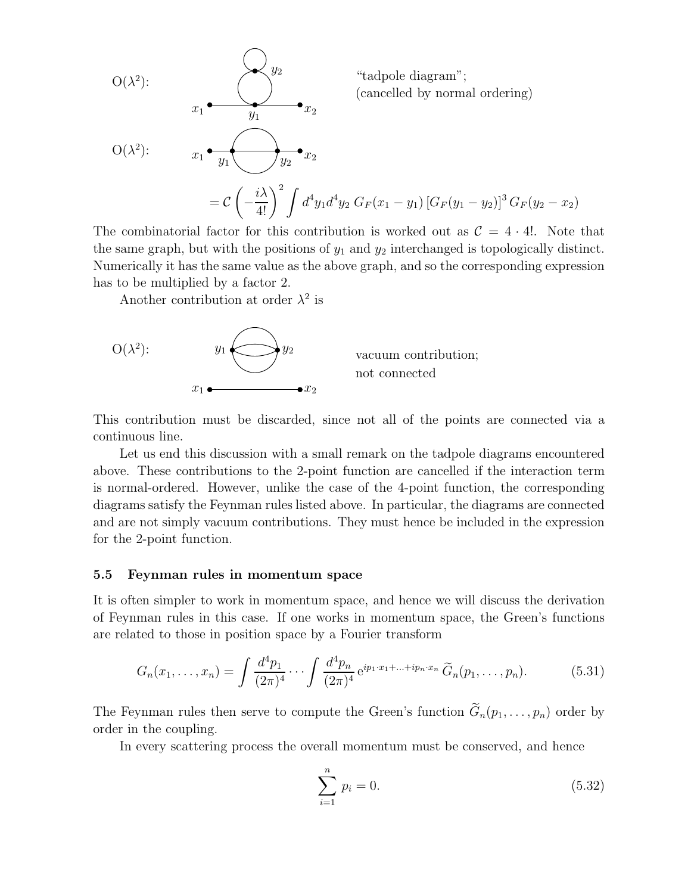O($\lambda^2$): "tadpole diagram"; (cancelled by normal ordering)

O($\lambda^2$):

$$= \mathcal{C}\left(-\frac{i\lambda}{4!}\right)^2 \int d^4y_1 d^4y_2 \; G_F(x_1-y_1)\,[G_F(y_1-y_2)]^3\, G_F(y_2-x_2)$$

The combinatorial factor for this contribution is worked out as $\mathcal{C} = 4 \cdot 4!$. Note that the same graph, but with the positions of $y_1$ and $y_2$ interchanged is topologically distinct. Numerically it has the same value as the above graph, and so the corresponding expression has to be multiplied by a factor 2.

Another contribution at order $\lambda^2$ is

O($\lambda^2$): vacuum contribution; not connected

This contribution must be discarded, since not all of the points are connected via a continuous line.

Let us end this discussion with a small remark on the tadpole diagrams encountered above. These contributions to the 2-point function are cancelled if the interaction term is normal-ordered. However, unlike the case of the 4-point function, the corresponding diagrams satisfy the Feynman rules listed above. In particular, the diagrams are connected and are not simply vacuum contributions. They must hence be included in the expression for the 2-point function.

### 5.5 Feynman rules in momentum space

It is often simpler to work in momentum space, and hence we will discuss the derivation of Feynman rules in this case. If one works in momentum space, the Green's functions are related to those in position space by a Fourier transform

$$G_n(x_1,\ldots,x_n) = \int \frac{d^4p_1}{(2\pi)^4} \cdots \int \frac{d^4p_n}{(2\pi)^4}\, \mathrm{e}^{ip_1\cdot x_1+\ldots+ip_n\cdot x_n}\, \widetilde{G}_n(p_1,\ldots,p_n). \tag{5.31}$$

The Feynman rules then serve to compute the Green's function $\widetilde{G}_n(p_1,\ldots,p_n)$ order by order in the coupling.

In every scattering process the overall momentum must be conserved, and hence

$$\sum_{i=1}^{n} p_i = 0. \tag{5.32}$$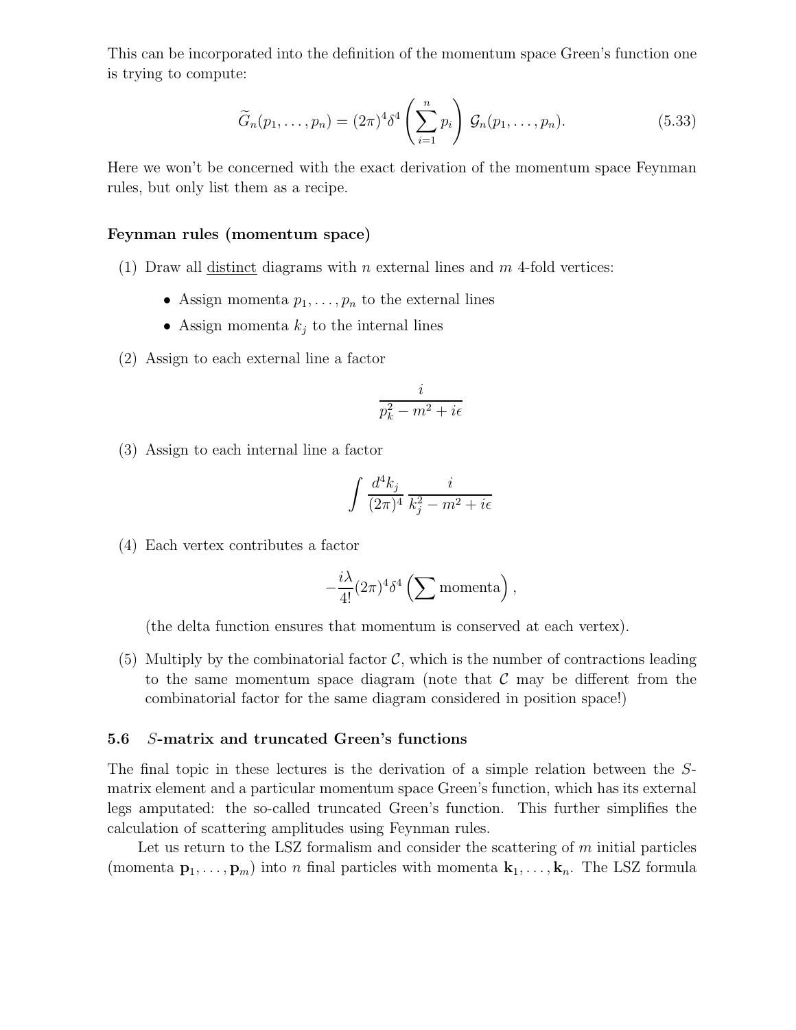This can be incorporated into the definition of the momentum space Green's function one is trying to compute:

$$\widetilde{G}_n(p_1, \ldots, p_n) = (2\pi)^4 \delta^4 \left( \sum_{i=1}^{n} p_i \right) \mathcal{G}_n(p_1, \ldots, p_n). \tag{5.33}$$

Here we won't be concerned with the exact derivation of the momentum space Feynman rules, but only list them as a recipe.

**Feynman rules (momentum space)**

(1) Draw all distinct diagrams with $n$ external lines and $m$ 4-fold vertices:

- Assign momenta $p_1, \ldots, p_n$ to the external lines
- Assign momenta $k_j$ to the internal lines

(2) Assign to each external line a factor

$$\frac{i}{p_k^2 - m^2 + i\epsilon}$$

(3) Assign to each internal line a factor

$$\int \frac{d^4 k_j}{(2\pi)^4} \frac{i}{k_j^2 - m^2 + i\epsilon}$$

(4) Each vertex contributes a factor

$$-\frac{i\lambda}{4!}(2\pi)^4 \delta^4 \left( \sum \text{momenta} \right),$$

(the delta function ensures that momentum is conserved at each vertex).

(5) Multiply by the combinatorial factor $\mathcal{C}$, which is the number of contractions leading to the same momentum space diagram (note that $\mathcal{C}$ may be different from the combinatorial factor for the same diagram considered in position space!)

### 5.6 *S*-matrix and truncated Green's functions

The final topic in these lectures is the derivation of a simple relation between the $S$-matrix element and a particular momentum space Green's function, which has its external legs amputated: the so-called truncated Green's function. This further simplifies the calculation of scattering amplitudes using Feynman rules.

Let us return to the LSZ formalism and consider the scattering of $m$ initial particles (momenta $\mathbf{p}_1, \ldots, \mathbf{p}_m$) into $n$ final particles with momenta $\mathbf{k}_1, \ldots, \mathbf{k}_n$. The LSZ formula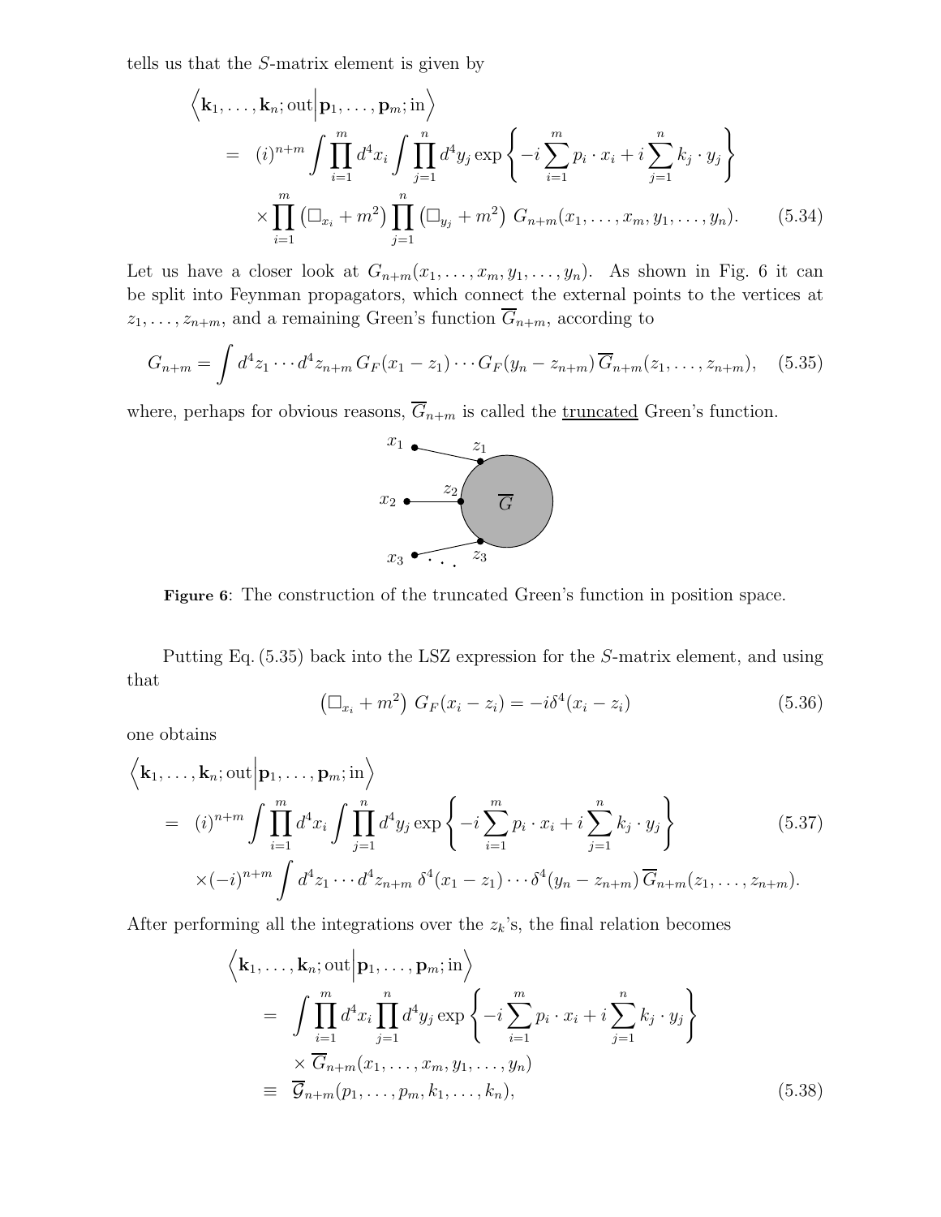tells us that the $S$-matrix element is given by

$$
\begin{aligned}
&\Big\langle \mathbf{k}_1,\ldots,\mathbf{k}_n;\text{out}\Big|\mathbf{p}_1,\ldots,\mathbf{p}_m;\text{in}\Big\rangle \\
&\quad = (i)^{n+m}\int\prod_{i=1}^{m}d^4x_i\int\prod_{j=1}^{n}d^4y_j\exp\left\{-i\sum_{i=1}^{m}p_i\cdot x_i+i\sum_{j=1}^{n}k_j\cdot y_j\right\} \\
&\qquad \times\prod_{i=1}^{m}\left(\Box_{x_i}+m^2\right)\prod_{j=1}^{n}\left(\Box_{y_j}+m^2\right)\,G_{n+m}(x_1,\ldots,x_m,y_1,\ldots,y_n). \qquad (5.34)
\end{aligned}
$$

Let us have a closer look at $G_{n+m}(x_1,\ldots,x_m,y_1,\ldots,y_n)$. As shown in Fig. 6 it can be split into Feynman propagators, which connect the external points to the vertices at $z_1,\ldots,z_{n+m}$, and a remaining Green's function $\overline{G}_{n+m}$, according to

$$
G_{n+m}=\int d^4z_1\cdots d^4z_{n+m}\,G_F(x_1-z_1)\cdots G_F(y_n-z_{n+m})\,\overline{G}_{n+m}(z_1,\ldots,z_{n+m}), \qquad (5.35)
$$

where, perhaps for obvious reasons, $\overline{G}_{n+m}$ is called the truncated Green's function.

**Figure 6**: The construction of the truncated Green's function in position space.

Putting Eq. (5.35) back into the LSZ expression for the $S$-matrix element, and using that

$$
\left(\Box_{x_i}+m^2\right)\,G_F(x_i-z_i)=-i\delta^4(x_i-z_i) \qquad (5.36)
$$

one obtains

$$
\begin{aligned}
&\Big\langle \mathbf{k}_1,\ldots,\mathbf{k}_n;\text{out}\Big|\mathbf{p}_1,\ldots,\mathbf{p}_m;\text{in}\Big\rangle \\
&\quad = (i)^{n+m}\int\prod_{i=1}^{m}d^4x_i\int\prod_{j=1}^{n}d^4y_j\exp\left\{-i\sum_{i=1}^{m}p_i\cdot x_i+i\sum_{j=1}^{n}k_j\cdot y_j\right\} \qquad (5.37)\\
&\qquad \times(-i)^{n+m}\int d^4z_1\cdots d^4z_{n+m}\,\delta^4(x_1-z_1)\cdots\delta^4(y_n-z_{n+m})\,\overline{G}_{n+m}(z_1,\ldots,z_{n+m}).
\end{aligned}
$$

After performing all the integrations over the $z_k$'s, the final relation becomes

$$
\begin{aligned}
&\Big\langle \mathbf{k}_1,\ldots,\mathbf{k}_n;\text{out}\Big|\mathbf{p}_1,\ldots,\mathbf{p}_m;\text{in}\Big\rangle \\
&\quad = \int\prod_{i=1}^{m}d^4x_i\prod_{j=1}^{n}d^4y_j\exp\left\{-i\sum_{i=1}^{m}p_i\cdot x_i+i\sum_{j=1}^{n}k_j\cdot y_j\right\} \\
&\qquad \times\overline{G}_{n+m}(x_1,\ldots,x_m,y_1,\ldots,y_n) \\
&\quad \equiv \overline{\mathcal{G}}_{n+m}(p_1,\ldots,p_m,k_1,\ldots,k_n), \qquad (5.38)
\end{aligned}
$$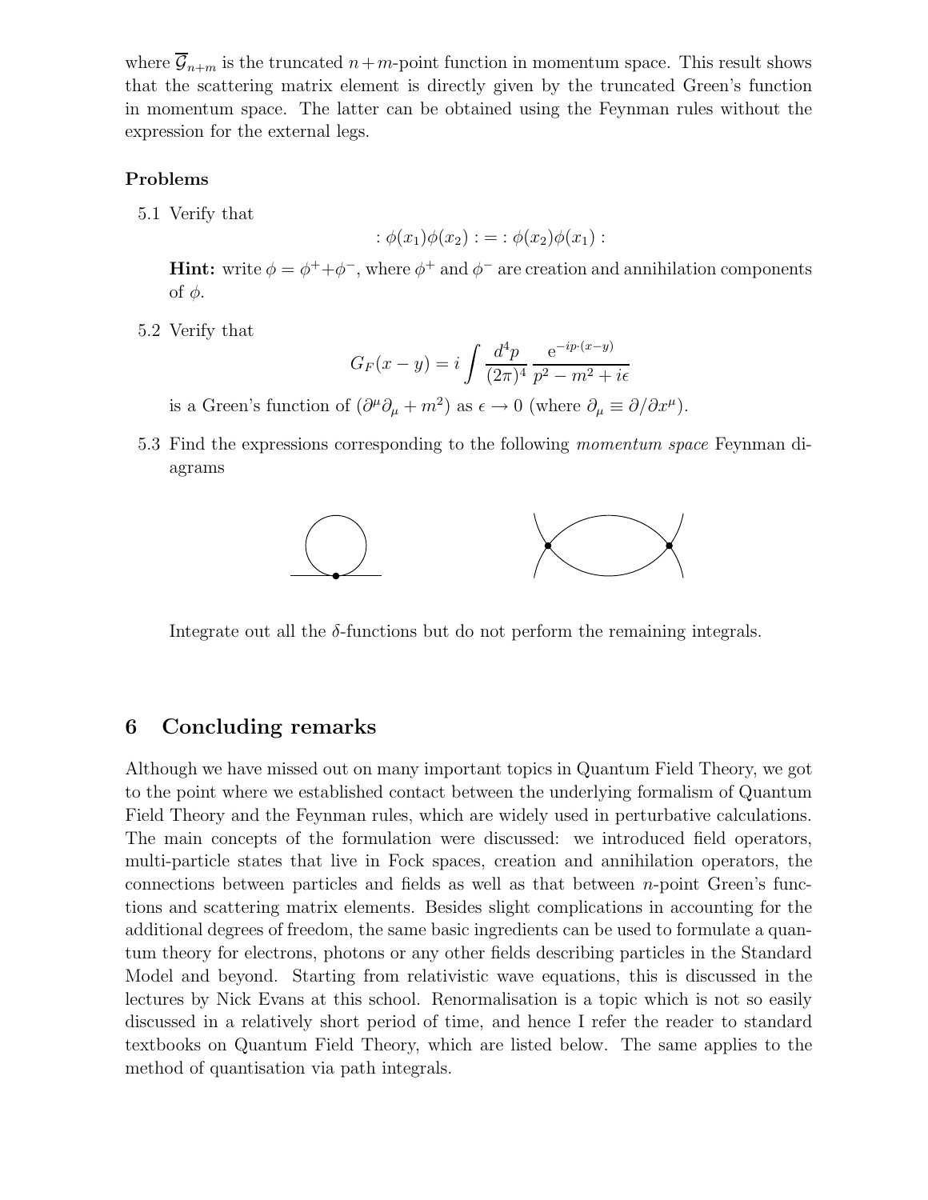where $\overline{\mathcal{G}}_{n+m}$ is the truncated $n+m$-point function in momentum space. This result shows that the scattering matrix element is directly given by the truncated Green's function in momentum space. The latter can be obtained using the Feynman rules without the expression for the external legs.

### Problems

5.1 Verify that

$$:\phi(x_1)\phi(x_2): = :\phi(x_2)\phi(x_1):$$

**Hint:** write $\phi = \phi^+ + \phi^-$, where $\phi^+$ and $\phi^-$ are creation and annihilation components of $\phi$.

5.2 Verify that

$$G_F(x-y) = i \int \frac{d^4p}{(2\pi)^4} \frac{\mathrm{e}^{-ip\cdot(x-y)}}{p^2 - m^2 + i\epsilon}$$

is a Green's function of $(\partial^\mu \partial_\mu + m^2)$ as $\epsilon \to 0$ (where $\partial_\mu \equiv \partial/\partial x^\mu$).

5.3 Find the expressions corresponding to the following *momentum space* Feynman diagrams

Integrate out all the $\delta$-functions but do not perform the remaining integrals.

## 6 Concluding remarks

Although we have missed out on many important topics in Quantum Field Theory, we got to the point where we established contact between the underlying formalism of Quantum Field Theory and the Feynman rules, which are widely used in perturbative calculations. The main concepts of the formulation were discussed: we introduced field operators, multi-particle states that live in Fock spaces, creation and annihilation operators, the connections between particles and fields as well as that between $n$-point Green's functions and scattering matrix elements. Besides slight complications in accounting for the additional degrees of freedom, the same basic ingredients can be used to formulate a quantum theory for electrons, photons or any other fields describing particles in the Standard Model and beyond. Starting from relativistic wave equations, this is discussed in the lectures by Nick Evans at this school. Renormalisation is a topic which is not so easily discussed in a relatively short period of time, and hence I refer the reader to standard textbooks on Quantum Field Theory, which are listed below. The same applies to the method of quantisation via path integrals.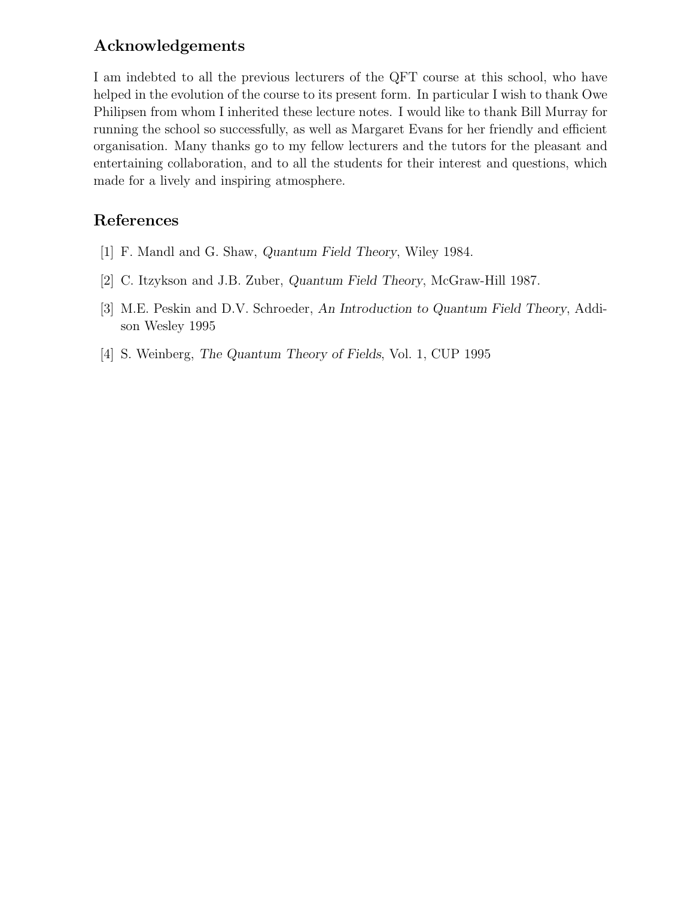## Acknowledgements

I am indebted to all the previous lecturers of the QFT course at this school, who have helped in the evolution of the course to its present form. In particular I wish to thank Owe Philipsen from whom I inherited these lecture notes. I would like to thank Bill Murray for running the school so successfully, as well as Margaret Evans for her friendly and efficient organisation. Many thanks go to my fellow lecturers and the tutors for the pleasant and entertaining collaboration, and to all the students for their interest and questions, which made for a lively and inspiring atmosphere.

## References

[1] F. Mandl and G. Shaw, *Quantum Field Theory*, Wiley 1984.

[2] C. Itzykson and J.B. Zuber, *Quantum Field Theory*, McGraw-Hill 1987.

[3] M.E. Peskin and D.V. Schroeder, *An Introduction to Quantum Field Theory*, Addison Wesley 1995

[4] S. Weinberg, *The Quantum Theory of Fields*, Vol. 1, CUP 1995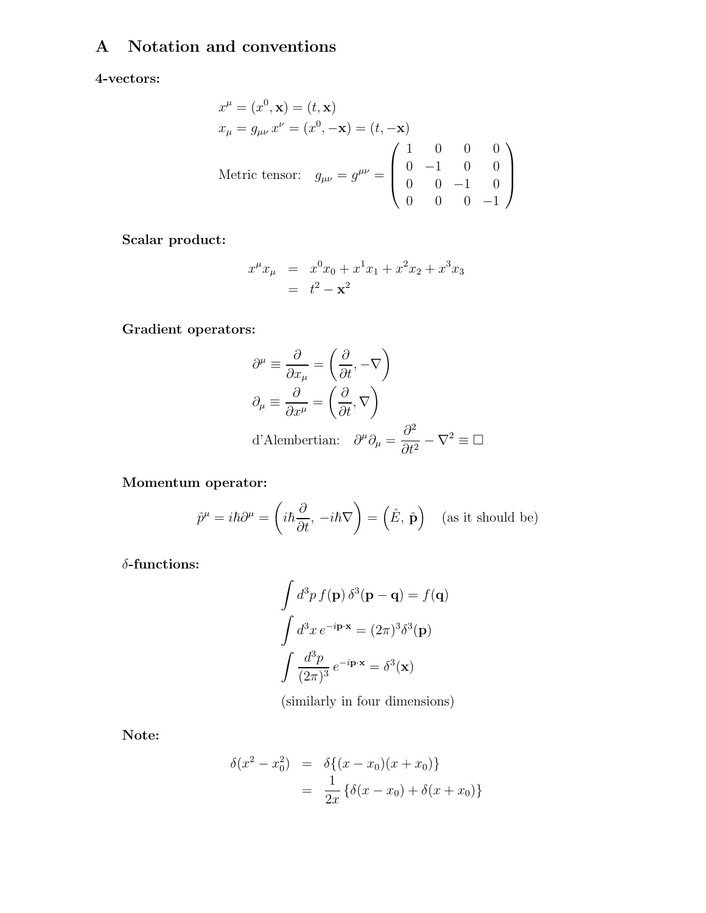# A Notation and conventions

**4-vectors:**

$$x^\mu = (x^0, \mathbf{x}) = (t, \mathbf{x})$$

$$x_\mu = g_{\mu\nu}\, x^\nu = (x^0, -\mathbf{x}) = (t, -\mathbf{x})$$

$$\text{Metric tensor:} \quad g_{\mu\nu} = g^{\mu\nu} = \begin{pmatrix} 1 & 0 & 0 & 0 \\ 0 & -1 & 0 & 0 \\ 0 & 0 & -1 & 0 \\ 0 & 0 & 0 & -1 \end{pmatrix}$$

**Scalar product:**

$$\begin{aligned} x^\mu x_\mu &= x^0 x_0 + x^1 x_1 + x^2 x_2 + x^3 x_3 \\ &= t^2 - \mathbf{x}^2 \end{aligned}$$

**Gradient operators:**

$$\partial^\mu \equiv \frac{\partial}{\partial x_\mu} = \left( \frac{\partial}{\partial t}, -\nabla \right)$$

$$\partial_\mu \equiv \frac{\partial}{\partial x^\mu} = \left( \frac{\partial}{\partial t}, \nabla \right)$$

$$\text{d'Alembertian:} \quad \partial^\mu \partial_\mu = \frac{\partial^2}{\partial t^2} - \nabla^2 \equiv \Box$$

**Momentum operator:**

$$\hat{p}^\mu = i\hbar \partial^\mu = \left( i\hbar \frac{\partial}{\partial t},\, -i\hbar \nabla \right) = \left( \hat{E},\, \hat{\mathbf{p}} \right) \quad \text{(as it should be)}$$

**$\delta$-functions:**

$$\int d^3p\, f(\mathbf{p})\, \delta^3(\mathbf{p} - \mathbf{q}) = f(\mathbf{q})$$

$$\int d^3x\, e^{-i\mathbf{p}\cdot\mathbf{x}} = (2\pi)^3 \delta^3(\mathbf{p})$$

$$\int \frac{d^3p}{(2\pi)^3}\, e^{-i\mathbf{p}\cdot\mathbf{x}} = \delta^3(\mathbf{x})$$

(similarly in four dimensions)

**Note:**

$$\begin{aligned} \delta(x^2 - x_0^2) &= \delta\{(x - x_0)(x + x_0)\} \\ &= \frac{1}{2x}\left\{\delta(x - x_0) + \delta(x + x_0)\right\} \end{aligned}$$